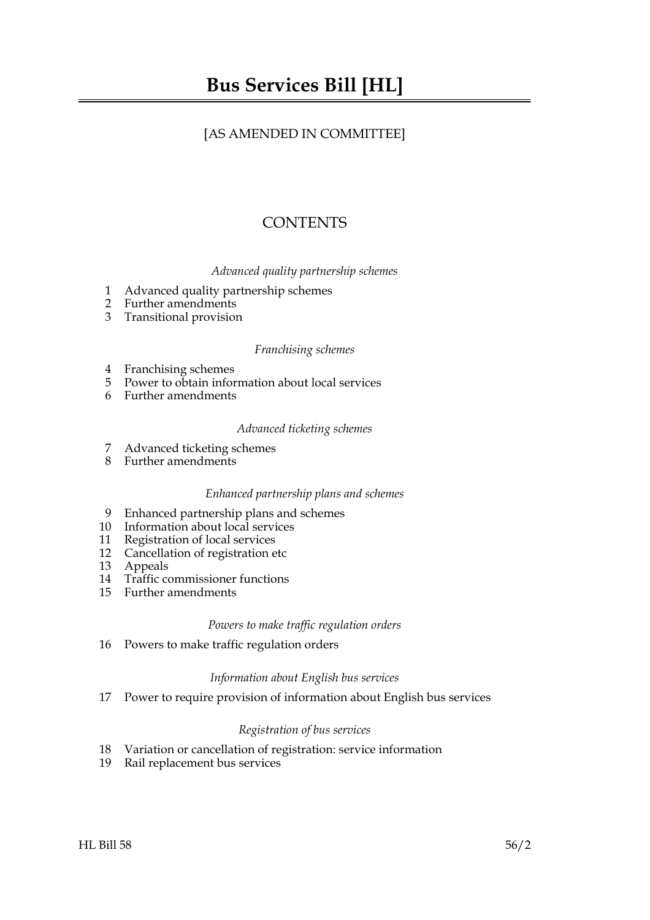# Bus Services Bill [HL]

[AS AMENDED IN COMMITTEE]

## CONTENTS

*Advanced quality partnership schemes*

1 Advanced quality partnership schemes
2 Further amendments
3 Transitional provision

*Franchising schemes*

4 Franchising schemes
5 Power to obtain information about local services
6 Further amendments

*Advanced ticketing schemes*

7 Advanced ticketing schemes
8 Further amendments

*Enhanced partnership plans and schemes*

9 Enhanced partnership plans and schemes
10 Information about local services
11 Registration of local services
12 Cancellation of registration etc
13 Appeals
14 Traffic commissioner functions
15 Further amendments

*Powers to make traffic regulation orders*

16 Powers to make traffic regulation orders

*Information about English bus services*

17 Power to require provision of information about English bus services

*Registration of bus services*

18 Variation or cancellation of registration: service information
19 Rail replacement bus services

HL Bill 58 56/2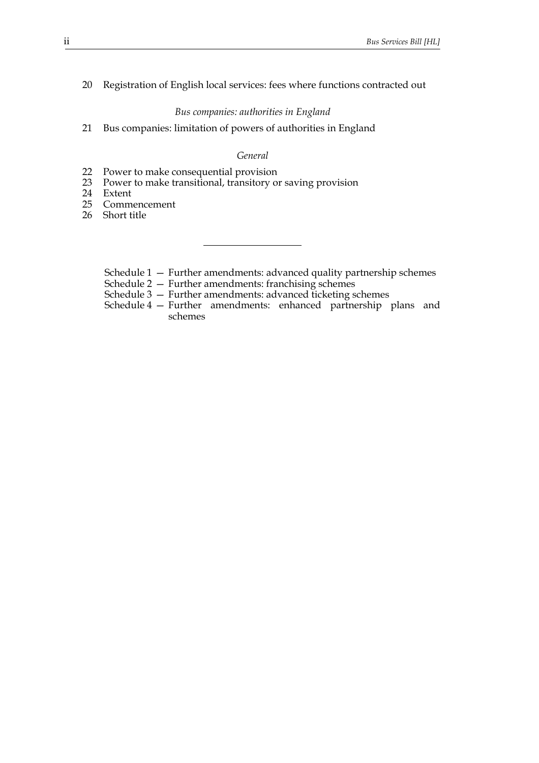20 Registration of English local services: fees where functions contracted out

*Bus companies: authorities in England*

21 Bus companies: limitation of powers of authorities in England

*General*

22 Power to make consequential provision
23 Power to make transitional, transitory or saving provision
24 Extent
25 Commencement
26 Short title

---

Schedule 1 — Further amendments: advanced quality partnership schemes
Schedule 2 — Further amendments: franchising schemes
Schedule 3 — Further amendments: advanced ticketing schemes
Schedule 4 — Further amendments: enhanced partnership plans and schemes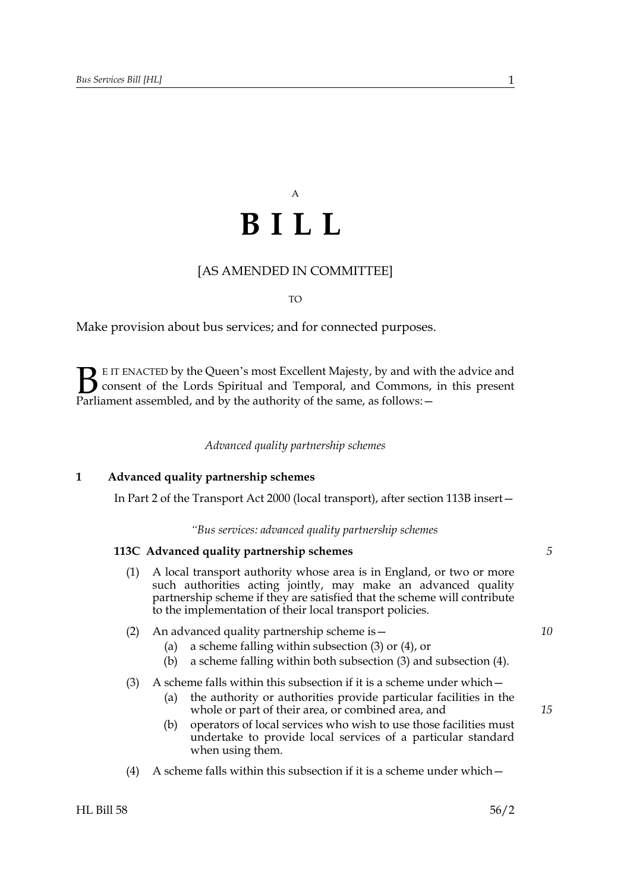A

# B I L L

[AS AMENDED IN COMMITTEE]

TO

Make provision about bus services; and for connected purposes.

BE IT ENACTED by the Queen's most Excellent Majesty, by and with the advice and consent of the Lords Spiritual and Temporal, and Commons, in this present Parliament assembled, and by the authority of the same, as follows:—

*Advanced quality partnership schemes*

## 1 Advanced quality partnership schemes

In Part 2 of the Transport Act 2000 (local transport), after section 113B insert—

*"Bus services: advanced quality partnership schemes*

### 113C Advanced quality partnership schemes

(1) A local transport authority whose area is in England, or two or more such authorities acting jointly, may make an advanced quality partnership scheme if they are satisfied that the scheme will contribute to the implementation of their local transport policies.

(2) An advanced quality partnership scheme is—

(a) a scheme falling within subsection (3) or (4), or

(b) a scheme falling within both subsection (3) and subsection (4).

(3) A scheme falls within this subsection if it is a scheme under which—

(a) the authority or authorities provide particular facilities in the whole or part of their area, or combined area, and

(b) operators of local services who wish to use those facilities must undertake to provide local services of a particular standard when using them.

(4) A scheme falls within this subsection if it is a scheme under which—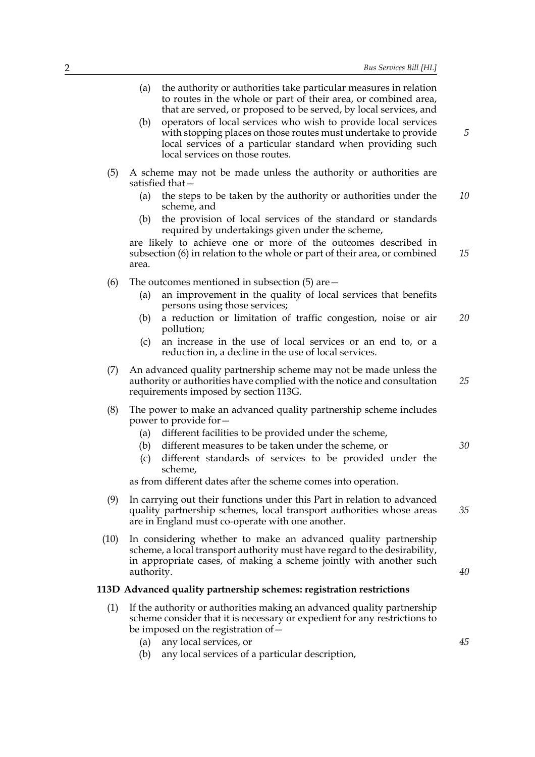(a) the authority or authorities take particular measures in relation to routes in the whole or part of their area, or combined area, that are served, or proposed to be served, by local services, and

(b) operators of local services who wish to provide local services with stopping places on those routes must undertake to provide local services of a particular standard when providing such local services on those routes.

(5) A scheme may not be made unless the authority or authorities are satisfied that—

(a) the steps to be taken by the authority or authorities under the scheme, and

(b) the provision of local services of the standard or standards required by undertakings given under the scheme,

are likely to achieve one or more of the outcomes described in subsection (6) in relation to the whole or part of their area, or combined area.

(6) The outcomes mentioned in subsection (5) are—

(a) an improvement in the quality of local services that benefits persons using those services;

(b) a reduction or limitation of traffic congestion, noise or air pollution;

(c) an increase in the use of local services or an end to, or a reduction in, a decline in the use of local services.

(7) An advanced quality partnership scheme may not be made unless the authority or authorities have complied with the notice and consultation requirements imposed by section 113G.

(8) The power to make an advanced quality partnership scheme includes power to provide for—

(a) different facilities to be provided under the scheme,

(b) different measures to be taken under the scheme, or

(c) different standards of services to be provided under the scheme,

as from different dates after the scheme comes into operation.

(9) In carrying out their functions under this Part in relation to advanced quality partnership schemes, local transport authorities whose areas are in England must co-operate with one another.

(10) In considering whether to make an advanced quality partnership scheme, a local transport authority must have regard to the desirability, in appropriate cases, of making a scheme jointly with another such authority.

**113D Advanced quality partnership schemes: registration restrictions**

(1) If the authority or authorities making an advanced quality partnership scheme consider that it is necessary or expedient for any restrictions to be imposed on the registration of—

(a) any local services, or

(b) any local services of a particular description,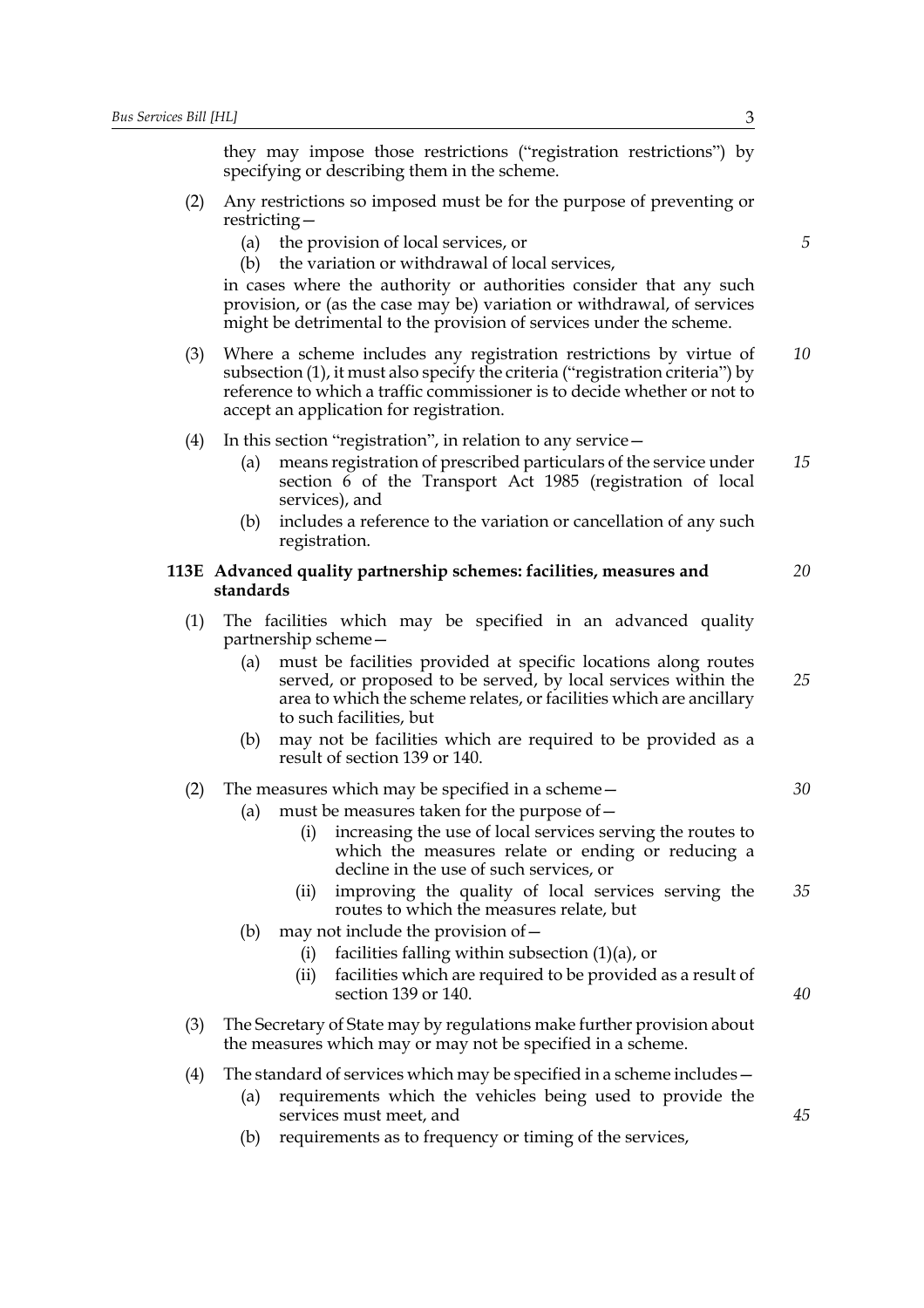they may impose those restrictions ("registration restrictions") by specifying or describing them in the scheme.

(2) Any restrictions so imposed must be for the purpose of preventing or restricting—

(a) the provision of local services, or

(b) the variation or withdrawal of local services,

in cases where the authority or authorities consider that any such provision, or (as the case may be) variation or withdrawal, of services might be detrimental to the provision of services under the scheme.

(3) Where a scheme includes any registration restrictions by virtue of subsection (1), it must also specify the criteria ("registration criteria") by reference to which a traffic commissioner is to decide whether or not to accept an application for registration.

(4) In this section "registration", in relation to any service—

(a) means registration of prescribed particulars of the service under section 6 of the Transport Act 1985 (registration of local services), and

(b) includes a reference to the variation or cancellation of any such registration.

**113E Advanced quality partnership schemes: facilities, measures and standards**

(1) The facilities which may be specified in an advanced quality partnership scheme—

(a) must be facilities provided at specific locations along routes served, or proposed to be served, by local services within the area to which the scheme relates, or facilities which are ancillary to such facilities, but

(b) may not be facilities which are required to be provided as a result of section 139 or 140.

(2) The measures which may be specified in a scheme—

(a) must be measures taken for the purpose of—

(i) increasing the use of local services serving the routes to which the measures relate or ending or reducing a decline in the use of such services, or

(ii) improving the quality of local services serving the routes to which the measures relate, but

(b) may not include the provision of—

(i) facilities falling within subsection (1)(a), or

(ii) facilities which are required to be provided as a result of section 139 or 140.

(3) The Secretary of State may by regulations make further provision about the measures which may or may not be specified in a scheme.

(4) The standard of services which may be specified in a scheme includes—

(a) requirements which the vehicles being used to provide the services must meet, and

(b) requirements as to frequency or timing of the services,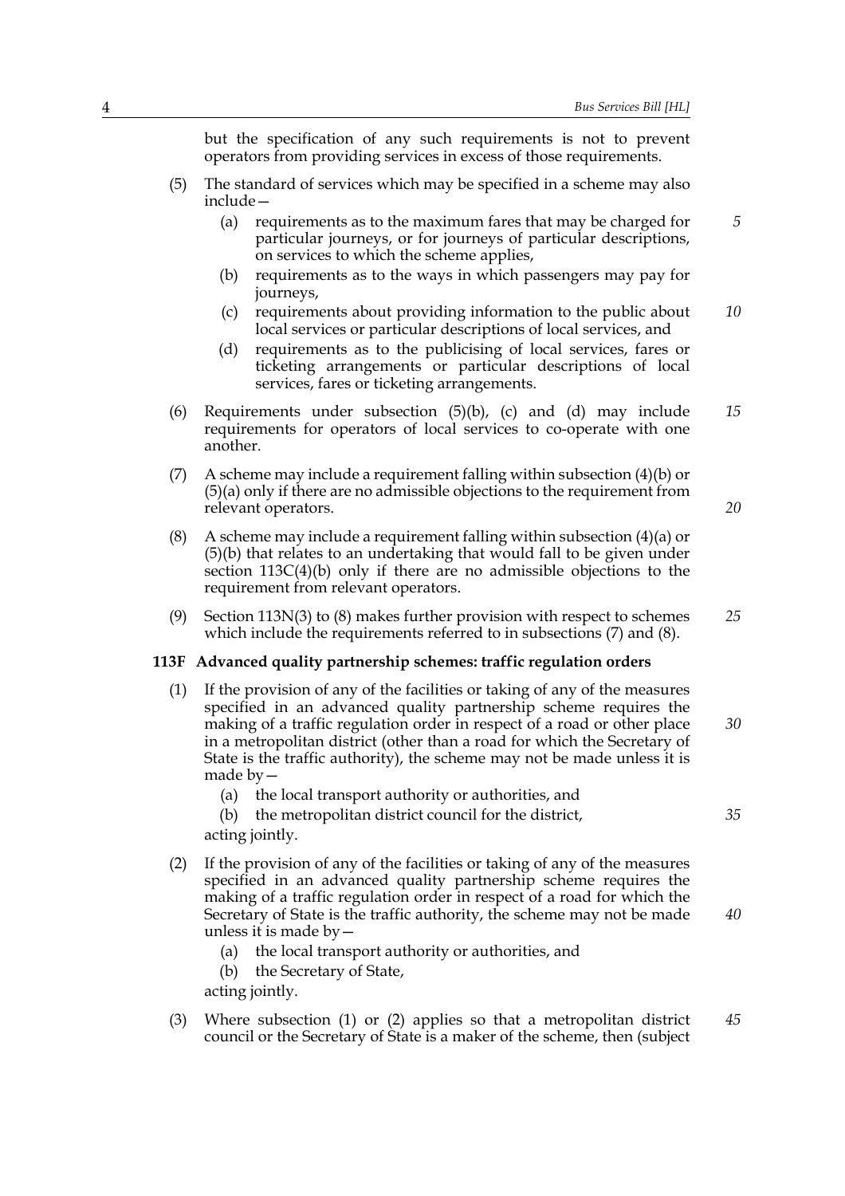but the specification of any such requirements is not to prevent operators from providing services in excess of those requirements.

(5) The standard of services which may be specified in a scheme may also include—

(a) requirements as to the maximum fares that may be charged for particular journeys, or for journeys of particular descriptions, on services to which the scheme applies,

(b) requirements as to the ways in which passengers may pay for journeys,

(c) requirements about providing information to the public about local services or particular descriptions of local services, and

(d) requirements as to the publicising of local services, fares or ticketing arrangements or particular descriptions of local services, fares or ticketing arrangements.

(6) Requirements under subsection (5)(b), (c) and (d) may include requirements for operators of local services to co-operate with one another.

(7) A scheme may include a requirement falling within subsection (4)(b) or (5)(a) only if there are no admissible objections to the requirement from relevant operators.

(8) A scheme may include a requirement falling within subsection (4)(a) or (5)(b) that relates to an undertaking that would fall to be given under section 113C(4)(b) only if there are no admissible objections to the requirement from relevant operators.

(9) Section 113N(3) to (8) makes further provision with respect to schemes which include the requirements referred to in subsections (7) and (8).

**113F Advanced quality partnership schemes: traffic regulation orders**

(1) If the provision of any of the facilities or taking of any of the measures specified in an advanced quality partnership scheme requires the making of a traffic regulation order in respect of a road or other place in a metropolitan district (other than a road for which the Secretary of State is the traffic authority), the scheme may not be made unless it is made by—

(a) the local transport authority or authorities, and

(b) the metropolitan district council for the district,

acting jointly.

(2) If the provision of any of the facilities or taking of any of the measures specified in an advanced quality partnership scheme requires the making of a traffic regulation order in respect of a road for which the Secretary of State is the traffic authority, the scheme may not be made unless it is made by—

(a) the local transport authority or authorities, and

(b) the Secretary of State,

acting jointly.

(3) Where subsection (1) or (2) applies so that a metropolitan district council or the Secretary of State is a maker of the scheme, then (subject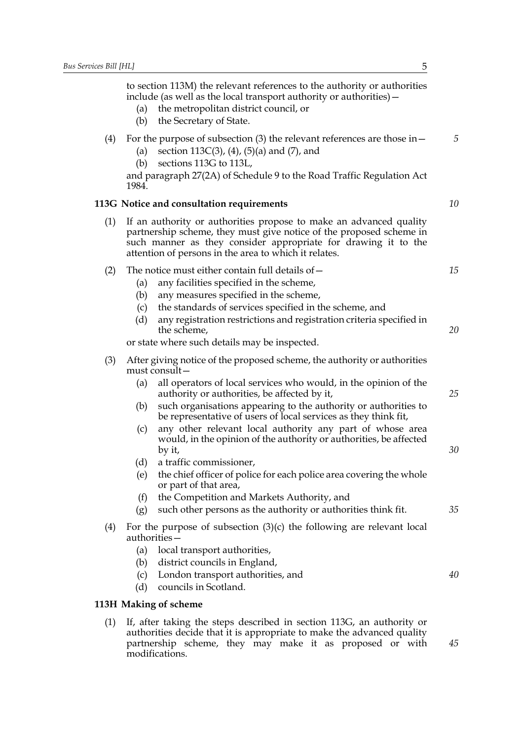to section 113M) the relevant references to the authority or authorities include (as well as the local transport authority or authorities)—

(a) the metropolitan district council, or

(b) the Secretary of State.

(4) For the purpose of subsection (3) the relevant references are those in—

(a) section 113C(3), (4), (5)(a) and (7), and

(b) sections 113G to 113L,

and paragraph 27(2A) of Schedule 9 to the Road Traffic Regulation Act 1984.

### 113G Notice and consultation requirements

(1) If an authority or authorities propose to make an advanced quality partnership scheme, they must give notice of the proposed scheme in such manner as they consider appropriate for drawing it to the attention of persons in the area to which it relates.

(2) The notice must either contain full details of—

(a) any facilities specified in the scheme,

(b) any measures specified in the scheme,

(c) the standards of services specified in the scheme, and

(d) any registration restrictions and registration criteria specified in the scheme,

or state where such details may be inspected.

(3) After giving notice of the proposed scheme, the authority or authorities must consult—

(a) all operators of local services who would, in the opinion of the authority or authorities, be affected by it,

(b) such organisations appearing to the authority or authorities to be representative of users of local services as they think fit,

(c) any other relevant local authority any part of whose area would, in the opinion of the authority or authorities, be affected by it,

(d) a traffic commissioner,

(e) the chief officer of police for each police area covering the whole or part of that area,

(f) the Competition and Markets Authority, and

(g) such other persons as the authority or authorities think fit.

(4) For the purpose of subsection (3)(c) the following are relevant local authorities—

(a) local transport authorities,

(b) district councils in England,

(c) London transport authorities, and

(d) councils in Scotland.

### 113H Making of scheme

(1) If, after taking the steps described in section 113G, an authority or authorities decide that it is appropriate to make the advanced quality partnership scheme, they may make it as proposed or with modifications.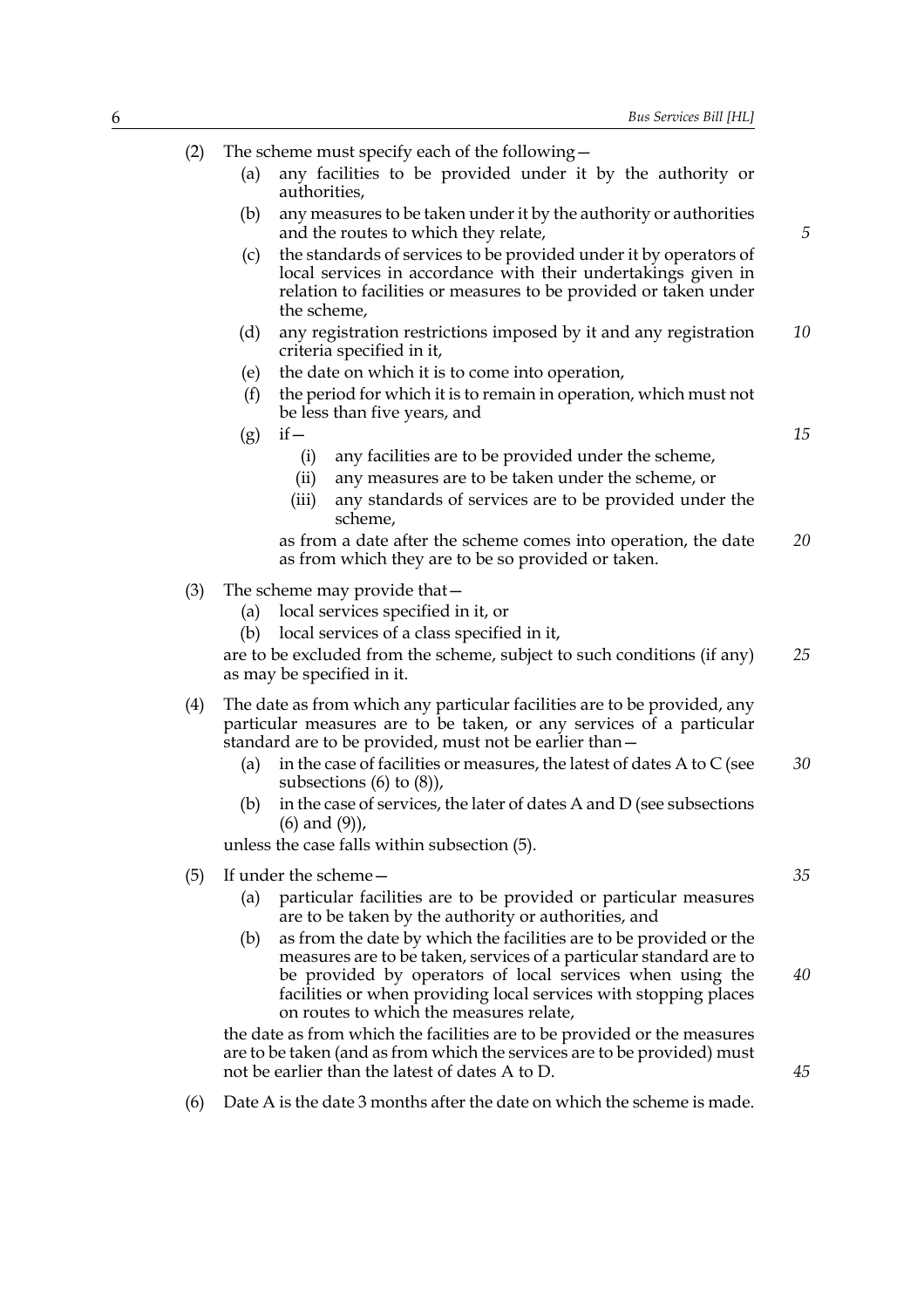(2) The scheme must specify each of the following—

- (a) any facilities to be provided under it by the authority or authorities,
- (b) any measures to be taken under it by the authority or authorities and the routes to which they relate,
- (c) the standards of services to be provided under it by operators of local services in accordance with their undertakings given in relation to facilities or measures to be provided or taken under the scheme,
- (d) any registration restrictions imposed by it and any registration criteria specified in it,
- (e) the date on which it is to come into operation,
- (f) the period for which it is to remain in operation, which must not be less than five years, and
- (g) if—
  - (i) any facilities are to be provided under the scheme,
  - (ii) any measures are to be taken under the scheme, or
  - (iii) any standards of services are to be provided under the scheme,

  as from a date after the scheme comes into operation, the date as from which they are to be so provided or taken.

(3) The scheme may provide that—

- (a) local services specified in it, or
- (b) local services of a class specified in it,

are to be excluded from the scheme, subject to such conditions (if any) as may be specified in it.

(4) The date as from which any particular facilities are to be provided, any particular measures are to be taken, or any services of a particular standard are to be provided, must not be earlier than—

- (a) in the case of facilities or measures, the latest of dates A to C (see subsections (6) to (8)),
- (b) in the case of services, the later of dates A and D (see subsections (6) and (9)),

unless the case falls within subsection (5).

(5) If under the scheme—

- (a) particular facilities are to be provided or particular measures are to be taken by the authority or authorities, and
- (b) as from the date by which the facilities are to be provided or the measures are to be taken, services of a particular standard are to be provided by operators of local services when using the facilities or when providing local services with stopping places on routes to which the measures relate,

the date as from which the facilities are to be provided or the measures are to be taken (and as from which the services are to be provided) must not be earlier than the latest of dates A to D.

(6) Date A is the date 3 months after the date on which the scheme is made.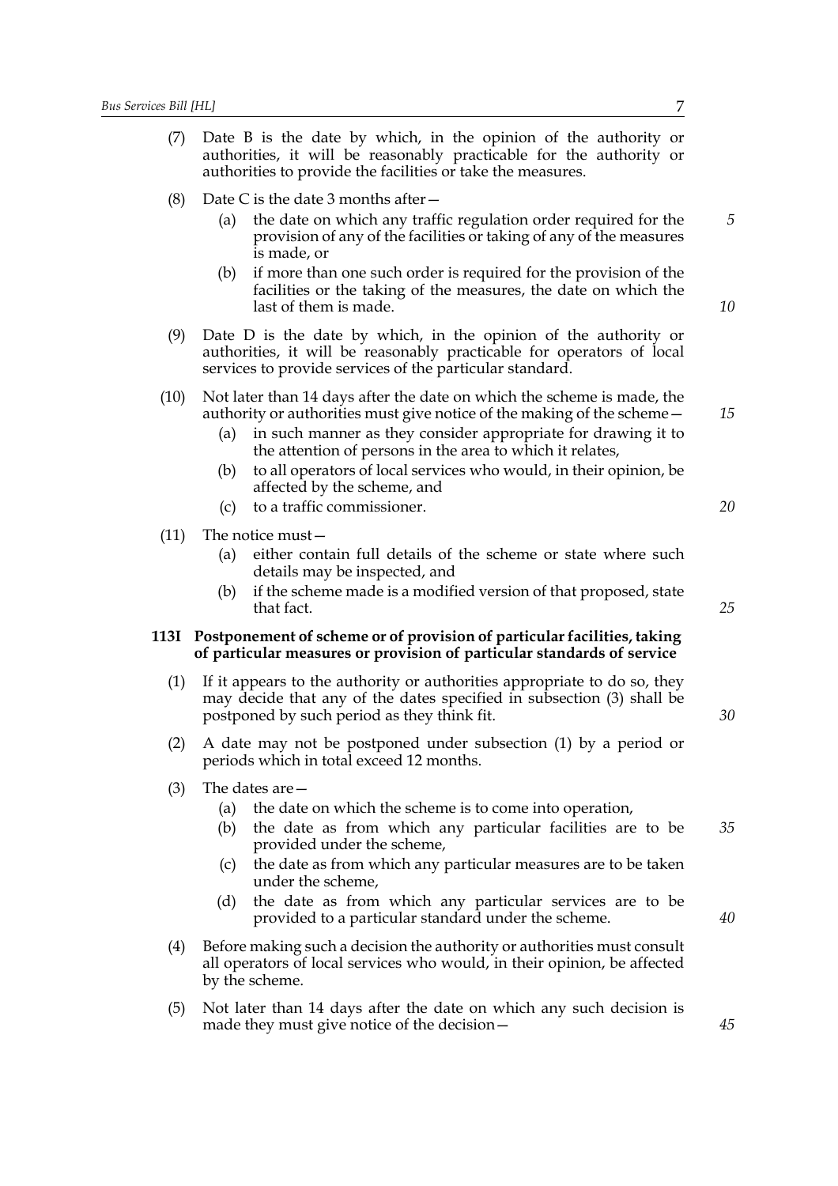(7) Date B is the date by which, in the opinion of the authority or authorities, it will be reasonably practicable for the authority or authorities to provide the facilities or take the measures.

(8) Date C is the date 3 months after—

  (a) the date on which any traffic regulation order required for the provision of any of the facilities or taking of any of the measures is made, or

  (b) if more than one such order is required for the provision of the facilities or the taking of the measures, the date on which the last of them is made.

(9) Date D is the date by which, in the opinion of the authority or authorities, it will be reasonably practicable for operators of local services to provide services of the particular standard.

(10) Not later than 14 days after the date on which the scheme is made, the authority or authorities must give notice of the making of the scheme—

  (a) in such manner as they consider appropriate for drawing it to the attention of persons in the area to which it relates,

  (b) to all operators of local services who would, in their opinion, be affected by the scheme, and

  (c) to a traffic commissioner.

(11) The notice must—

  (a) either contain full details of the scheme or state where such details may be inspected, and

  (b) if the scheme made is a modified version of that proposed, state that fact.

**113I Postponement of scheme or of provision of particular facilities, taking of particular measures or provision of particular standards of service**

(1) If it appears to the authority or authorities appropriate to do so, they may decide that any of the dates specified in subsection (3) shall be postponed by such period as they think fit.

(2) A date may not be postponed under subsection (1) by a period or periods which in total exceed 12 months.

(3) The dates are—

  (a) the date on which the scheme is to come into operation,

  (b) the date as from which any particular facilities are to be provided under the scheme,

  (c) the date as from which any particular measures are to be taken under the scheme,

  (d) the date as from which any particular services are to be provided to a particular standard under the scheme.

(4) Before making such a decision the authority or authorities must consult all operators of local services who would, in their opinion, be affected by the scheme.

(5) Not later than 14 days after the date on which any such decision is made they must give notice of the decision—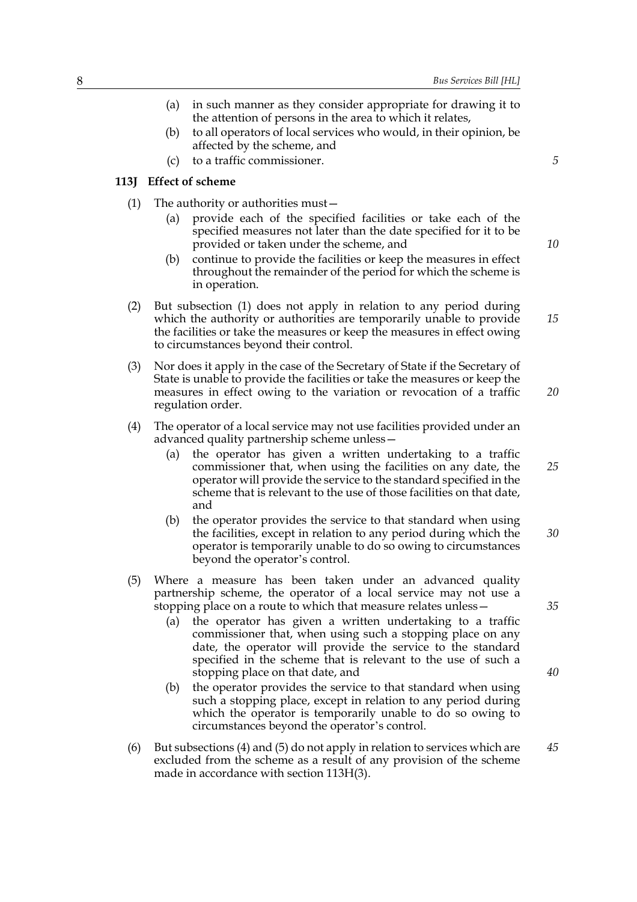(a) in such manner as they consider appropriate for drawing it to the attention of persons in the area to which it relates,

(b) to all operators of local services who would, in their opinion, be affected by the scheme, and

(c) to a traffic commissioner.

**113J Effect of scheme**

(1) The authority or authorities must—

(a) provide each of the specified facilities or take each of the specified measures not later than the date specified for it to be provided or taken under the scheme, and

(b) continue to provide the facilities or keep the measures in effect throughout the remainder of the period for which the scheme is in operation.

(2) But subsection (1) does not apply in relation to any period during which the authority or authorities are temporarily unable to provide the facilities or take the measures or keep the measures in effect owing to circumstances beyond their control.

(3) Nor does it apply in the case of the Secretary of State if the Secretary of State is unable to provide the facilities or take the measures or keep the measures in effect owing to the variation or revocation of a traffic regulation order.

(4) The operator of a local service may not use facilities provided under an advanced quality partnership scheme unless—

(a) the operator has given a written undertaking to a traffic commissioner that, when using the facilities on any date, the operator will provide the service to the standard specified in the scheme that is relevant to the use of those facilities on that date, and

(b) the operator provides the service to that standard when using the facilities, except in relation to any period during which the operator is temporarily unable to do so owing to circumstances beyond the operator's control.

(5) Where a measure has been taken under an advanced quality partnership scheme, the operator of a local service may not use a stopping place on a route to which that measure relates unless—

(a) the operator has given a written undertaking to a traffic commissioner that, when using such a stopping place on any date, the operator will provide the service to the standard specified in the scheme that is relevant to the use of such a stopping place on that date, and

(b) the operator provides the service to that standard when using such a stopping place, except in relation to any period during which the operator is temporarily unable to do so owing to circumstances beyond the operator's control.

(6) But subsections (4) and (5) do not apply in relation to services which are excluded from the scheme as a result of any provision of the scheme made in accordance with section 113H(3).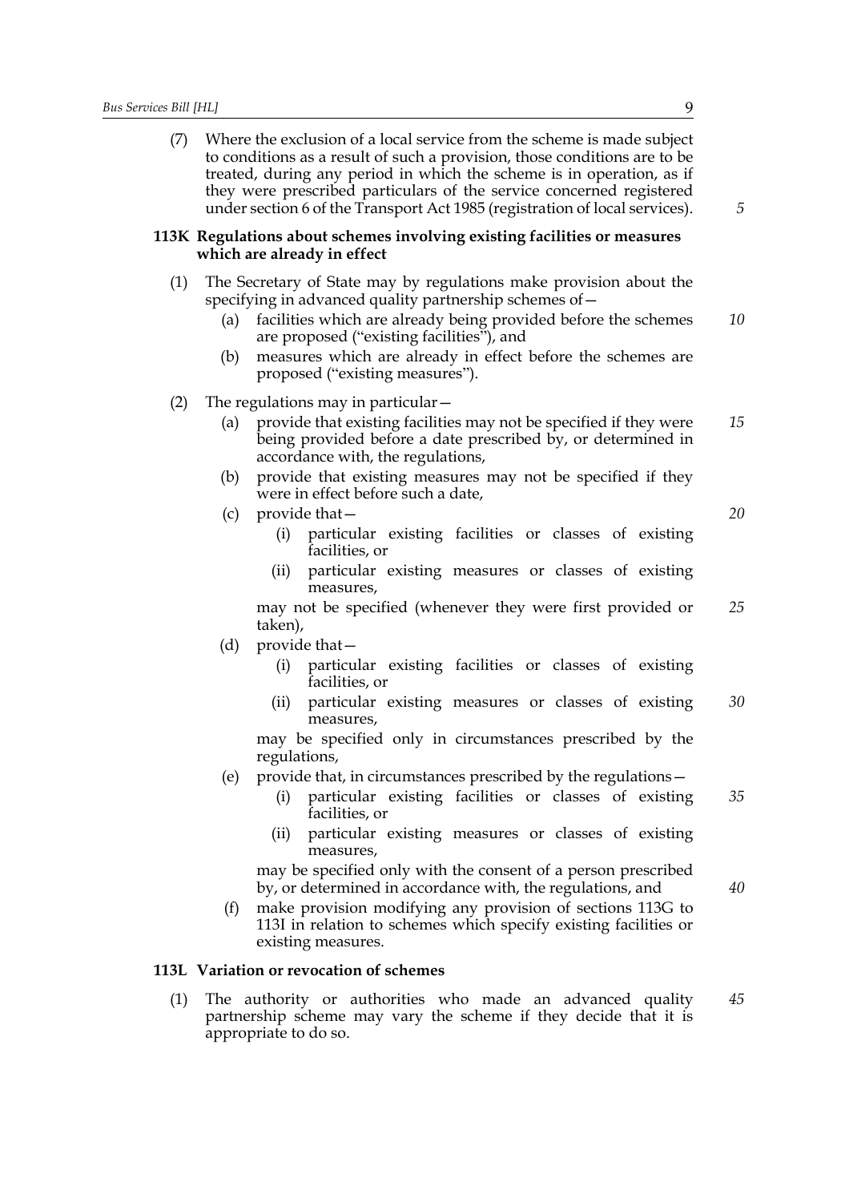(7) Where the exclusion of a local service from the scheme is made subject to conditions as a result of such a provision, those conditions are to be treated, during any period in which the scheme is in operation, as if they were prescribed particulars of the service concerned registered under section 6 of the Transport Act 1985 (registration of local services).

### 113K Regulations about schemes involving existing facilities or measures which are already in effect

(1) The Secretary of State may by regulations make provision about the specifying in advanced quality partnership schemes of—

(a) facilities which are already being provided before the schemes are proposed ("existing facilities"), and

(b) measures which are already in effect before the schemes are proposed ("existing measures").

(2) The regulations may in particular—

(a) provide that existing facilities may not be specified if they were being provided before a date prescribed by, or determined in accordance with, the regulations,

(b) provide that existing measures may not be specified if they were in effect before such a date,

(c) provide that—

(i) particular existing facilities or classes of existing facilities, or

(ii) particular existing measures or classes of existing measures,

may not be specified (whenever they were first provided or taken),

(d) provide that—

(i) particular existing facilities or classes of existing facilities, or

(ii) particular existing measures or classes of existing measures,

may be specified only in circumstances prescribed by the regulations,

(e) provide that, in circumstances prescribed by the regulations—

(i) particular existing facilities or classes of existing facilities, or

(ii) particular existing measures or classes of existing measures,

may be specified only with the consent of a person prescribed by, or determined in accordance with, the regulations, and

(f) make provision modifying any provision of sections 113G to 113I in relation to schemes which specify existing facilities or existing measures.

### 113L Variation or revocation of schemes

(1) The authority or authorities who made an advanced quality partnership scheme may vary the scheme if they decide that it is appropriate to do so.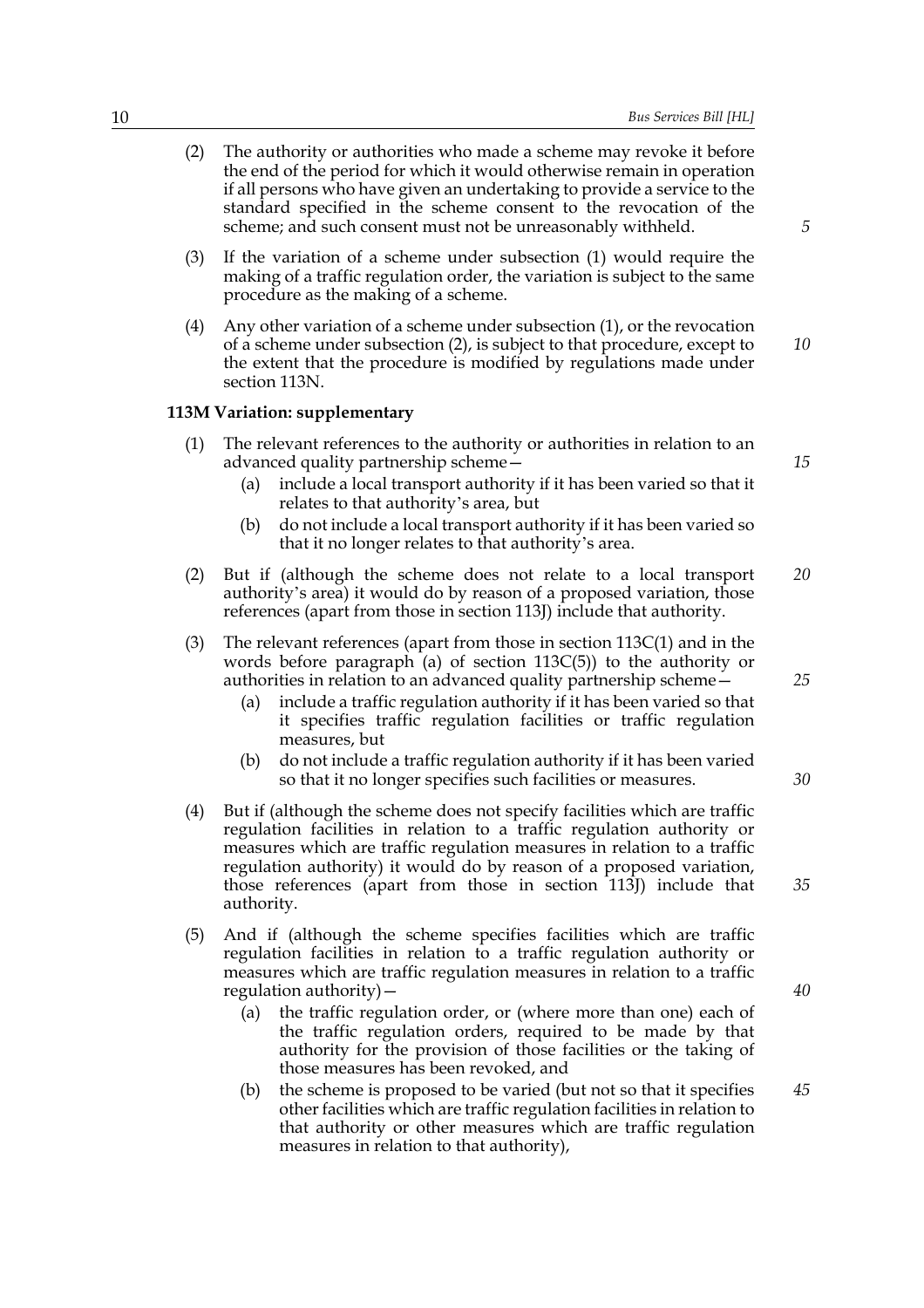(2) The authority or authorities who made a scheme may revoke it before the end of the period for which it would otherwise remain in operation if all persons who have given an undertaking to provide a service to the standard specified in the scheme consent to the revocation of the scheme; and such consent must not be unreasonably withheld.

(3) If the variation of a scheme under subsection (1) would require the making of a traffic regulation order, the variation is subject to the same procedure as the making of a scheme.

(4) Any other variation of a scheme under subsection (1), or the revocation of a scheme under subsection (2), is subject to that procedure, except to the extent that the procedure is modified by regulations made under section 113N.

**113M Variation: supplementary**

(1) The relevant references to the authority or authorities in relation to an advanced quality partnership scheme—
  - (a) include a local transport authority if it has been varied so that it relates to that authority's area, but
  - (b) do not include a local transport authority if it has been varied so that it no longer relates to that authority's area.

(2) But if (although the scheme does not relate to a local transport authority's area) it would do by reason of a proposed variation, those references (apart from those in section 113J) include that authority.

(3) The relevant references (apart from those in section 113C(1) and in the words before paragraph (a) of section 113C(5)) to the authority or authorities in relation to an advanced quality partnership scheme—
  - (a) include a traffic regulation authority if it has been varied so that it specifies traffic regulation facilities or traffic regulation measures, but
  - (b) do not include a traffic regulation authority if it has been varied so that it no longer specifies such facilities or measures.

(4) But if (although the scheme does not specify facilities which are traffic regulation facilities in relation to a traffic regulation authority or measures which are traffic regulation measures in relation to a traffic regulation authority) it would do by reason of a proposed variation, those references (apart from those in section 113J) include that authority.

(5) And if (although the scheme specifies facilities which are traffic regulation facilities in relation to a traffic regulation authority or measures which are traffic regulation measures in relation to a traffic regulation authority)—
  - (a) the traffic regulation order, or (where more than one) each of the traffic regulation orders, required to be made by that authority for the provision of those facilities or the taking of those measures has been revoked, and
  - (b) the scheme is proposed to be varied (but not so that it specifies other facilities which are traffic regulation facilities in relation to that authority or other measures which are traffic regulation measures in relation to that authority),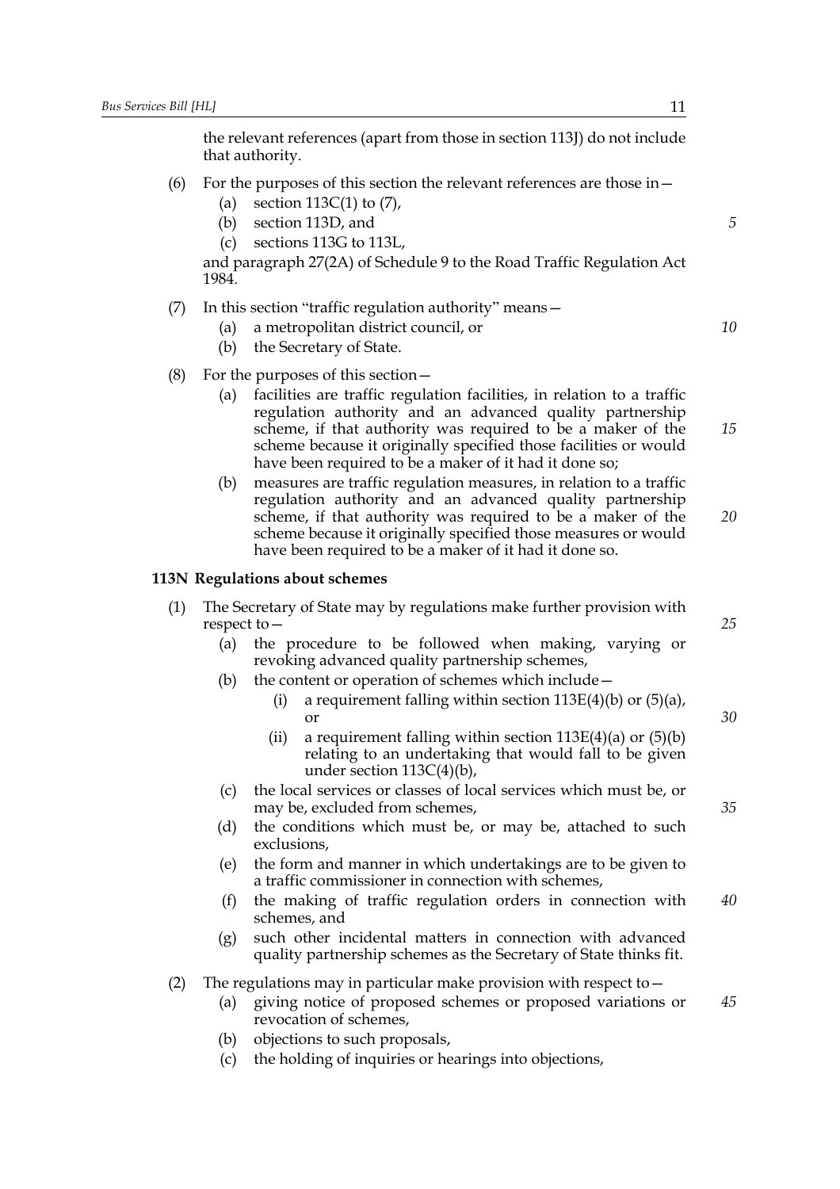the relevant references (apart from those in section 113J) do not include that authority.

(6) For the purposes of this section the relevant references are those in—

   (a) section 113C(1) to (7),

   (b) section 113D, and

   (c) sections 113G to 113L,

   and paragraph 27(2A) of Schedule 9 to the Road Traffic Regulation Act 1984.

(7) In this section "traffic regulation authority" means—

   (a) a metropolitan district council, or

   (b) the Secretary of State.

(8) For the purposes of this section—

   (a) facilities are traffic regulation facilities, in relation to a traffic regulation authority and an advanced quality partnership scheme, if that authority was required to be a maker of the scheme because it originally specified those facilities or would have been required to be a maker of it had it done so;

   (b) measures are traffic regulation measures, in relation to a traffic regulation authority and an advanced quality partnership scheme, if that authority was required to be a maker of the scheme because it originally specified those measures or would have been required to be a maker of it had it done so.

**113N Regulations about schemes**

(1) The Secretary of State may by regulations make further provision with respect to—

   (a) the procedure to be followed when making, varying or revoking advanced quality partnership schemes,

   (b) the content or operation of schemes which include—

      (i) a requirement falling within section 113E(4)(b) or (5)(a), or

      (ii) a requirement falling within section 113E(4)(a) or (5)(b) relating to an undertaking that would fall to be given under section 113C(4)(b),

   (c) the local services or classes of local services which must be, or may be, excluded from schemes,

   (d) the conditions which must be, or may be, attached to such exclusions,

   (e) the form and manner in which undertakings are to be given to a traffic commissioner in connection with schemes,

   (f) the making of traffic regulation orders in connection with schemes, and

   (g) such other incidental matters in connection with advanced quality partnership schemes as the Secretary of State thinks fit.

(2) The regulations may in particular make provision with respect to—

   (a) giving notice of proposed schemes or proposed variations or revocation of schemes,

   (b) objections to such proposals,

   (c) the holding of inquiries or hearings into objections,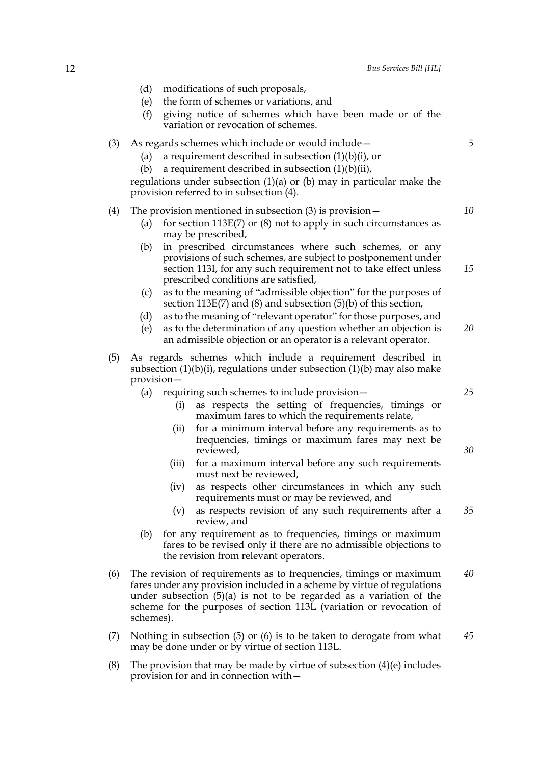(d) modifications of such proposals,

(e) the form of schemes or variations, and

(f) giving notice of schemes which have been made or of the variation or revocation of schemes.

(3) As regards schemes which include or would include—

(a) a requirement described in subsection (1)(b)(i), or

(b) a requirement described in subsection (1)(b)(ii),

regulations under subsection (1)(a) or (b) may in particular make the provision referred to in subsection (4).

(4) The provision mentioned in subsection (3) is provision—

(a) for section 113E(7) or (8) not to apply in such circumstances as may be prescribed,

(b) in prescribed circumstances where such schemes, or any provisions of such schemes, are subject to postponement under section 113I, for any such requirement not to take effect unless prescribed conditions are satisfied,

(c) as to the meaning of "admissible objection" for the purposes of section 113E(7) and (8) and subsection (5)(b) of this section,

(d) as to the meaning of "relevant operator" for those purposes, and

(e) as to the determination of any question whether an objection is an admissible objection or an operator is a relevant operator.

(5) As regards schemes which include a requirement described in subsection (1)(b)(i), regulations under subsection (1)(b) may also make provision—

(a) requiring such schemes to include provision—

(i) as respects the setting of frequencies, timings or maximum fares to which the requirements relate,

(ii) for a minimum interval before any requirements as to frequencies, timings or maximum fares may next be reviewed,

(iii) for a maximum interval before any such requirements must next be reviewed,

(iv) as respects other circumstances in which any such requirements must or may be reviewed, and

(v) as respects revision of any such requirements after a review, and

(b) for any requirement as to frequencies, timings or maximum fares to be revised only if there are no admissible objections to the revision from relevant operators.

(6) The revision of requirements as to frequencies, timings or maximum fares under any provision included in a scheme by virtue of regulations under subsection (5)(a) is not to be regarded as a variation of the scheme for the purposes of section 113L (variation or revocation of schemes).

(7) Nothing in subsection (5) or (6) is to be taken to derogate from what may be done under or by virtue of section 113L.

(8) The provision that may be made by virtue of subsection (4)(e) includes provision for and in connection with—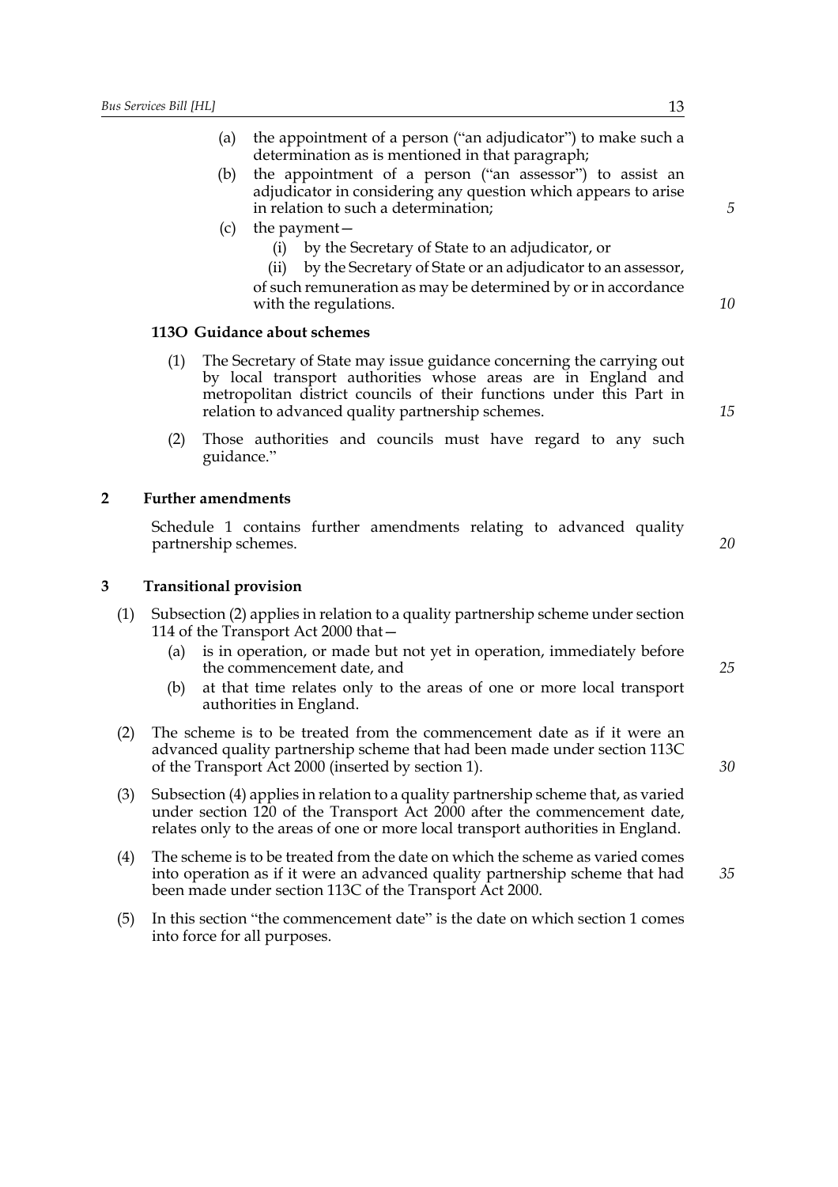(a) the appointment of a person ("an adjudicator") to make such a determination as is mentioned in that paragraph;

(b) the appointment of a person ("an assessor") to assist an adjudicator in considering any question which appears to arise in relation to such a determination;

(c) the payment—

(i) by the Secretary of State to an adjudicator, or

(ii) by the Secretary of State or an adjudicator to an assessor,

of such remuneration as may be determined by or in accordance with the regulations.

### 113O Guidance about schemes

(1) The Secretary of State may issue guidance concerning the carrying out by local transport authorities whose areas are in England and metropolitan district councils of their functions under this Part in relation to advanced quality partnership schemes.

(2) Those authorities and councils must have regard to any such guidance."

## 2 Further amendments

Schedule 1 contains further amendments relating to advanced quality partnership schemes.

## 3 Transitional provision

(1) Subsection (2) applies in relation to a quality partnership scheme under section 114 of the Transport Act 2000 that—

(a) is in operation, or made but not yet in operation, immediately before the commencement date, and

(b) at that time relates only to the areas of one or more local transport authorities in England.

(2) The scheme is to be treated from the commencement date as if it were an advanced quality partnership scheme that had been made under section 113C of the Transport Act 2000 (inserted by section 1).

(3) Subsection (4) applies in relation to a quality partnership scheme that, as varied under section 120 of the Transport Act 2000 after the commencement date, relates only to the areas of one or more local transport authorities in England.

(4) The scheme is to be treated from the date on which the scheme as varied comes into operation as if it were an advanced quality partnership scheme that had been made under section 113C of the Transport Act 2000.

(5) In this section "the commencement date" is the date on which section 1 comes into force for all purposes.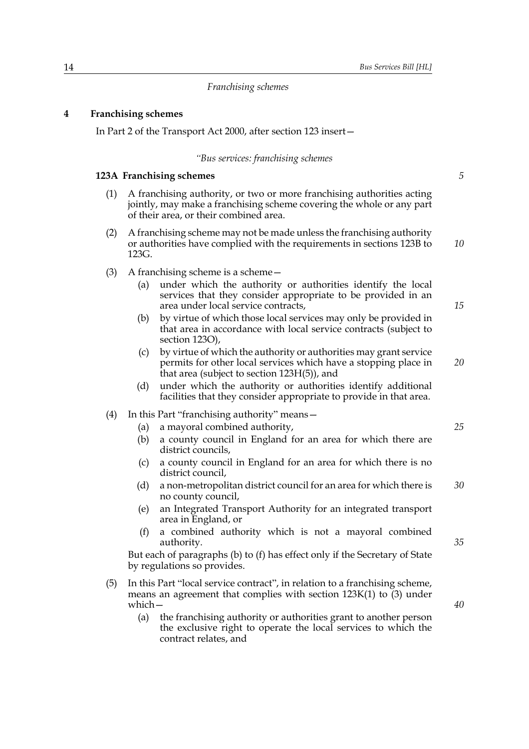*Franchising schemes*

## 4 Franchising schemes

In Part 2 of the Transport Act 2000, after section 123 insert—

*"Bus services: franchising schemes*

### 123A Franchising schemes

(1) A franchising authority, or two or more franchising authorities acting jointly, may make a franchising scheme covering the whole or any part of their area, or their combined area.

(2) A franchising scheme may not be made unless the franchising authority or authorities have complied with the requirements in sections 123B to 123G.

(3) A franchising scheme is a scheme—

- (a) under which the authority or authorities identify the local services that they consider appropriate to be provided in an area under local service contracts,
- (b) by virtue of which those local services may only be provided in that area in accordance with local service contracts (subject to section 123O),
- (c) by virtue of which the authority or authorities may grant service permits for other local services which have a stopping place in that area (subject to section 123H(5)), and
- (d) under which the authority or authorities identify additional facilities that they consider appropriate to provide in that area.

(4) In this Part "franchising authority" means—

- (a) a mayoral combined authority,
- (b) a county council in England for an area for which there are district councils,
- (c) a county council in England for an area for which there is no district council,
- (d) a non-metropolitan district council for an area for which there is no county council,
- (e) an Integrated Transport Authority for an integrated transport area in England, or
- (f) a combined authority which is not a mayoral combined authority.

But each of paragraphs (b) to (f) has effect only if the Secretary of State by regulations so provides.

(5) In this Part "local service contract", in relation to a franchising scheme, means an agreement that complies with section 123K(1) to (3) under which—

- (a) the franchising authority or authorities grant to another person the exclusive right to operate the local services to which the contract relates, and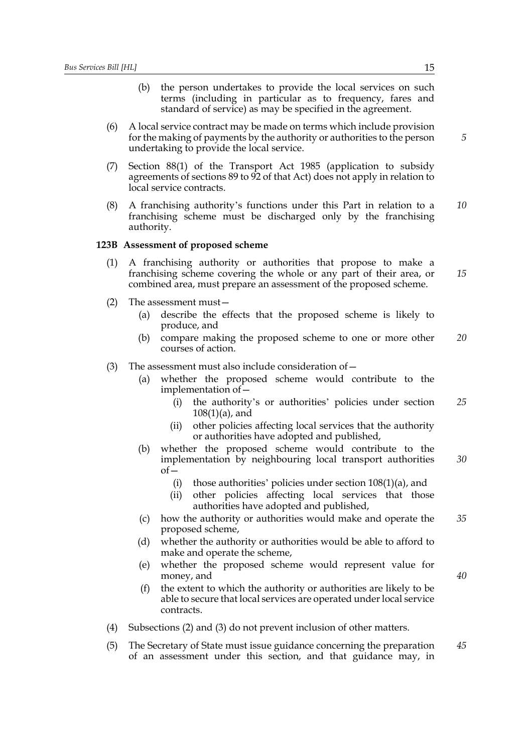(b) the person undertakes to provide the local services on such terms (including in particular as to frequency, fares and standard of service) as may be specified in the agreement.

(6) A local service contract may be made on terms which include provision for the making of payments by the authority or authorities to the person undertaking to provide the local service.

(7) Section 88(1) of the Transport Act 1985 (application to subsidy agreements of sections 89 to 92 of that Act) does not apply in relation to local service contracts.

(8) A franchising authority's functions under this Part in relation to a franchising scheme must be discharged only by the franchising authority.

**123B Assessment of proposed scheme**

(1) A franchising authority or authorities that propose to make a franchising scheme covering the whole or any part of their area, or combined area, must prepare an assessment of the proposed scheme.

(2) The assessment must—

- (a) describe the effects that the proposed scheme is likely to produce, and
- (b) compare making the proposed scheme to one or more other courses of action.

(3) The assessment must also include consideration of—

- (a) whether the proposed scheme would contribute to the implementation of—
  - (i) the authority's or authorities' policies under section 108(1)(a), and
  - (ii) other policies affecting local services that the authority or authorities have adopted and published,
- (b) whether the proposed scheme would contribute to the implementation by neighbouring local transport authorities of—
  - (i) those authorities' policies under section 108(1)(a), and
  - (ii) other policies affecting local services that those authorities have adopted and published,
- (c) how the authority or authorities would make and operate the proposed scheme,
- (d) whether the authority or authorities would be able to afford to make and operate the scheme,
- (e) whether the proposed scheme would represent value for money, and
- (f) the extent to which the authority or authorities are likely to be able to secure that local services are operated under local service contracts.

(4) Subsections (2) and (3) do not prevent inclusion of other matters.

(5) The Secretary of State must issue guidance concerning the preparation of an assessment under this section, and that guidance may, in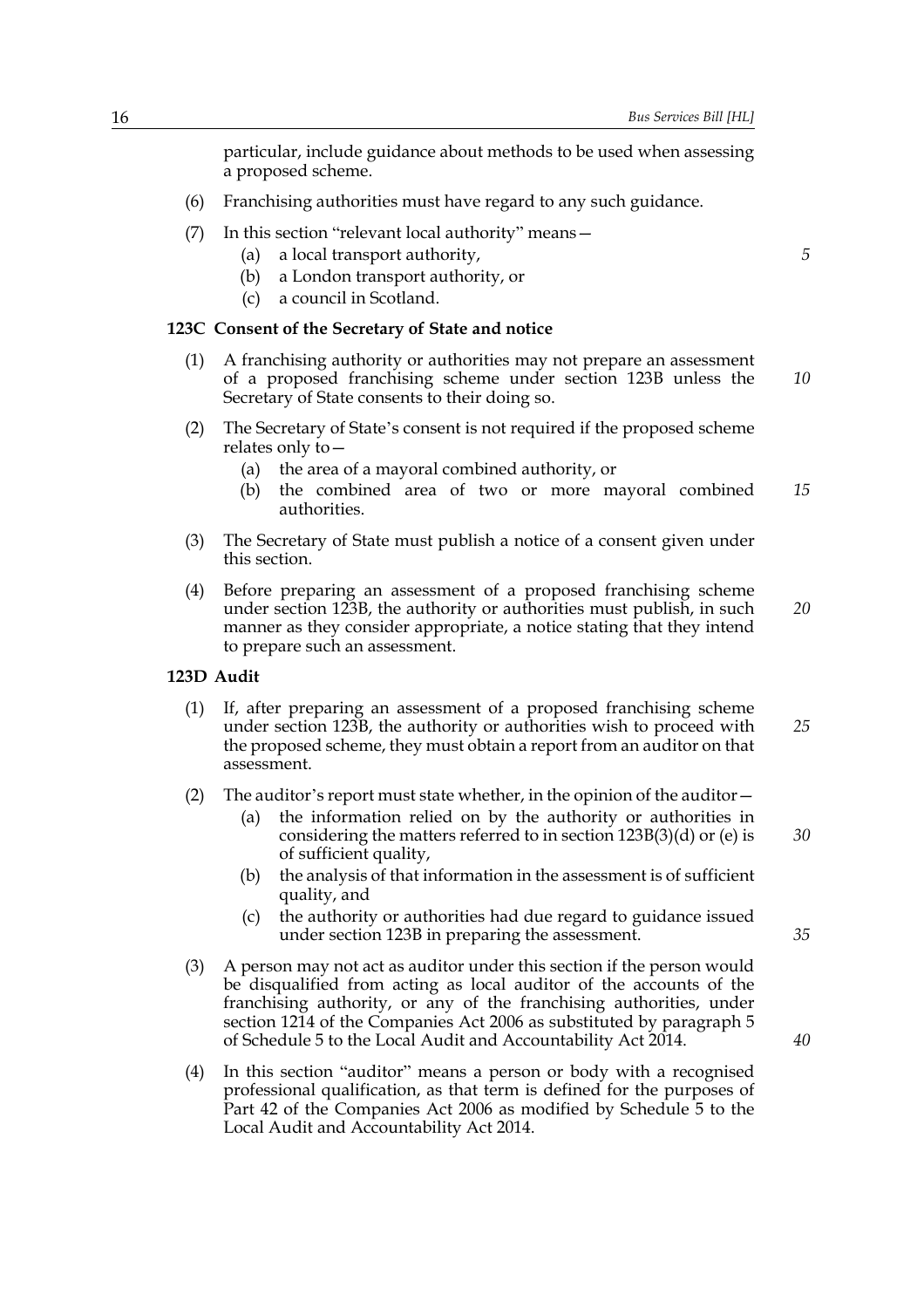particular, include guidance about methods to be used when assessing a proposed scheme.

(6) Franchising authorities must have regard to any such guidance.

(7) In this section "relevant local authority" means—

  (a) a local transport authority,

  (b) a London transport authority, or

  (c) a council in Scotland.

### 123C Consent of the Secretary of State and notice

(1) A franchising authority or authorities may not prepare an assessment of a proposed franchising scheme under section 123B unless the Secretary of State consents to their doing so.

(2) The Secretary of State's consent is not required if the proposed scheme relates only to—

  (a) the area of a mayoral combined authority, or

  (b) the combined area of two or more mayoral combined authorities.

(3) The Secretary of State must publish a notice of a consent given under this section.

(4) Before preparing an assessment of a proposed franchising scheme under section 123B, the authority or authorities must publish, in such manner as they consider appropriate, a notice stating that they intend to prepare such an assessment.

### 123D Audit

(1) If, after preparing an assessment of a proposed franchising scheme under section 123B, the authority or authorities wish to proceed with the proposed scheme, they must obtain a report from an auditor on that assessment.

(2) The auditor's report must state whether, in the opinion of the auditor—

  (a) the information relied on by the authority or authorities in considering the matters referred to in section 123B(3)(d) or (e) is of sufficient quality,

  (b) the analysis of that information in the assessment is of sufficient quality, and

  (c) the authority or authorities had due regard to guidance issued under section 123B in preparing the assessment.

(3) A person may not act as auditor under this section if the person would be disqualified from acting as local auditor of the accounts of the franchising authority, or any of the franchising authorities, under section 1214 of the Companies Act 2006 as substituted by paragraph 5 of Schedule 5 to the Local Audit and Accountability Act 2014.

(4) In this section "auditor" means a person or body with a recognised professional qualification, as that term is defined for the purposes of Part 42 of the Companies Act 2006 as modified by Schedule 5 to the Local Audit and Accountability Act 2014.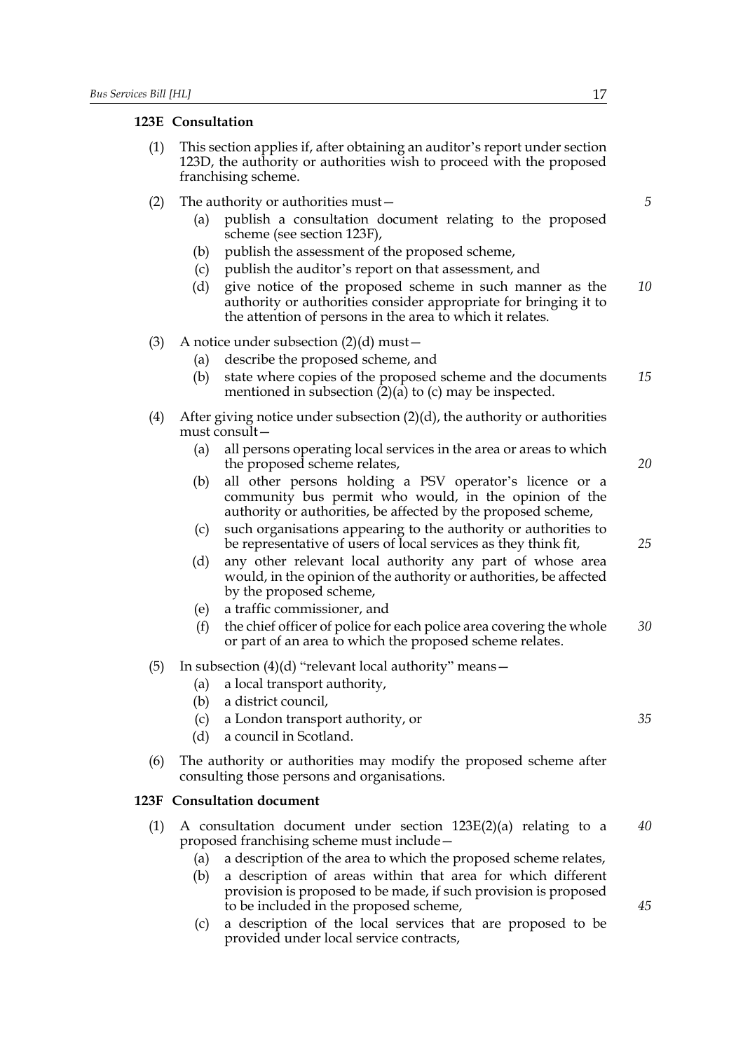### 123E Consultation

(1) This section applies if, after obtaining an auditor's report under section 123D, the authority or authorities wish to proceed with the proposed franchising scheme.

(2) The authority or authorities must—

  (a) publish a consultation document relating to the proposed scheme (see section 123F),

  (b) publish the assessment of the proposed scheme,

  (c) publish the auditor's report on that assessment, and

  (d) give notice of the proposed scheme in such manner as the authority or authorities consider appropriate for bringing it to the attention of persons in the area to which it relates.

(3) A notice under subsection (2)(d) must—

  (a) describe the proposed scheme, and

  (b) state where copies of the proposed scheme and the documents mentioned in subsection (2)(a) to (c) may be inspected.

(4) After giving notice under subsection (2)(d), the authority or authorities must consult—

  (a) all persons operating local services in the area or areas to which the proposed scheme relates,

  (b) all other persons holding a PSV operator's licence or a community bus permit who would, in the opinion of the authority or authorities, be affected by the proposed scheme,

  (c) such organisations appearing to the authority or authorities to be representative of users of local services as they think fit,

  (d) any other relevant local authority any part of whose area would, in the opinion of the authority or authorities, be affected by the proposed scheme,

  (e) a traffic commissioner, and

  (f) the chief officer of police for each police area covering the whole or part of an area to which the proposed scheme relates.

(5) In subsection (4)(d) "relevant local authority" means—

  (a) a local transport authority,

  (b) a district council,

  (c) a London transport authority, or

  (d) a council in Scotland.

(6) The authority or authorities may modify the proposed scheme after consulting those persons and organisations.

### 123F Consultation document

(1) A consultation document under section 123E(2)(a) relating to a proposed franchising scheme must include—

  (a) a description of the area to which the proposed scheme relates,

  (b) a description of areas within that area for which different provision is proposed to be made, if such provision is proposed to be included in the proposed scheme,

  (c) a description of the local services that are proposed to be provided under local service contracts,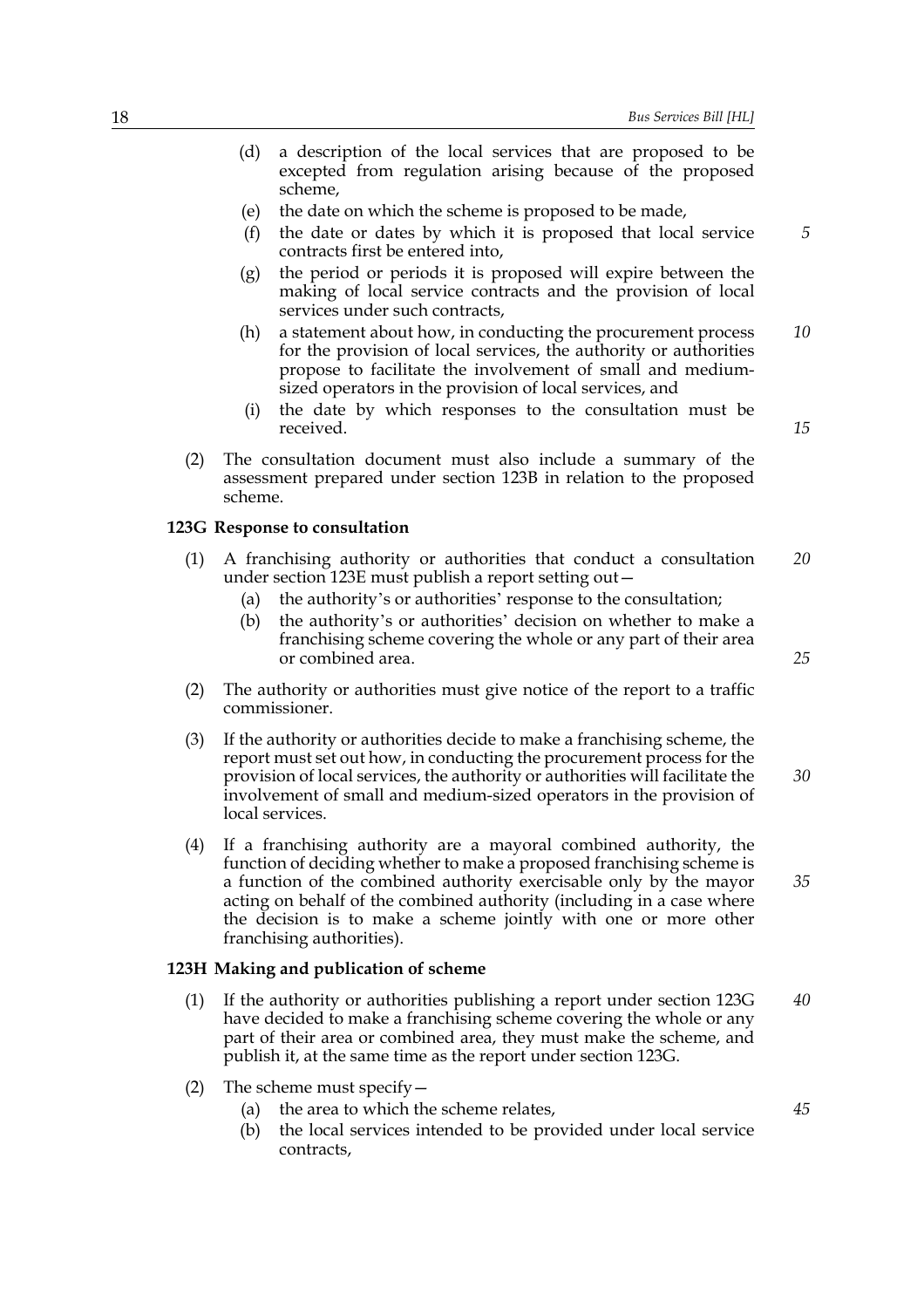(d) a description of the local services that are proposed to be excepted from regulation arising because of the proposed scheme,

(e) the date on which the scheme is proposed to be made,

(f) the date or dates by which it is proposed that local service contracts first be entered into,

(g) the period or periods it is proposed will expire between the making of local service contracts and the provision of local services under such contracts,

(h) a statement about how, in conducting the procurement process for the provision of local services, the authority or authorities propose to facilitate the involvement of small and medium-sized operators in the provision of local services, and

(i) the date by which responses to the consultation must be received.

(2) The consultation document must also include a summary of the assessment prepared under section 123B in relation to the proposed scheme.

**123G Response to consultation**

(1) A franchising authority or authorities that conduct a consultation under section 123E must publish a report setting out—

(a) the authority's or authorities' response to the consultation;

(b) the authority's or authorities' decision on whether to make a franchising scheme covering the whole or any part of their area or combined area.

(2) The authority or authorities must give notice of the report to a traffic commissioner.

(3) If the authority or authorities decide to make a franchising scheme, the report must set out how, in conducting the procurement process for the provision of local services, the authority or authorities will facilitate the involvement of small and medium-sized operators in the provision of local services.

(4) If a franchising authority are a mayoral combined authority, the function of deciding whether to make a proposed franchising scheme is a function of the combined authority exercisable only by the mayor acting on behalf of the combined authority (including in a case where the decision is to make a scheme jointly with one or more other franchising authorities).

**123H Making and publication of scheme**

(1) If the authority or authorities publishing a report under section 123G have decided to make a franchising scheme covering the whole or any part of their area or combined area, they must make the scheme, and publish it, at the same time as the report under section 123G.

(2) The scheme must specify—

(a) the area to which the scheme relates,

(b) the local services intended to be provided under local service contracts,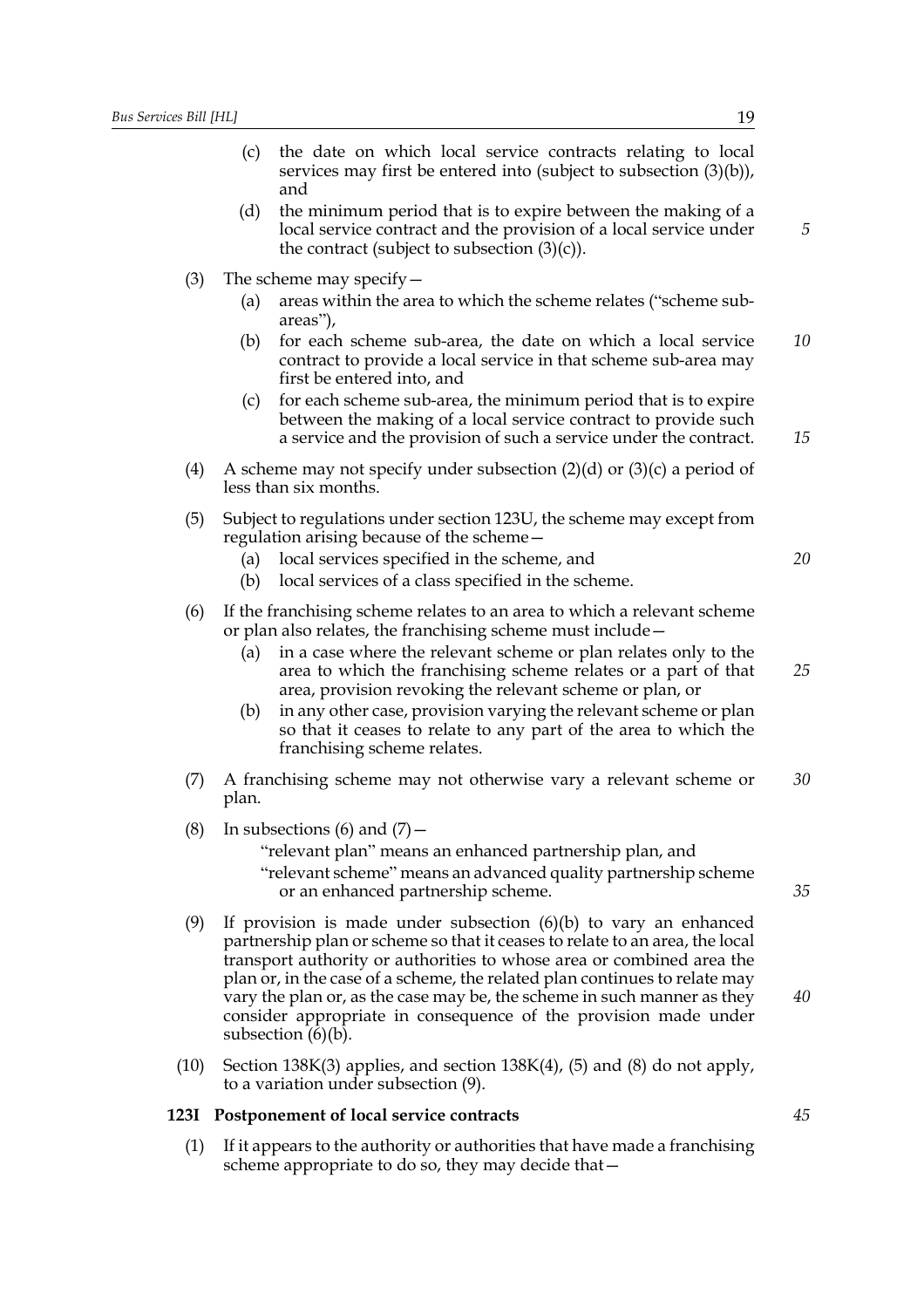(c) the date on which local service contracts relating to local services may first be entered into (subject to subsection (3)(b)), and

(d) the minimum period that is to expire between the making of a local service contract and the provision of a local service under the contract (subject to subsection (3)(c)).

(3) The scheme may specify—

(a) areas within the area to which the scheme relates ("scheme sub-areas"),

(b) for each scheme sub-area, the date on which a local service contract to provide a local service in that scheme sub-area may first be entered into, and

(c) for each scheme sub-area, the minimum period that is to expire between the making of a local service contract to provide such a service and the provision of such a service under the contract.

(4) A scheme may not specify under subsection (2)(d) or (3)(c) a period of less than six months.

(5) Subject to regulations under section 123U, the scheme may except from regulation arising because of the scheme—

(a) local services specified in the scheme, and

(b) local services of a class specified in the scheme.

(6) If the franchising scheme relates to an area to which a relevant scheme or plan also relates, the franchising scheme must include—

(a) in a case where the relevant scheme or plan relates only to the area to which the franchising scheme relates or a part of that area, provision revoking the relevant scheme or plan, or

(b) in any other case, provision varying the relevant scheme or plan so that it ceases to relate to any part of the area to which the franchising scheme relates.

(7) A franchising scheme may not otherwise vary a relevant scheme or plan.

(8) In subsections (6) and (7)—

"relevant plan" means an enhanced partnership plan, and

"relevant scheme" means an advanced quality partnership scheme or an enhanced partnership scheme.

(9) If provision is made under subsection (6)(b) to vary an enhanced partnership plan or scheme so that it ceases to relate to an area, the local transport authority or authorities to whose area or combined area the plan or, in the case of a scheme, the related plan continues to relate may vary the plan or, as the case may be, the scheme in such manner as they consider appropriate in consequence of the provision made under subsection (6)(b).

(10) Section 138K(3) applies, and section 138K(4), (5) and (8) do not apply, to a variation under subsection (9).

**123I Postponement of local service contracts**

(1) If it appears to the authority or authorities that have made a franchising scheme appropriate to do so, they may decide that—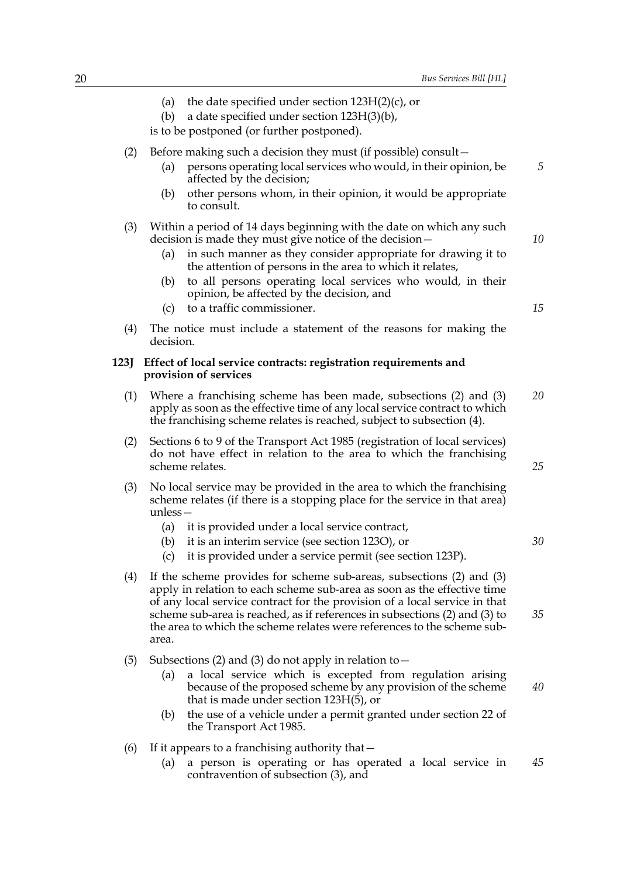(a) the date specified under section 123H(2)(c), or

(b) a date specified under section 123H(3)(b),

is to be postponed (or further postponed).

(2) Before making such a decision they must (if possible) consult—

(a) persons operating local services who would, in their opinion, be affected by the decision;

(b) other persons whom, in their opinion, it would be appropriate to consult.

(3) Within a period of 14 days beginning with the date on which any such decision is made they must give notice of the decision—

(a) in such manner as they consider appropriate for drawing it to the attention of persons in the area to which it relates,

(b) to all persons operating local services who would, in their opinion, be affected by the decision, and

(c) to a traffic commissioner.

(4) The notice must include a statement of the reasons for making the decision.

**123J Effect of local service contracts: registration requirements and provision of services**

(1) Where a franchising scheme has been made, subsections (2) and (3) apply as soon as the effective time of any local service contract to which the franchising scheme relates is reached, subject to subsection (4).

(2) Sections 6 to 9 of the Transport Act 1985 (registration of local services) do not have effect in relation to the area to which the franchising scheme relates.

(3) No local service may be provided in the area to which the franchising scheme relates (if there is a stopping place for the service in that area) unless—

(a) it is provided under a local service contract,

(b) it is an interim service (see section 123O), or

(c) it is provided under a service permit (see section 123P).

(4) If the scheme provides for scheme sub-areas, subsections (2) and (3) apply in relation to each scheme sub-area as soon as the effective time of any local service contract for the provision of a local service in that scheme sub-area is reached, as if references in subsections (2) and (3) to the area to which the scheme relates were references to the scheme sub-area.

(5) Subsections (2) and (3) do not apply in relation to—

(a) a local service which is excepted from regulation arising because of the proposed scheme by any provision of the scheme that is made under section 123H(5), or

(b) the use of a vehicle under a permit granted under section 22 of the Transport Act 1985.

(6) If it appears to a franchising authority that—

(a) a person is operating or has operated a local service in contravention of subsection (3), and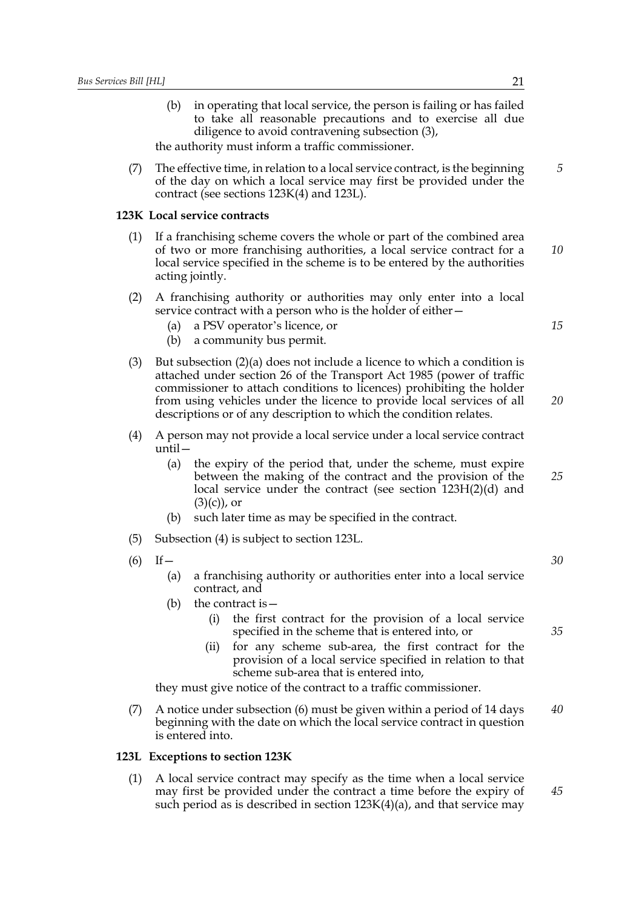(b) in operating that local service, the person is failing or has failed to take all reasonable precautions and to exercise all due diligence to avoid contravening subsection (3),

the authority must inform a traffic commissioner.

(7) The effective time, in relation to a local service contract, is the beginning of the day on which a local service may first be provided under the contract (see sections 123K(4) and 123L).

**123K Local service contracts**

(1) If a franchising scheme covers the whole or part of the combined area of two or more franchising authorities, a local service contract for a local service specified in the scheme is to be entered by the authorities acting jointly.

(2) A franchising authority or authorities may only enter into a local service contract with a person who is the holder of either—

(a) a PSV operator's licence, or

(b) a community bus permit.

(3) But subsection (2)(a) does not include a licence to which a condition is attached under section 26 of the Transport Act 1985 (power of traffic commissioner to attach conditions to licences) prohibiting the holder from using vehicles under the licence to provide local services of all descriptions or of any description to which the condition relates.

(4) A person may not provide a local service under a local service contract until—

(a) the expiry of the period that, under the scheme, must expire between the making of the contract and the provision of the local service under the contract (see section 123H(2)(d) and (3)(c)), or

(b) such later time as may be specified in the contract.

(5) Subsection (4) is subject to section 123L.

(6) If—

(a) a franchising authority or authorities enter into a local service contract, and

(b) the contract is—

(i) the first contract for the provision of a local service specified in the scheme that is entered into, or

(ii) for any scheme sub-area, the first contract for the provision of a local service specified in relation to that scheme sub-area that is entered into,

they must give notice of the contract to a traffic commissioner.

(7) A notice under subsection (6) must be given within a period of 14 days beginning with the date on which the local service contract in question is entered into.

**123L Exceptions to section 123K**

(1) A local service contract may specify as the time when a local service may first be provided under the contract a time before the expiry of such period as is described in section 123K(4)(a), and that service may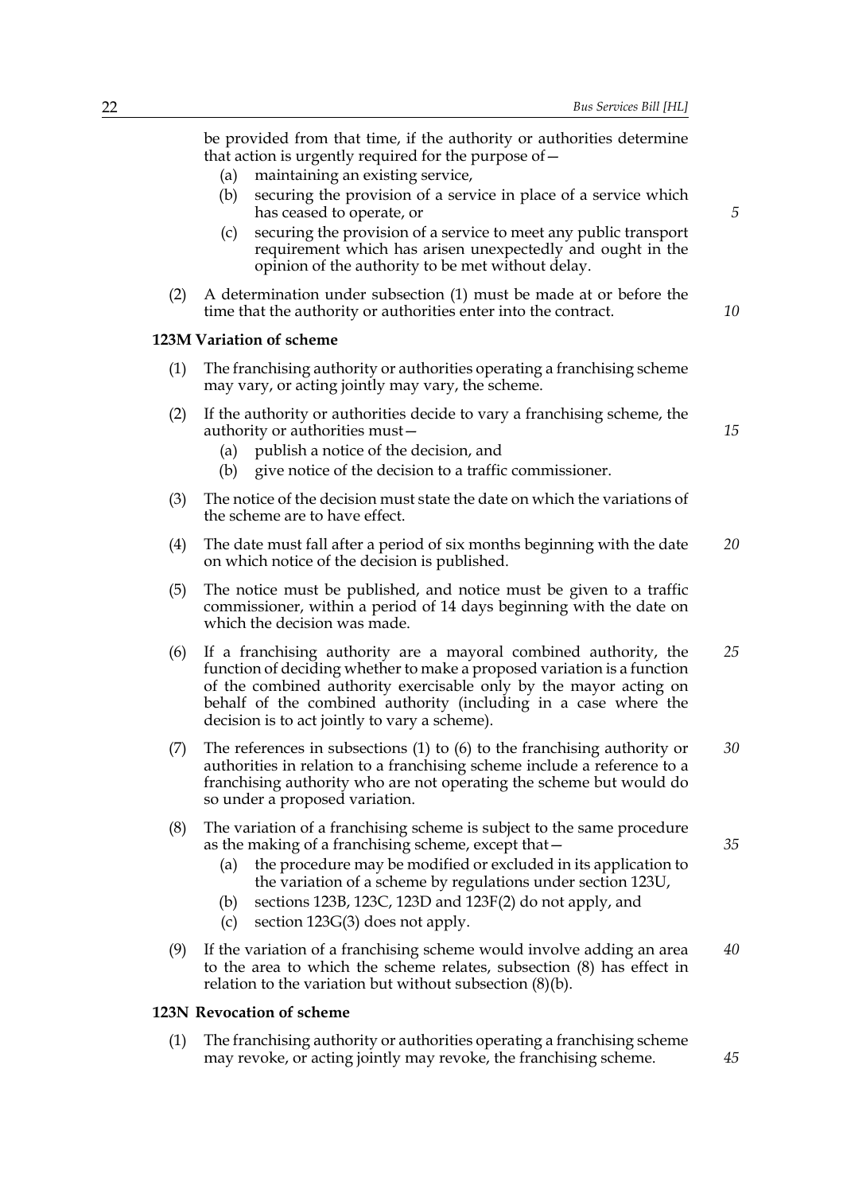be provided from that time, if the authority or authorities determine that action is urgently required for the purpose of—

(a) maintaining an existing service,

(b) securing the provision of a service in place of a service which has ceased to operate, or

(c) securing the provision of a service to meet any public transport requirement which has arisen unexpectedly and ought in the opinion of the authority to be met without delay.

(2) A determination under subsection (1) must be made at or before the time that the authority or authorities enter into the contract.

**123M Variation of scheme**

(1) The franchising authority or authorities operating a franchising scheme may vary, or acting jointly may vary, the scheme.

(2) If the authority or authorities decide to vary a franchising scheme, the authority or authorities must—

(a) publish a notice of the decision, and

(b) give notice of the decision to a traffic commissioner.

(3) The notice of the decision must state the date on which the variations of the scheme are to have effect.

(4) The date must fall after a period of six months beginning with the date on which notice of the decision is published.

(5) The notice must be published, and notice must be given to a traffic commissioner, within a period of 14 days beginning with the date on which the decision was made.

(6) If a franchising authority are a mayoral combined authority, the function of deciding whether to make a proposed variation is a function of the combined authority exercisable only by the mayor acting on behalf of the combined authority (including in a case where the decision is to act jointly to vary a scheme).

(7) The references in subsections (1) to (6) to the franchising authority or authorities in relation to a franchising scheme include a reference to a franchising authority who are not operating the scheme but would do so under a proposed variation.

(8) The variation of a franchising scheme is subject to the same procedure as the making of a franchising scheme, except that—

(a) the procedure may be modified or excluded in its application to the variation of a scheme by regulations under section 123U,

(b) sections 123B, 123C, 123D and 123F(2) do not apply, and

(c) section 123G(3) does not apply.

(9) If the variation of a franchising scheme would involve adding an area to the area to which the scheme relates, subsection (8) has effect in relation to the variation but without subsection (8)(b).

**123N Revocation of scheme**

(1) The franchising authority or authorities operating a franchising scheme may revoke, or acting jointly may revoke, the franchising scheme.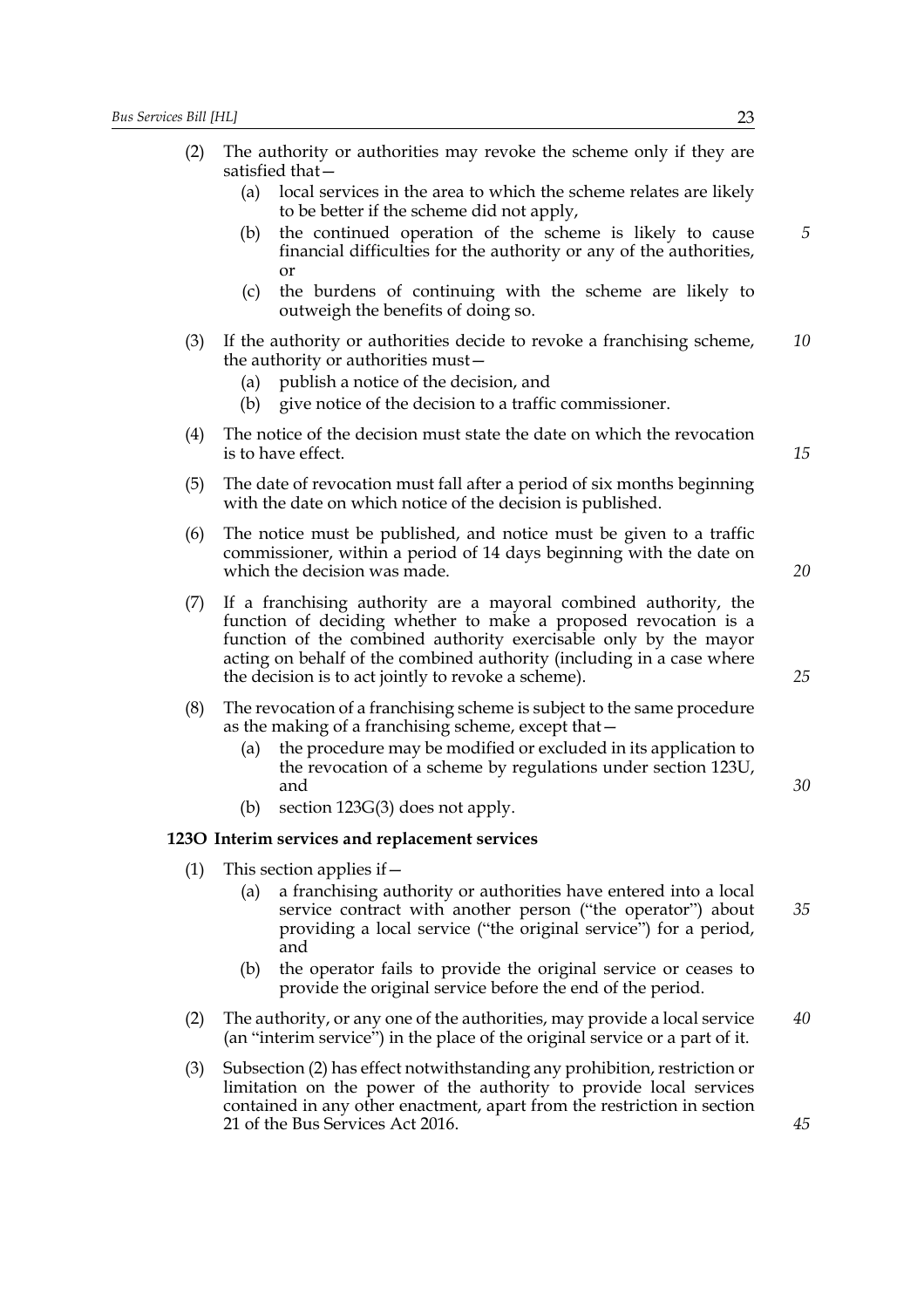(2) The authority or authorities may revoke the scheme only if they are satisfied that—

  (a) local services in the area to which the scheme relates are likely to be better if the scheme did not apply,

  (b) the continued operation of the scheme is likely to cause financial difficulties for the authority or any of the authorities, or

  (c) the burdens of continuing with the scheme are likely to outweigh the benefits of doing so.

(3) If the authority or authorities decide to revoke a franchising scheme, the authority or authorities must—

  (a) publish a notice of the decision, and

  (b) give notice of the decision to a traffic commissioner.

(4) The notice of the decision must state the date on which the revocation is to have effect.

(5) The date of revocation must fall after a period of six months beginning with the date on which notice of the decision is published.

(6) The notice must be published, and notice must be given to a traffic commissioner, within a period of 14 days beginning with the date on which the decision was made.

(7) If a franchising authority are a mayoral combined authority, the function of deciding whether to make a proposed revocation is a function of the combined authority exercisable only by the mayor acting on behalf of the combined authority (including in a case where the decision is to act jointly to revoke a scheme).

(8) The revocation of a franchising scheme is subject to the same procedure as the making of a franchising scheme, except that—

  (a) the procedure may be modified or excluded in its application to the revocation of a scheme by regulations under section 123U, and

  (b) section 123G(3) does not apply.

**123O Interim services and replacement services**

(1) This section applies if—

  (a) a franchising authority or authorities have entered into a local service contract with another person ("the operator") about providing a local service ("the original service") for a period, and

  (b) the operator fails to provide the original service or ceases to provide the original service before the end of the period.

(2) The authority, or any one of the authorities, may provide a local service (an "interim service") in the place of the original service or a part of it.

(3) Subsection (2) has effect notwithstanding any prohibition, restriction or limitation on the power of the authority to provide local services contained in any other enactment, apart from the restriction in section 21 of the Bus Services Act 2016.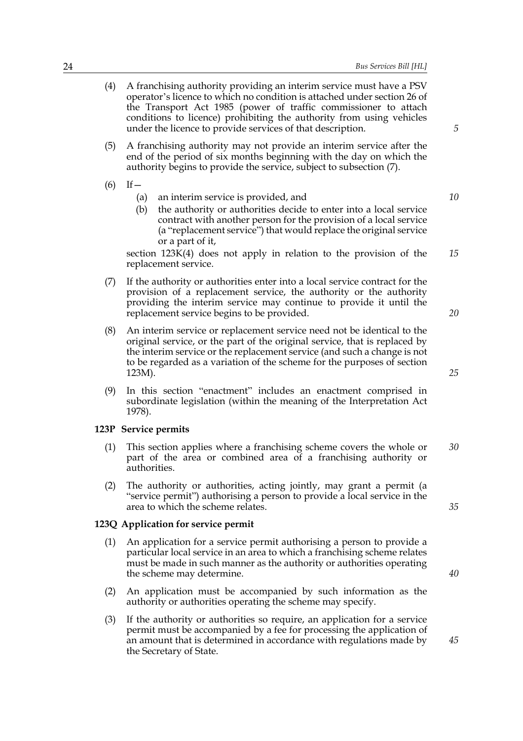(4) A franchising authority providing an interim service must have a PSV operator's licence to which no condition is attached under section 26 of the Transport Act 1985 (power of traffic commissioner to attach conditions to licence) prohibiting the authority from using vehicles under the licence to provide services of that description.

(5) A franchising authority may not provide an interim service after the end of the period of six months beginning with the day on which the authority begins to provide the service, subject to subsection (7).

(6) If—

(a) an interim service is provided, and

(b) the authority or authorities decide to enter into a local service contract with another person for the provision of a local service (a "replacement service") that would replace the original service or a part of it,

section 123K(4) does not apply in relation to the provision of the replacement service.

(7) If the authority or authorities enter into a local service contract for the provision of a replacement service, the authority or the authority providing the interim service may continue to provide it until the replacement service begins to be provided.

(8) An interim service or replacement service need not be identical to the original service, or the part of the original service, that is replaced by the interim service or the replacement service (and such a change is not to be regarded as a variation of the scheme for the purposes of section 123M).

(9) In this section "enactment" includes an enactment comprised in subordinate legislation (within the meaning of the Interpretation Act 1978).

**123P Service permits**

(1) This section applies where a franchising scheme covers the whole or part of the area or combined area of a franchising authority or authorities.

(2) The authority or authorities, acting jointly, may grant a permit (a "service permit") authorising a person to provide a local service in the area to which the scheme relates.

**123Q Application for service permit**

(1) An application for a service permit authorising a person to provide a particular local service in an area to which a franchising scheme relates must be made in such manner as the authority or authorities operating the scheme may determine.

(2) An application must be accompanied by such information as the authority or authorities operating the scheme may specify.

(3) If the authority or authorities so require, an application for a service permit must be accompanied by a fee for processing the application of an amount that is determined in accordance with regulations made by the Secretary of State.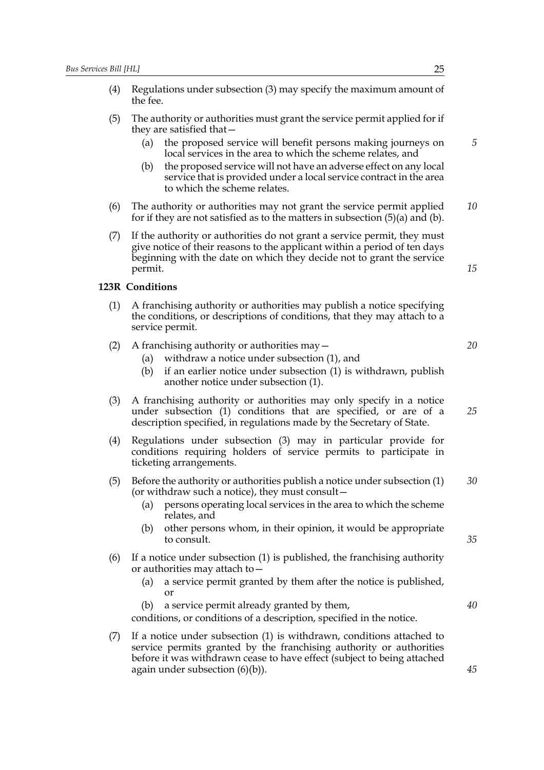(4) Regulations under subsection (3) may specify the maximum amount of the fee.

(5) The authority or authorities must grant the service permit applied for if they are satisfied that—

- (a) the proposed service will benefit persons making journeys on local services in the area to which the scheme relates, and
- (b) the proposed service will not have an adverse effect on any local service that is provided under a local service contract in the area to which the scheme relates.

(6) The authority or authorities may not grant the service permit applied for if they are not satisfied as to the matters in subsection (5)(a) and (b).

(7) If the authority or authorities do not grant a service permit, they must give notice of their reasons to the applicant within a period of ten days beginning with the date on which they decide not to grant the service permit.

**123R Conditions**

(1) A franchising authority or authorities may publish a notice specifying the conditions, or descriptions of conditions, that they may attach to a service permit.

(2) A franchising authority or authorities may—

- (a) withdraw a notice under subsection (1), and
- (b) if an earlier notice under subsection (1) is withdrawn, publish another notice under subsection (1).

(3) A franchising authority or authorities may only specify in a notice under subsection (1) conditions that are specified, or are of a description specified, in regulations made by the Secretary of State.

(4) Regulations under subsection (3) may in particular provide for conditions requiring holders of service permits to participate in ticketing arrangements.

(5) Before the authority or authorities publish a notice under subsection (1) (or withdraw such a notice), they must consult—

- (a) persons operating local services in the area to which the scheme relates, and
- (b) other persons whom, in their opinion, it would be appropriate to consult.

(6) If a notice under subsection (1) is published, the franchising authority or authorities may attach to—

- (a) a service permit granted by them after the notice is published, or
- (b) a service permit already granted by them,

conditions, or conditions of a description, specified in the notice.

(7) If a notice under subsection (1) is withdrawn, conditions attached to service permits granted by the franchising authority or authorities before it was withdrawn cease to have effect (subject to being attached again under subsection (6)(b)).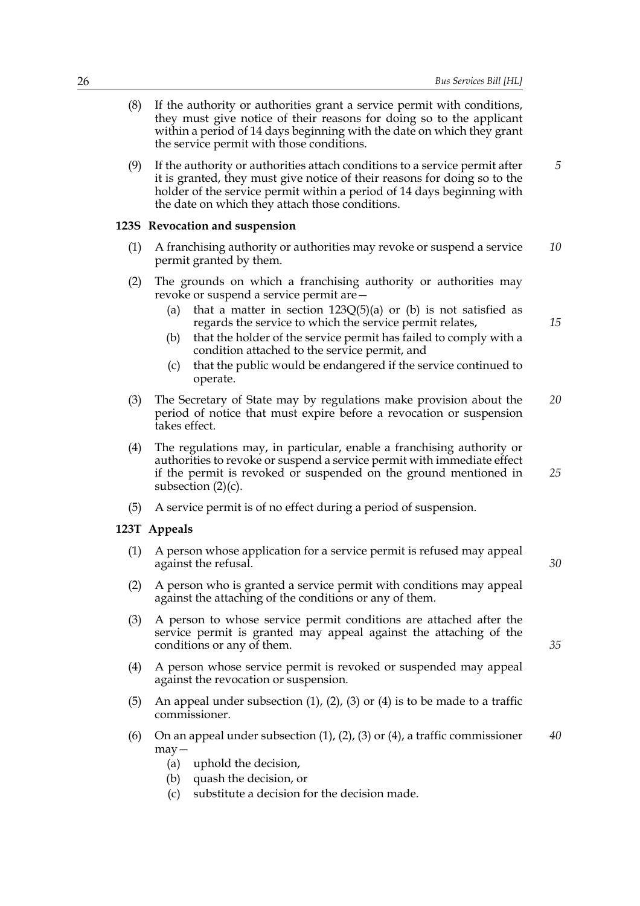(8) If the authority or authorities grant a service permit with conditions, they must give notice of their reasons for doing so to the applicant within a period of 14 days beginning with the date on which they grant the service permit with those conditions.

(9) If the authority or authorities attach conditions to a service permit after it is granted, they must give notice of their reasons for doing so to the holder of the service permit within a period of 14 days beginning with the date on which they attach those conditions.

### 123S Revocation and suspension

(1) A franchising authority or authorities may revoke or suspend a service permit granted by them.

(2) The grounds on which a franchising authority or authorities may revoke or suspend a service permit are—

- (a) that a matter in section 123Q(5)(a) or (b) is not satisfied as regards the service to which the service permit relates,
- (b) that the holder of the service permit has failed to comply with a condition attached to the service permit, and
- (c) that the public would be endangered if the service continued to operate.

(3) The Secretary of State may by regulations make provision about the period of notice that must expire before a revocation or suspension takes effect.

(4) The regulations may, in particular, enable a franchising authority or authorities to revoke or suspend a service permit with immediate effect if the permit is revoked or suspended on the ground mentioned in subsection (2)(c).

(5) A service permit is of no effect during a period of suspension.

### 123T Appeals

(1) A person whose application for a service permit is refused may appeal against the refusal.

(2) A person who is granted a service permit with conditions may appeal against the attaching of the conditions or any of them.

(3) A person to whose service permit conditions are attached after the service permit is granted may appeal against the attaching of the conditions or any of them.

(4) A person whose service permit is revoked or suspended may appeal against the revocation or suspension.

(5) An appeal under subsection (1), (2), (3) or (4) is to be made to a traffic commissioner.

(6) On an appeal under subsection (1), (2), (3) or (4), a traffic commissioner may—

- (a) uphold the decision,
- (b) quash the decision, or
- (c) substitute a decision for the decision made.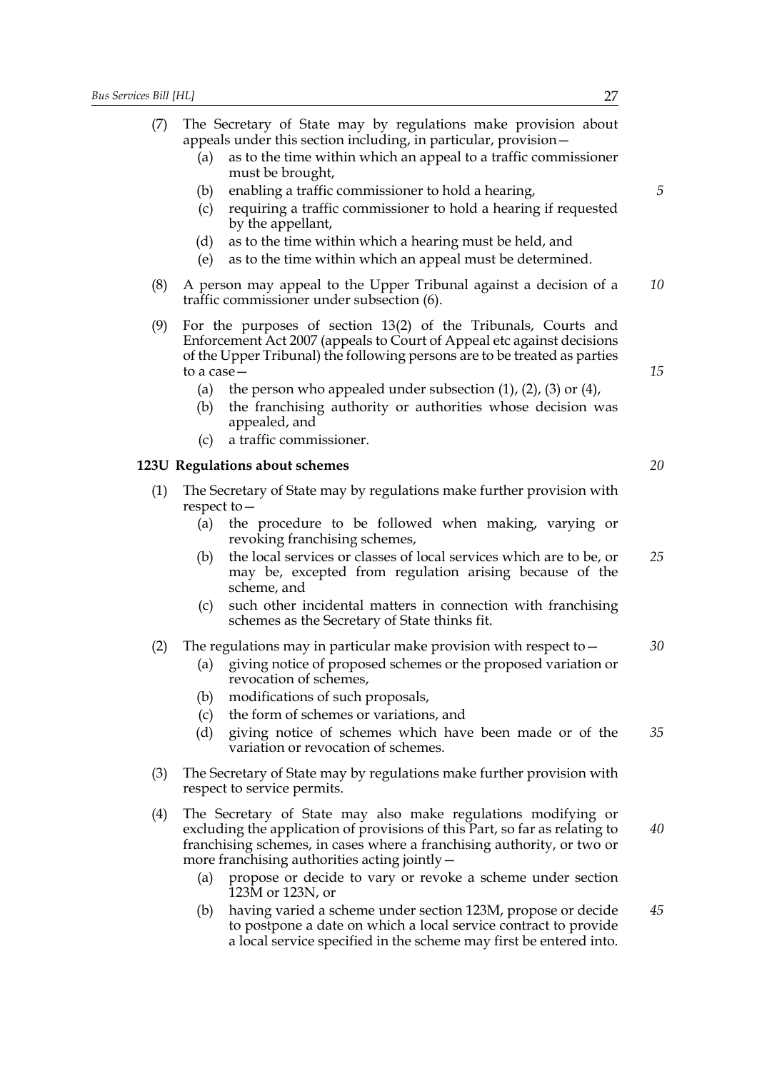(7) The Secretary of State may by regulations make provision about appeals under this section including, in particular, provision—

   (a) as to the time within which an appeal to a traffic commissioner must be brought,

   (b) enabling a traffic commissioner to hold a hearing,

   (c) requiring a traffic commissioner to hold a hearing if requested by the appellant,

   (d) as to the time within which a hearing must be held, and

   (e) as to the time within which an appeal must be determined.

(8) A person may appeal to the Upper Tribunal against a decision of a traffic commissioner under subsection (6).

(9) For the purposes of section 13(2) of the Tribunals, Courts and Enforcement Act 2007 (appeals to Court of Appeal etc against decisions of the Upper Tribunal) the following persons are to be treated as parties to a case—

   (a) the person who appealed under subsection (1), (2), (3) or (4),

   (b) the franchising authority or authorities whose decision was appealed, and

   (c) a traffic commissioner.

**123U Regulations about schemes**

(1) The Secretary of State may by regulations make further provision with respect to—

   (a) the procedure to be followed when making, varying or revoking franchising schemes,

   (b) the local services or classes of local services which are to be, or may be, excepted from regulation arising because of the scheme, and

   (c) such other incidental matters in connection with franchising schemes as the Secretary of State thinks fit.

(2) The regulations may in particular make provision with respect to—

   (a) giving notice of proposed schemes or the proposed variation or revocation of schemes,

   (b) modifications of such proposals,

   (c) the form of schemes or variations, and

   (d) giving notice of schemes which have been made or of the variation or revocation of schemes.

(3) The Secretary of State may by regulations make further provision with respect to service permits.

(4) The Secretary of State may also make regulations modifying or excluding the application of provisions of this Part, so far as relating to franchising schemes, in cases where a franchising authority, or two or more franchising authorities acting jointly—

   (a) propose or decide to vary or revoke a scheme under section 123M or 123N, or

   (b) having varied a scheme under section 123M, propose or decide to postpone a date on which a local service contract to provide a local service specified in the scheme may first be entered into.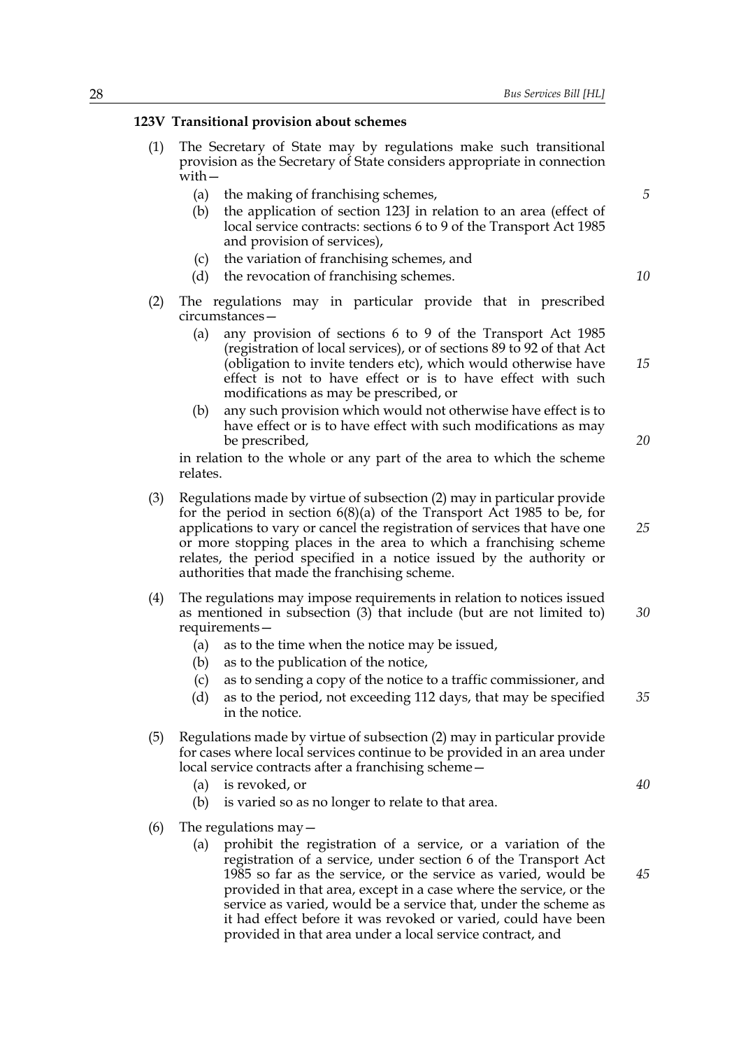### 123V Transitional provision about schemes

(1) The Secretary of State may by regulations make such transitional provision as the Secretary of State considers appropriate in connection with—

(a) the making of franchising schemes,

(b) the application of section 123J in relation to an area (effect of local service contracts: sections 6 to 9 of the Transport Act 1985 and provision of services),

(c) the variation of franchising schemes, and

(d) the revocation of franchising schemes.

(2) The regulations may in particular provide that in prescribed circumstances—

(a) any provision of sections 6 to 9 of the Transport Act 1985 (registration of local services), or of sections 89 to 92 of that Act (obligation to invite tenders etc), which would otherwise have effect is not to have effect or is to have effect with such modifications as may be prescribed, or

(b) any such provision which would not otherwise have effect is to have effect or is to have effect with such modifications as may be prescribed,

in relation to the whole or any part of the area to which the scheme relates.

(3) Regulations made by virtue of subsection (2) may in particular provide for the period in section 6(8)(a) of the Transport Act 1985 to be, for applications to vary or cancel the registration of services that have one or more stopping places in the area to which a franchising scheme relates, the period specified in a notice issued by the authority or authorities that made the franchising scheme.

(4) The regulations may impose requirements in relation to notices issued as mentioned in subsection (3) that include (but are not limited to) requirements—

(a) as to the time when the notice may be issued,

(b) as to the publication of the notice,

(c) as to sending a copy of the notice to a traffic commissioner, and

(d) as to the period, not exceeding 112 days, that may be specified in the notice.

(5) Regulations made by virtue of subsection (2) may in particular provide for cases where local services continue to be provided in an area under local service contracts after a franchising scheme—

(a) is revoked, or

(b) is varied so as no longer to relate to that area.

(6) The regulations may—

(a) prohibit the registration of a service, or a variation of the registration of a service, under section 6 of the Transport Act 1985 so far as the service, or the service as varied, would be provided in that area, except in a case where the service, or the service as varied, would be a service that, under the scheme as it had effect before it was revoked or varied, could have been provided in that area under a local service contract, and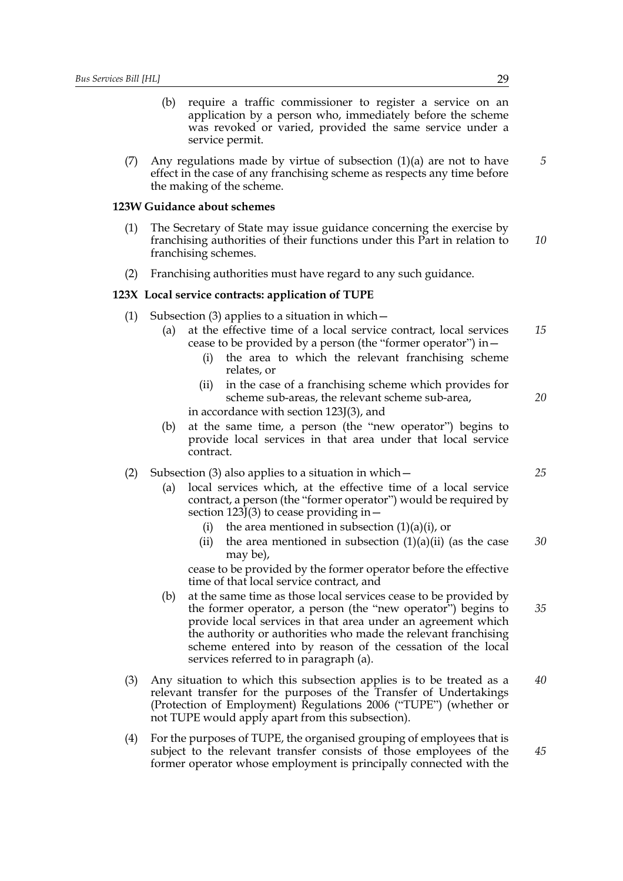(b) require a traffic commissioner to register a service on an application by a person who, immediately before the scheme was revoked or varied, provided the same service under a service permit.

(7) Any regulations made by virtue of subsection (1)(a) are not to have effect in the case of any franchising scheme as respects any time before the making of the scheme.

**123W Guidance about schemes**

(1) The Secretary of State may issue guidance concerning the exercise by franchising authorities of their functions under this Part in relation to franchising schemes.

(2) Franchising authorities must have regard to any such guidance.

**123X Local service contracts: application of TUPE**

(1) Subsection (3) applies to a situation in which—

(a) at the effective time of a local service contract, local services cease to be provided by a person (the "former operator") in—

(i) the area to which the relevant franchising scheme relates, or

(ii) in the case of a franchising scheme which provides for scheme sub-areas, the relevant scheme sub-area,

in accordance with section 123J(3), and

(b) at the same time, a person (the "new operator") begins to provide local services in that area under that local service contract.

(2) Subsection (3) also applies to a situation in which—

(a) local services which, at the effective time of a local service contract, a person (the "former operator") would be required by section 123J(3) to cease providing in—

(i) the area mentioned in subsection (1)(a)(i), or

(ii) the area mentioned in subsection (1)(a)(ii) (as the case may be),

cease to be provided by the former operator before the effective time of that local service contract, and

(b) at the same time as those local services cease to be provided by the former operator, a person (the "new operator") begins to provide local services in that area under an agreement which the authority or authorities who made the relevant franchising scheme entered into by reason of the cessation of the local services referred to in paragraph (a).

(3) Any situation to which this subsection applies is to be treated as a relevant transfer for the purposes of the Transfer of Undertakings (Protection of Employment) Regulations 2006 ("TUPE") (whether or not TUPE would apply apart from this subsection).

(4) For the purposes of TUPE, the organised grouping of employees that is subject to the relevant transfer consists of those employees of the former operator whose employment is principally connected with the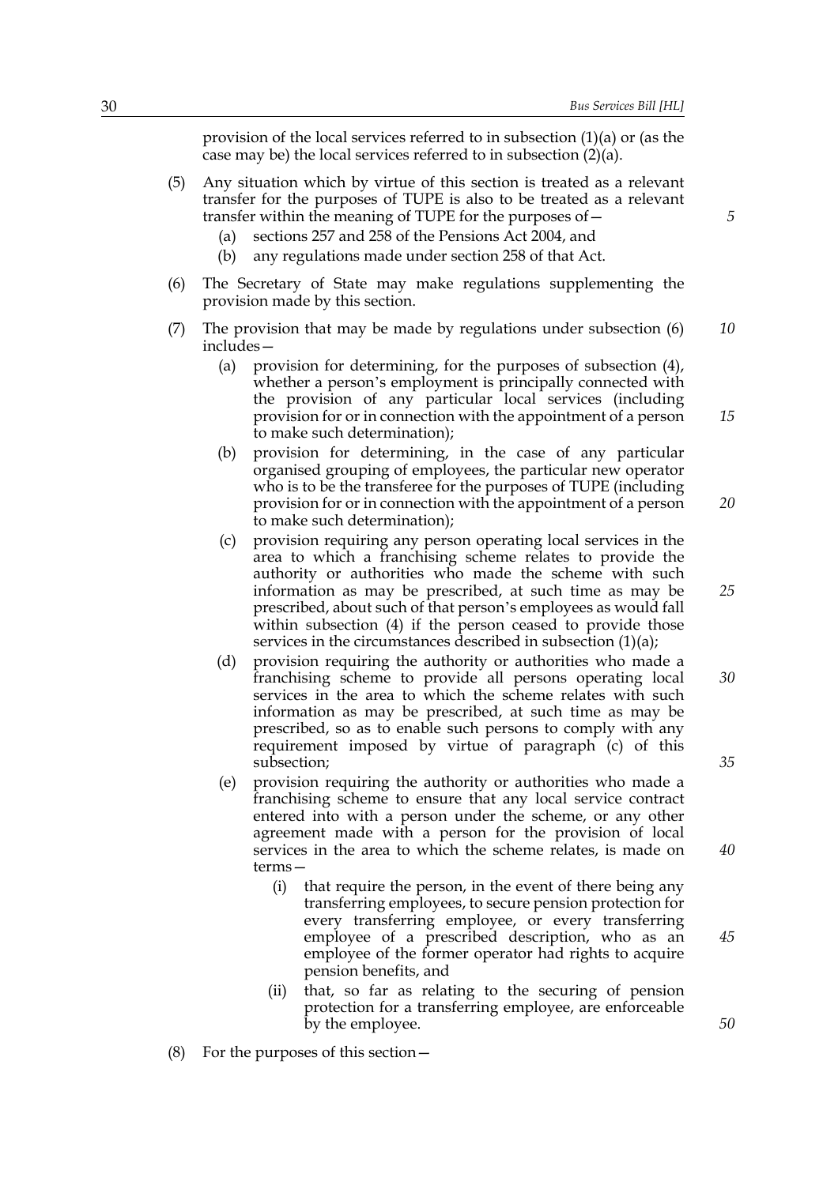provision of the local services referred to in subsection (1)(a) or (as the case may be) the local services referred to in subsection (2)(a).

(5) Any situation which by virtue of this section is treated as a relevant transfer for the purposes of TUPE is also to be treated as a relevant transfer within the meaning of TUPE for the purposes of—

  (a) sections 257 and 258 of the Pensions Act 2004, and

  (b) any regulations made under section 258 of that Act.

(6) The Secretary of State may make regulations supplementing the provision made by this section.

(7) The provision that may be made by regulations under subsection (6) includes—

  (a) provision for determining, for the purposes of subsection (4), whether a person's employment is principally connected with the provision of any particular local services (including provision for or in connection with the appointment of a person to make such determination);

  (b) provision for determining, in the case of any particular organised grouping of employees, the particular new operator who is to be the transferee for the purposes of TUPE (including provision for or in connection with the appointment of a person to make such determination);

  (c) provision requiring any person operating local services in the area to which a franchising scheme relates to provide the authority or authorities who made the scheme with such information as may be prescribed, at such time as may be prescribed, about such of that person's employees as would fall within subsection (4) if the person ceased to provide those services in the circumstances described in subsection (1)(a);

  (d) provision requiring the authority or authorities who made a franchising scheme to provide all persons operating local services in the area to which the scheme relates with such information as may be prescribed, at such time as may be prescribed, so as to enable such persons to comply with any requirement imposed by virtue of paragraph (c) of this subsection;

  (e) provision requiring the authority or authorities who made a franchising scheme to ensure that any local service contract entered into with a person under the scheme, or any other agreement made with a person for the provision of local services in the area to which the scheme relates, is made on terms—

    (i) that require the person, in the event of there being any transferring employees, to secure pension protection for every transferring employee, or every transferring employee of a prescribed description, who as an employee of the former operator had rights to acquire pension benefits, and

    (ii) that, so far as relating to the securing of pension protection for a transferring employee, are enforceable by the employee.

(8) For the purposes of this section—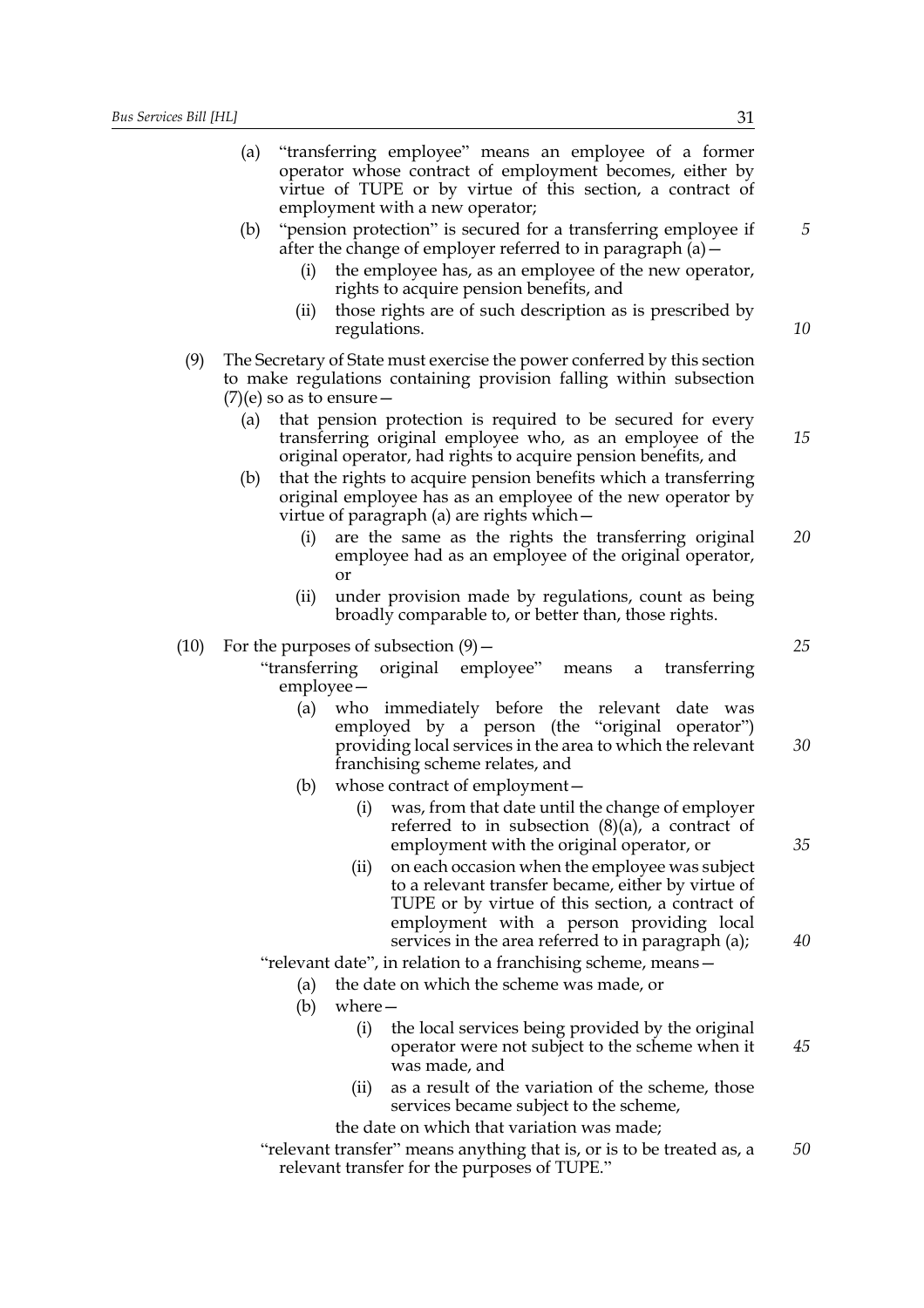(a) "transferring employee" means an employee of a former operator whose contract of employment becomes, either by virtue of TUPE or by virtue of this section, a contract of employment with a new operator;

(b) "pension protection" is secured for a transferring employee if after the change of employer referred to in paragraph (a)—

  (i) the employee has, as an employee of the new operator, rights to acquire pension benefits, and

  (ii) those rights are of such description as is prescribed by regulations.

(9) The Secretary of State must exercise the power conferred by this section to make regulations containing provision falling within subsection (7)(e) so as to ensure—

  (a) that pension protection is required to be secured for every transferring original employee who, as an employee of the original operator, had rights to acquire pension benefits, and

  (b) that the rights to acquire pension benefits which a transferring original employee has as an employee of the new operator by virtue of paragraph (a) are rights which—

    (i) are the same as the rights the transferring original employee had as an employee of the original operator, or

    (ii) under provision made by regulations, count as being broadly comparable to, or better than, those rights.

(10) For the purposes of subsection (9)—

"transferring original employee" means a transferring employee—

  (a) who immediately before the relevant date was employed by a person (the "original operator") providing local services in the area to which the relevant franchising scheme relates, and

  (b) whose contract of employment—

    (i) was, from that date until the change of employer referred to in subsection (8)(a), a contract of employment with the original operator, or

    (ii) on each occasion when the employee was subject to a relevant transfer became, either by virtue of TUPE or by virtue of this section, a contract of employment with a person providing local services in the area referred to in paragraph (a);

"relevant date", in relation to a franchising scheme, means—

  (a) the date on which the scheme was made, or

  (b) where—

    (i) the local services being provided by the original operator were not subject to the scheme when it was made, and

    (ii) as a result of the variation of the scheme, those services became subject to the scheme,

  the date on which that variation was made;

"relevant transfer" means anything that is, or is to be treated as, a relevant transfer for the purposes of TUPE."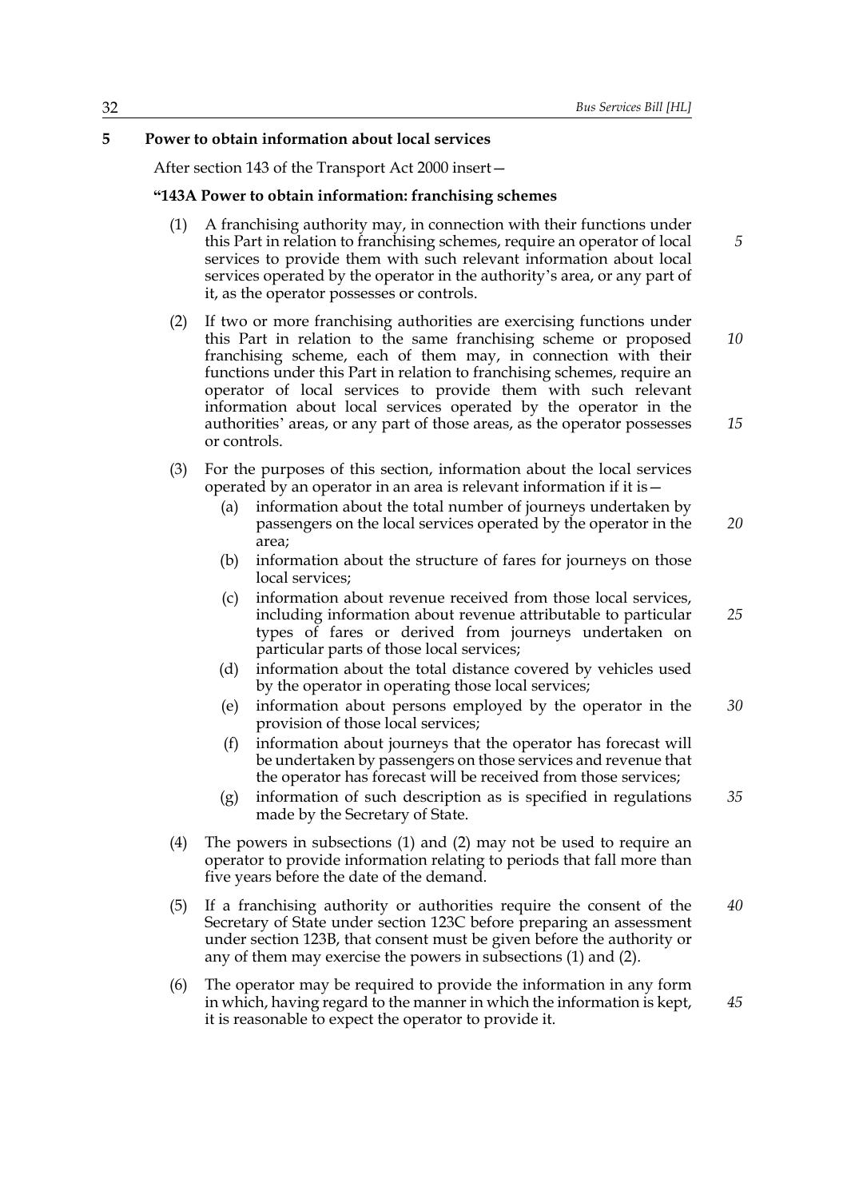## 5 Power to obtain information about local services

After section 143 of the Transport Act 2000 insert—

### "143A Power to obtain information: franchising schemes

(1) A franchising authority may, in connection with their functions under this Part in relation to franchising schemes, require an operator of local services to provide them with such relevant information about local services operated by the operator in the authority's area, or any part of it, as the operator possesses or controls.

(2) If two or more franchising authorities are exercising functions under this Part in relation to the same franchising scheme or proposed franchising scheme, each of them may, in connection with their functions under this Part in relation to franchising schemes, require an operator of local services to provide them with such relevant information about local services operated by the operator in the authorities' areas, or any part of those areas, as the operator possesses or controls.

(3) For the purposes of this section, information about the local services operated by an operator in an area is relevant information if it is—

- (a) information about the total number of journeys undertaken by passengers on the local services operated by the operator in the area;
- (b) information about the structure of fares for journeys on those local services;
- (c) information about revenue received from those local services, including information about revenue attributable to particular types of fares or derived from journeys undertaken on particular parts of those local services;
- (d) information about the total distance covered by vehicles used by the operator in operating those local services;
- (e) information about persons employed by the operator in the provision of those local services;
- (f) information about journeys that the operator has forecast will be undertaken by passengers on those services and revenue that the operator has forecast will be received from those services;
- (g) information of such description as is specified in regulations made by the Secretary of State.

(4) The powers in subsections (1) and (2) may not be used to require an operator to provide information relating to periods that fall more than five years before the date of the demand.

(5) If a franchising authority or authorities require the consent of the Secretary of State under section 123C before preparing an assessment under section 123B, that consent must be given before the authority or any of them may exercise the powers in subsections (1) and (2).

(6) The operator may be required to provide the information in any form in which, having regard to the manner in which the information is kept, it is reasonable to expect the operator to provide it.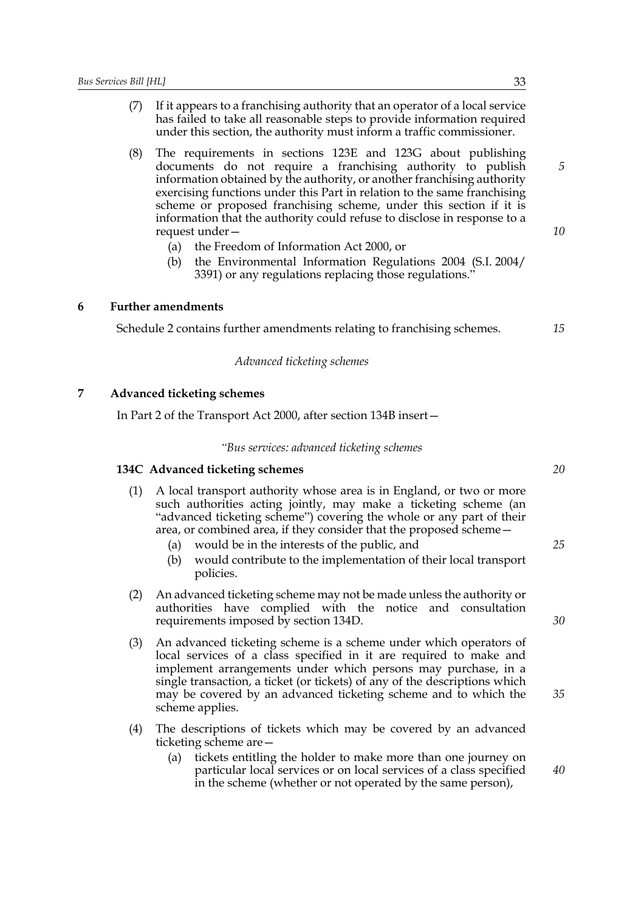(7) If it appears to a franchising authority that an operator of a local service has failed to take all reasonable steps to provide information required under this section, the authority must inform a traffic commissioner.

(8) The requirements in sections 123E and 123G about publishing documents do not require a franchising authority to publish information obtained by the authority, or another franchising authority exercising functions under this Part in relation to the same franchising scheme or proposed franchising scheme, under this section if it is information that the authority could refuse to disclose in response to a request under—

(a) the Freedom of Information Act 2000, or

(b) the Environmental Information Regulations 2004 (S.I. 2004/3391) or any regulations replacing those regulations."

## 6 Further amendments

Schedule 2 contains further amendments relating to franchising schemes.

*Advanced ticketing schemes*

## 7 Advanced ticketing schemes

In Part 2 of the Transport Act 2000, after section 134B insert—

*"Bus services: advanced ticketing schemes*

### 134C Advanced ticketing schemes

(1) A local transport authority whose area is in England, or two or more such authorities acting jointly, may make a ticketing scheme (an "advanced ticketing scheme") covering the whole or any part of their area, or combined area, if they consider that the proposed scheme—

(a) would be in the interests of the public, and

(b) would contribute to the implementation of their local transport policies.

(2) An advanced ticketing scheme may not be made unless the authority or authorities have complied with the notice and consultation requirements imposed by section 134D.

(3) An advanced ticketing scheme is a scheme under which operators of local services of a class specified in it are required to make and implement arrangements under which persons may purchase, in a single transaction, a ticket (or tickets) of any of the descriptions which may be covered by an advanced ticketing scheme and to which the scheme applies.

(4) The descriptions of tickets which may be covered by an advanced ticketing scheme are—

(a) tickets entitling the holder to make more than one journey on particular local services or on local services of a class specified in the scheme (whether or not operated by the same person),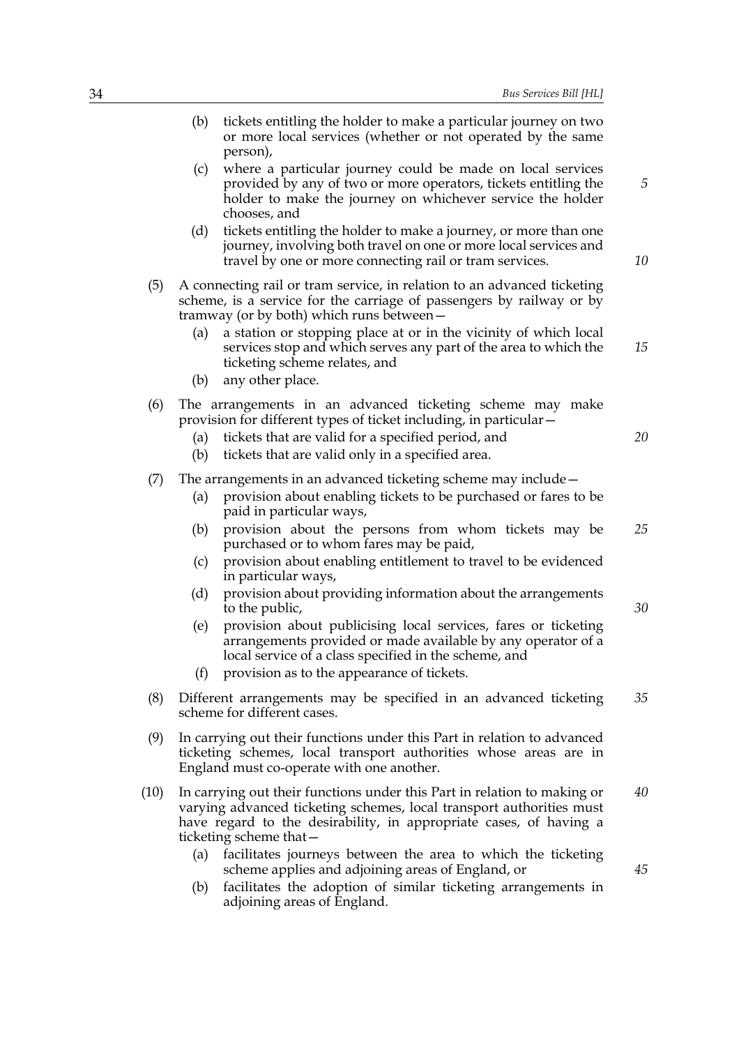(b) tickets entitling the holder to make a particular journey on two or more local services (whether or not operated by the same person),

(c) where a particular journey could be made on local services provided by any of two or more operators, tickets entitling the holder to make the journey on whichever service the holder chooses, and

(d) tickets entitling the holder to make a journey, or more than one journey, involving both travel on one or more local services and travel by one or more connecting rail or tram services.

(5) A connecting rail or tram service, in relation to an advanced ticketing scheme, is a service for the carriage of passengers by railway or by tramway (or by both) which runs between—

(a) a station or stopping place at or in the vicinity of which local services stop and which serves any part of the area to which the ticketing scheme relates, and

(b) any other place.

(6) The arrangements in an advanced ticketing scheme may make provision for different types of ticket including, in particular—

(a) tickets that are valid for a specified period, and

(b) tickets that are valid only in a specified area.

(7) The arrangements in an advanced ticketing scheme may include—

(a) provision about enabling tickets to be purchased or fares to be paid in particular ways,

(b) provision about the persons from whom tickets may be purchased or to whom fares may be paid,

(c) provision about enabling entitlement to travel to be evidenced in particular ways,

(d) provision about providing information about the arrangements to the public,

(e) provision about publicising local services, fares or ticketing arrangements provided or made available by any operator of a local service of a class specified in the scheme, and

(f) provision as to the appearance of tickets.

(8) Different arrangements may be specified in an advanced ticketing scheme for different cases.

(9) In carrying out their functions under this Part in relation to advanced ticketing schemes, local transport authorities whose areas are in England must co-operate with one another.

(10) In carrying out their functions under this Part in relation to making or varying advanced ticketing schemes, local transport authorities must have regard to the desirability, in appropriate cases, of having a ticketing scheme that—

(a) facilitates journeys between the area to which the ticketing scheme applies and adjoining areas of England, or

(b) facilitates the adoption of similar ticketing arrangements in adjoining areas of England.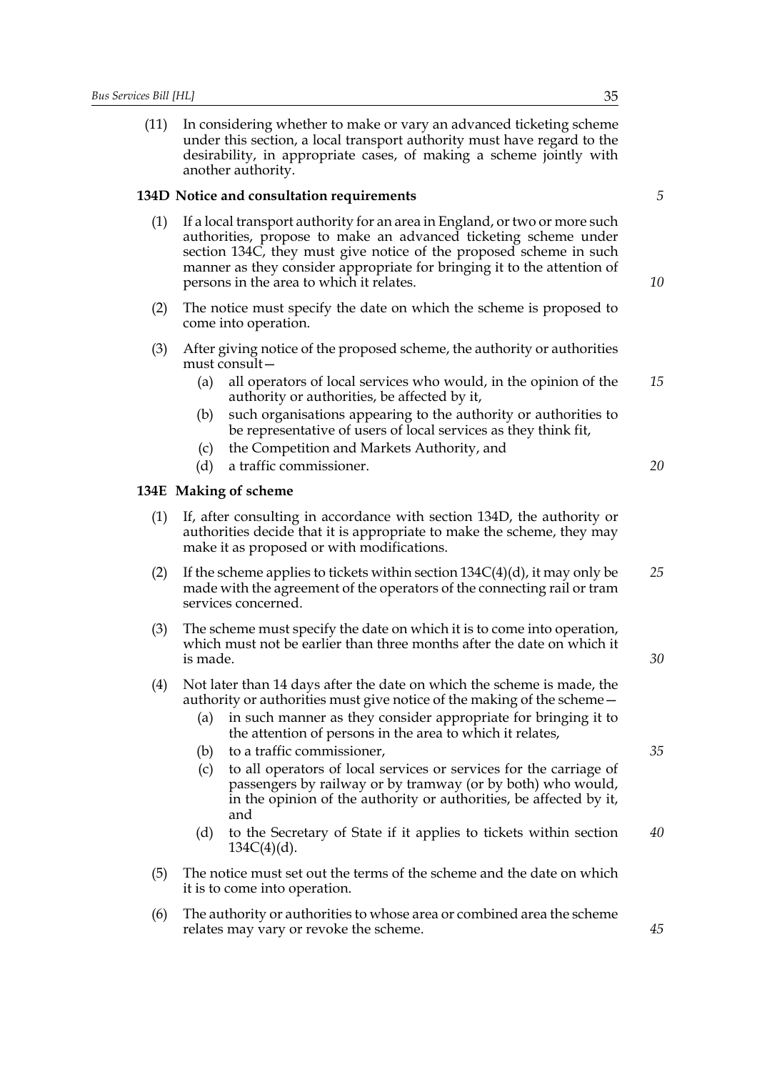(11) In considering whether to make or vary an advanced ticketing scheme under this section, a local transport authority must have regard to the desirability, in appropriate cases, of making a scheme jointly with another authority.

### 134D Notice and consultation requirements

(1) If a local transport authority for an area in England, or two or more such authorities, propose to make an advanced ticketing scheme under section 134C, they must give notice of the proposed scheme in such manner as they consider appropriate for bringing it to the attention of persons in the area to which it relates.

(2) The notice must specify the date on which the scheme is proposed to come into operation.

(3) After giving notice of the proposed scheme, the authority or authorities must consult—

(a) all operators of local services who would, in the opinion of the authority or authorities, be affected by it,

(b) such organisations appearing to the authority or authorities to be representative of users of local services as they think fit,

(c) the Competition and Markets Authority, and

(d) a traffic commissioner.

### 134E Making of scheme

(1) If, after consulting in accordance with section 134D, the authority or authorities decide that it is appropriate to make the scheme, they may make it as proposed or with modifications.

(2) If the scheme applies to tickets within section 134C(4)(d), it may only be made with the agreement of the operators of the connecting rail or tram services concerned.

(3) The scheme must specify the date on which it is to come into operation, which must not be earlier than three months after the date on which it is made.

(4) Not later than 14 days after the date on which the scheme is made, the authority or authorities must give notice of the making of the scheme—

(a) in such manner as they consider appropriate for bringing it to the attention of persons in the area to which it relates,

(b) to a traffic commissioner,

(c) to all operators of local services or services for the carriage of passengers by railway or by tramway (or by both) who would, in the opinion of the authority or authorities, be affected by it, and

(d) to the Secretary of State if it applies to tickets within section 134C(4)(d).

(5) The notice must set out the terms of the scheme and the date on which it is to come into operation.

(6) The authority or authorities to whose area or combined area the scheme relates may vary or revoke the scheme.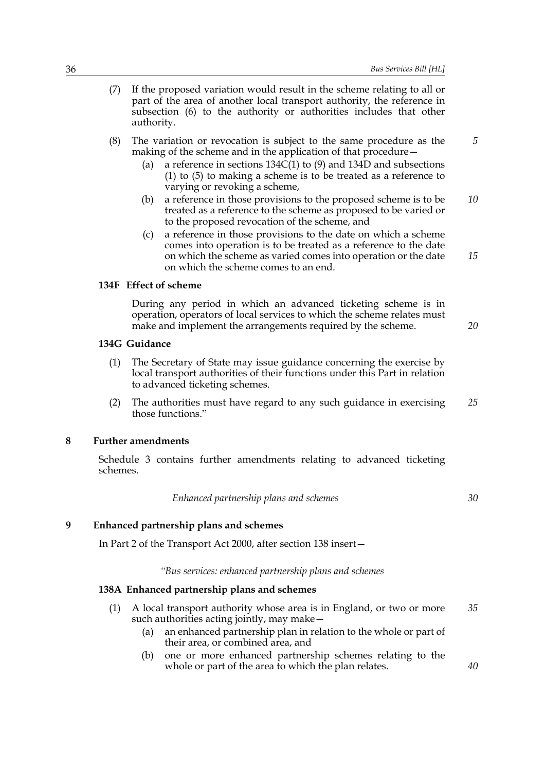(7) If the proposed variation would result in the scheme relating to all or part of the area of another local transport authority, the reference in subsection (6) to the authority or authorities includes that other authority.

(8) The variation or revocation is subject to the same procedure as the making of the scheme and in the application of that procedure—

  (a) a reference in sections 134C(1) to (9) and 134D and subsections (1) to (5) to making a scheme is to be treated as a reference to varying or revoking a scheme,

  (b) a reference in those provisions to the proposed scheme is to be treated as a reference to the scheme as proposed to be varied or to the proposed revocation of the scheme, and

  (c) a reference in those provisions to the date on which a scheme comes into operation is to be treated as a reference to the date on which the scheme as varied comes into operation or the date on which the scheme comes to an end.

**134F Effect of scheme**

During any period in which an advanced ticketing scheme is in operation, operators of local services to which the scheme relates must make and implement the arrangements required by the scheme.

**134G Guidance**

(1) The Secretary of State may issue guidance concerning the exercise by local transport authorities of their functions under this Part in relation to advanced ticketing schemes.

(2) The authorities must have regard to any such guidance in exercising those functions."

## 8 Further amendments

Schedule 3 contains further amendments relating to advanced ticketing schemes.

*Enhanced partnership plans and schemes*

## 9 Enhanced partnership plans and schemes

In Part 2 of the Transport Act 2000, after section 138 insert—

*"Bus services: enhanced partnership plans and schemes*

**138A Enhanced partnership plans and schemes**

(1) A local transport authority whose area is in England, or two or more such authorities acting jointly, may make—

  (a) an enhanced partnership plan in relation to the whole or part of their area, or combined area, and

  (b) one or more enhanced partnership schemes relating to the whole or part of the area to which the plan relates.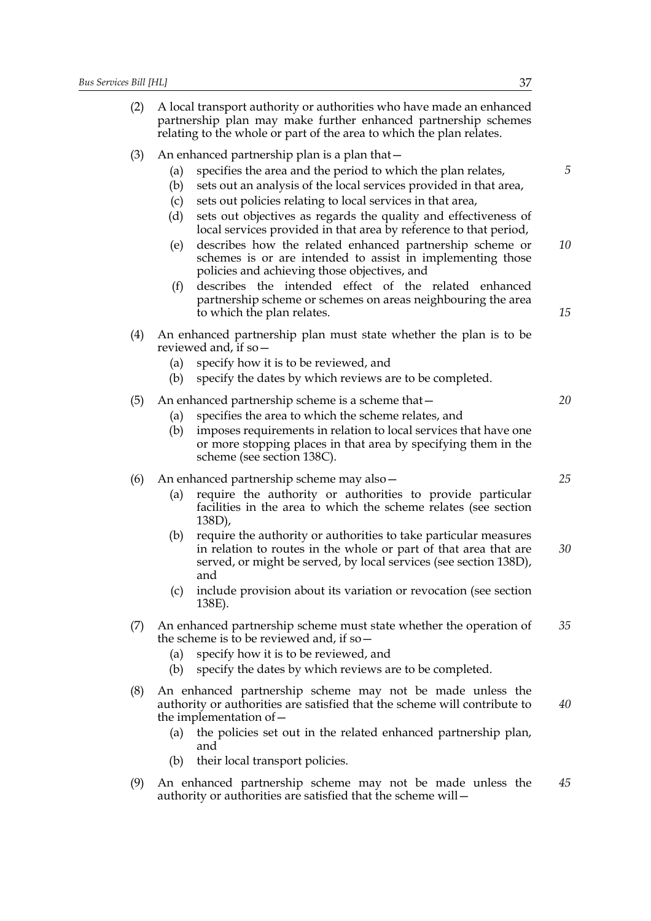(2) A local transport authority or authorities who have made an enhanced partnership plan may make further enhanced partnership schemes relating to the whole or part of the area to which the plan relates.

(3) An enhanced partnership plan is a plan that—

  (a) specifies the area and the period to which the plan relates,

  (b) sets out an analysis of the local services provided in that area,

  (c) sets out policies relating to local services in that area,

  (d) sets out objectives as regards the quality and effectiveness of local services provided in that area by reference to that period,

  (e) describes how the related enhanced partnership scheme or schemes is or are intended to assist in implementing those policies and achieving those objectives, and

  (f) describes the intended effect of the related enhanced partnership scheme or schemes on areas neighbouring the area to which the plan relates.

(4) An enhanced partnership plan must state whether the plan is to be reviewed and, if so—

  (a) specify how it is to be reviewed, and

  (b) specify the dates by which reviews are to be completed.

(5) An enhanced partnership scheme is a scheme that—

  (a) specifies the area to which the scheme relates, and

  (b) imposes requirements in relation to local services that have one or more stopping places in that area by specifying them in the scheme (see section 138C).

(6) An enhanced partnership scheme may also—

  (a) require the authority or authorities to provide particular facilities in the area to which the scheme relates (see section 138D),

  (b) require the authority or authorities to take particular measures in relation to routes in the whole or part of that area that are served, or might be served, by local services (see section 138D), and

  (c) include provision about its variation or revocation (see section 138E).

(7) An enhanced partnership scheme must state whether the operation of the scheme is to be reviewed and, if so—

  (a) specify how it is to be reviewed, and

  (b) specify the dates by which reviews are to be completed.

(8) An enhanced partnership scheme may not be made unless the authority or authorities are satisfied that the scheme will contribute to the implementation of—

  (a) the policies set out in the related enhanced partnership plan, and

  (b) their local transport policies.

(9) An enhanced partnership scheme may not be made unless the authority or authorities are satisfied that the scheme will—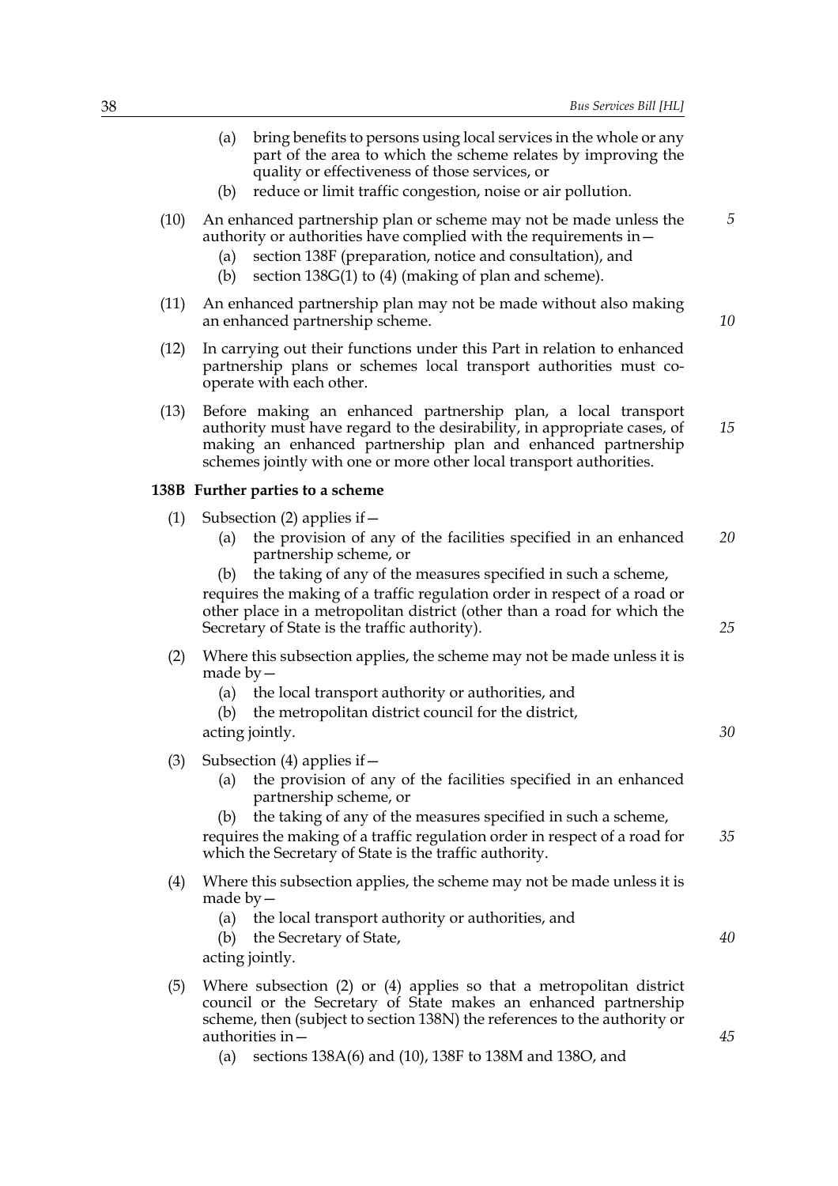(a) bring benefits to persons using local services in the whole or any part of the area to which the scheme relates by improving the quality or effectiveness of those services, or

(b) reduce or limit traffic congestion, noise or air pollution.

(10) An enhanced partnership plan or scheme may not be made unless the authority or authorities have complied with the requirements in—

(a) section 138F (preparation, notice and consultation), and

(b) section 138G(1) to (4) (making of plan and scheme).

(11) An enhanced partnership plan may not be made without also making an enhanced partnership scheme.

(12) In carrying out their functions under this Part in relation to enhanced partnership plans or schemes local transport authorities must co-operate with each other.

(13) Before making an enhanced partnership plan, a local transport authority must have regard to the desirability, in appropriate cases, of making an enhanced partnership plan and enhanced partnership schemes jointly with one or more other local transport authorities.

**138B Further parties to a scheme**

(1) Subsection (2) applies if—

(a) the provision of any of the facilities specified in an enhanced partnership scheme, or

(b) the taking of any of the measures specified in such a scheme,

requires the making of a traffic regulation order in respect of a road or other place in a metropolitan district (other than a road for which the Secretary of State is the traffic authority).

(2) Where this subsection applies, the scheme may not be made unless it is made by—

(a) the local transport authority or authorities, and

(b) the metropolitan district council for the district,

acting jointly.

(3) Subsection (4) applies if—

(a) the provision of any of the facilities specified in an enhanced partnership scheme, or

(b) the taking of any of the measures specified in such a scheme,

requires the making of a traffic regulation order in respect of a road for which the Secretary of State is the traffic authority.

(4) Where this subsection applies, the scheme may not be made unless it is made by—

(a) the local transport authority or authorities, and

(b) the Secretary of State,

acting jointly.

(5) Where subsection (2) or (4) applies so that a metropolitan district council or the Secretary of State makes an enhanced partnership scheme, then (subject to section 138N) the references to the authority or authorities in—

(a) sections 138A(6) and (10), 138F to 138M and 138O, and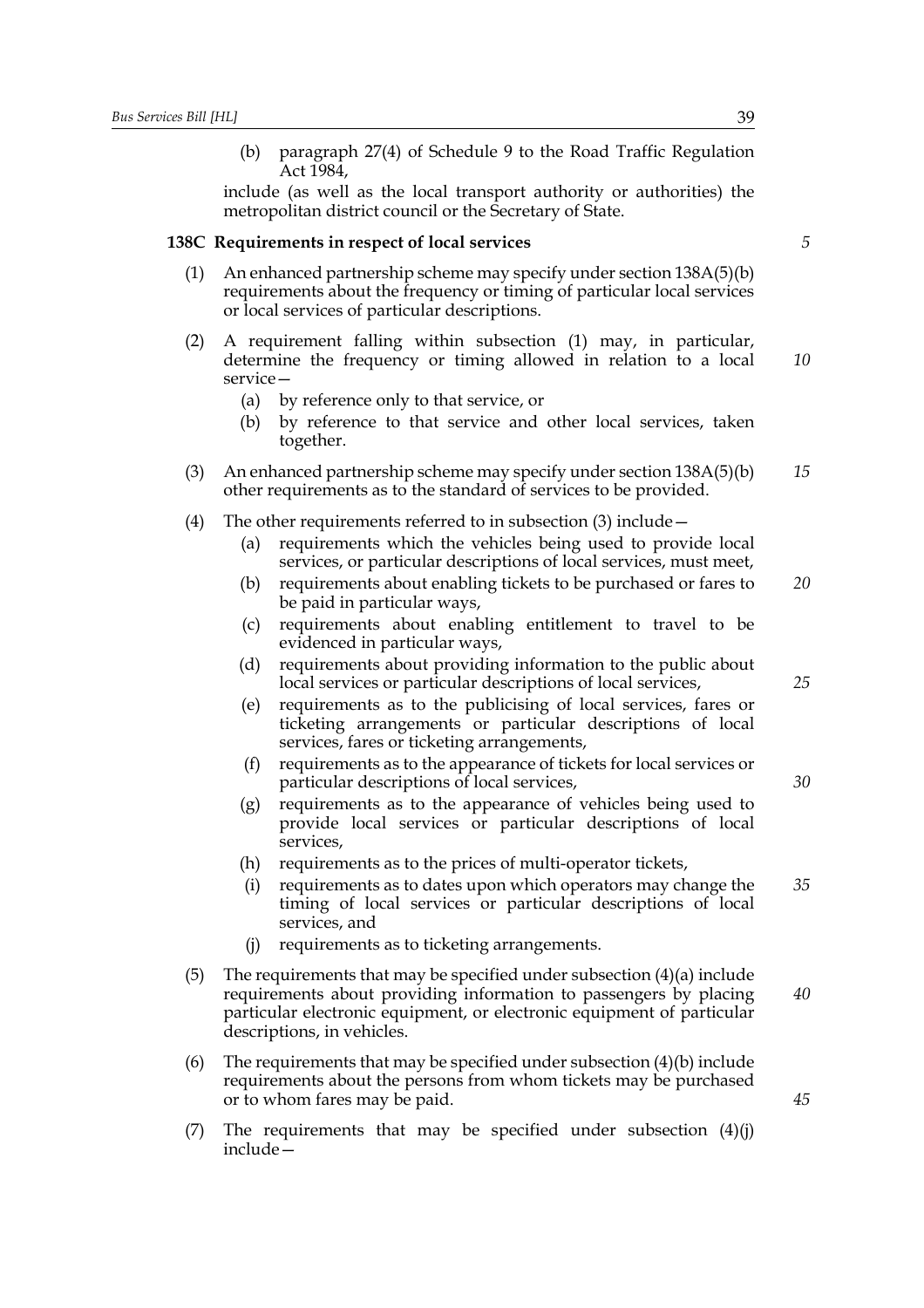(b) paragraph 27(4) of Schedule 9 to the Road Traffic Regulation Act 1984,

include (as well as the local transport authority or authorities) the metropolitan district council or the Secretary of State.

**138C Requirements in respect of local services**

(1) An enhanced partnership scheme may specify under section 138A(5)(b) requirements about the frequency or timing of particular local services or local services of particular descriptions.

(2) A requirement falling within subsection (1) may, in particular, determine the frequency or timing allowed in relation to a local service—

(a) by reference only to that service, or

(b) by reference to that service and other local services, taken together.

(3) An enhanced partnership scheme may specify under section 138A(5)(b) other requirements as to the standard of services to be provided.

(4) The other requirements referred to in subsection (3) include—

(a) requirements which the vehicles being used to provide local services, or particular descriptions of local services, must meet,

(b) requirements about enabling tickets to be purchased or fares to be paid in particular ways,

(c) requirements about enabling entitlement to travel to be evidenced in particular ways,

(d) requirements about providing information to the public about local services or particular descriptions of local services,

(e) requirements as to the publicising of local services, fares or ticketing arrangements or particular descriptions of local services, fares or ticketing arrangements,

(f) requirements as to the appearance of tickets for local services or particular descriptions of local services,

(g) requirements as to the appearance of vehicles being used to provide local services or particular descriptions of local services,

(h) requirements as to the prices of multi-operator tickets,

(i) requirements as to dates upon which operators may change the timing of local services or particular descriptions of local services, and

(j) requirements as to ticketing arrangements.

(5) The requirements that may be specified under subsection (4)(a) include requirements about providing information to passengers by placing particular electronic equipment, or electronic equipment of particular descriptions, in vehicles.

(6) The requirements that may be specified under subsection (4)(b) include requirements about the persons from whom tickets may be purchased or to whom fares may be paid.

(7) The requirements that may be specified under subsection (4)(j) include—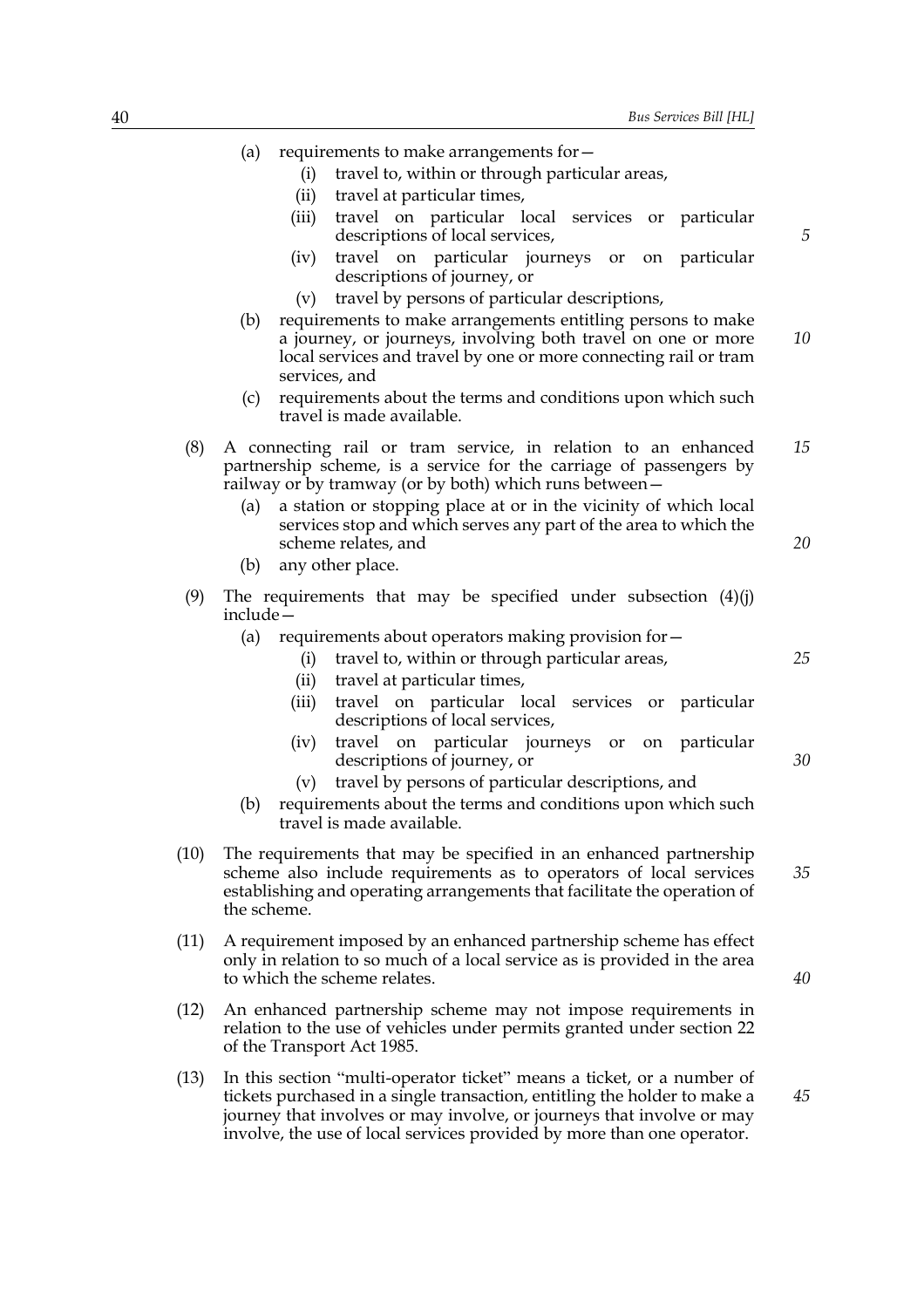(a) requirements to make arrangements for—
   (i) travel to, within or through particular areas,
   (ii) travel at particular times,
   (iii) travel on particular local services or particular descriptions of local services,
   (iv) travel on particular journeys or on particular descriptions of journey, or
   (v) travel by persons of particular descriptions,

(b) requirements to make arrangements entitling persons to make a journey, or journeys, involving both travel on one or more local services and travel by one or more connecting rail or tram services, and

(c) requirements about the terms and conditions upon which such travel is made available.

(8) A connecting rail or tram service, in relation to an enhanced partnership scheme, is a service for the carriage of passengers by railway or by tramway (or by both) which runs between—
   (a) a station or stopping place at or in the vicinity of which local services stop and which serves any part of the area to which the scheme relates, and
   (b) any other place.

(9) The requirements that may be specified under subsection (4)(j) include—
   (a) requirements about operators making provision for—
      (i) travel to, within or through particular areas,
      (ii) travel at particular times,
      (iii) travel on particular local services or particular descriptions of local services,
      (iv) travel on particular journeys or on particular descriptions of journey, or
      (v) travel by persons of particular descriptions, and
   (b) requirements about the terms and conditions upon which such travel is made available.

(10) The requirements that may be specified in an enhanced partnership scheme also include requirements as to operators of local services establishing and operating arrangements that facilitate the operation of the scheme.

(11) A requirement imposed by an enhanced partnership scheme has effect only in relation to so much of a local service as is provided in the area to which the scheme relates.

(12) An enhanced partnership scheme may not impose requirements in relation to the use of vehicles under permits granted under section 22 of the Transport Act 1985.

(13) In this section "multi-operator ticket" means a ticket, or a number of tickets purchased in a single transaction, entitling the holder to make a journey that involves or may involve, or journeys that involve or may involve, the use of local services provided by more than one operator.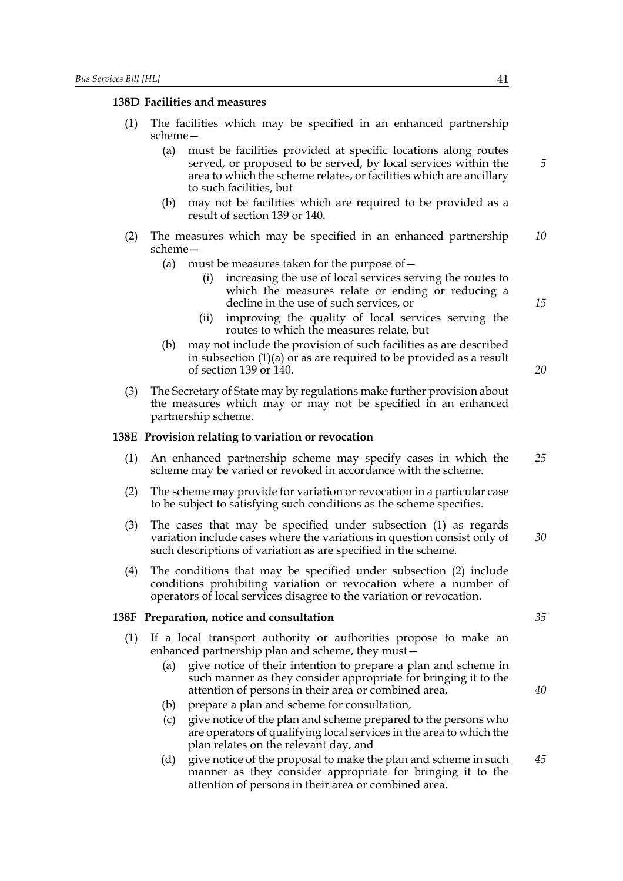### 138D Facilities and measures

(1) The facilities which may be specified in an enhanced partnership scheme—

  (a) must be facilities provided at specific locations along routes served, or proposed to be served, by local services within the area to which the scheme relates, or facilities which are ancillary to such facilities, but

  (b) may not be facilities which are required to be provided as a result of section 139 or 140.

(2) The measures which may be specified in an enhanced partnership scheme—

  (a) must be measures taken for the purpose of—

    (i) increasing the use of local services serving the routes to which the measures relate or ending or reducing a decline in the use of such services, or

    (ii) improving the quality of local services serving the routes to which the measures relate, but

  (b) may not include the provision of such facilities as are described in subsection (1)(a) or as are required to be provided as a result of section 139 or 140.

(3) The Secretary of State may by regulations make further provision about the measures which may or may not be specified in an enhanced partnership scheme.

### 138E Provision relating to variation or revocation

(1) An enhanced partnership scheme may specify cases in which the scheme may be varied or revoked in accordance with the scheme.

(2) The scheme may provide for variation or revocation in a particular case to be subject to satisfying such conditions as the scheme specifies.

(3) The cases that may be specified under subsection (1) as regards variation include cases where the variations in question consist only of such descriptions of variation as are specified in the scheme.

(4) The conditions that may be specified under subsection (2) include conditions prohibiting variation or revocation where a number of operators of local services disagree to the variation or revocation.

### 138F Preparation, notice and consultation

(1) If a local transport authority or authorities propose to make an enhanced partnership plan and scheme, they must—

  (a) give notice of their intention to prepare a plan and scheme in such manner as they consider appropriate for bringing it to the attention of persons in their area or combined area,

  (b) prepare a plan and scheme for consultation,

  (c) give notice of the plan and scheme prepared to the persons who are operators of qualifying local services in the area to which the plan relates on the relevant day, and

  (d) give notice of the proposal to make the plan and scheme in such manner as they consider appropriate for bringing it to the attention of persons in their area or combined area.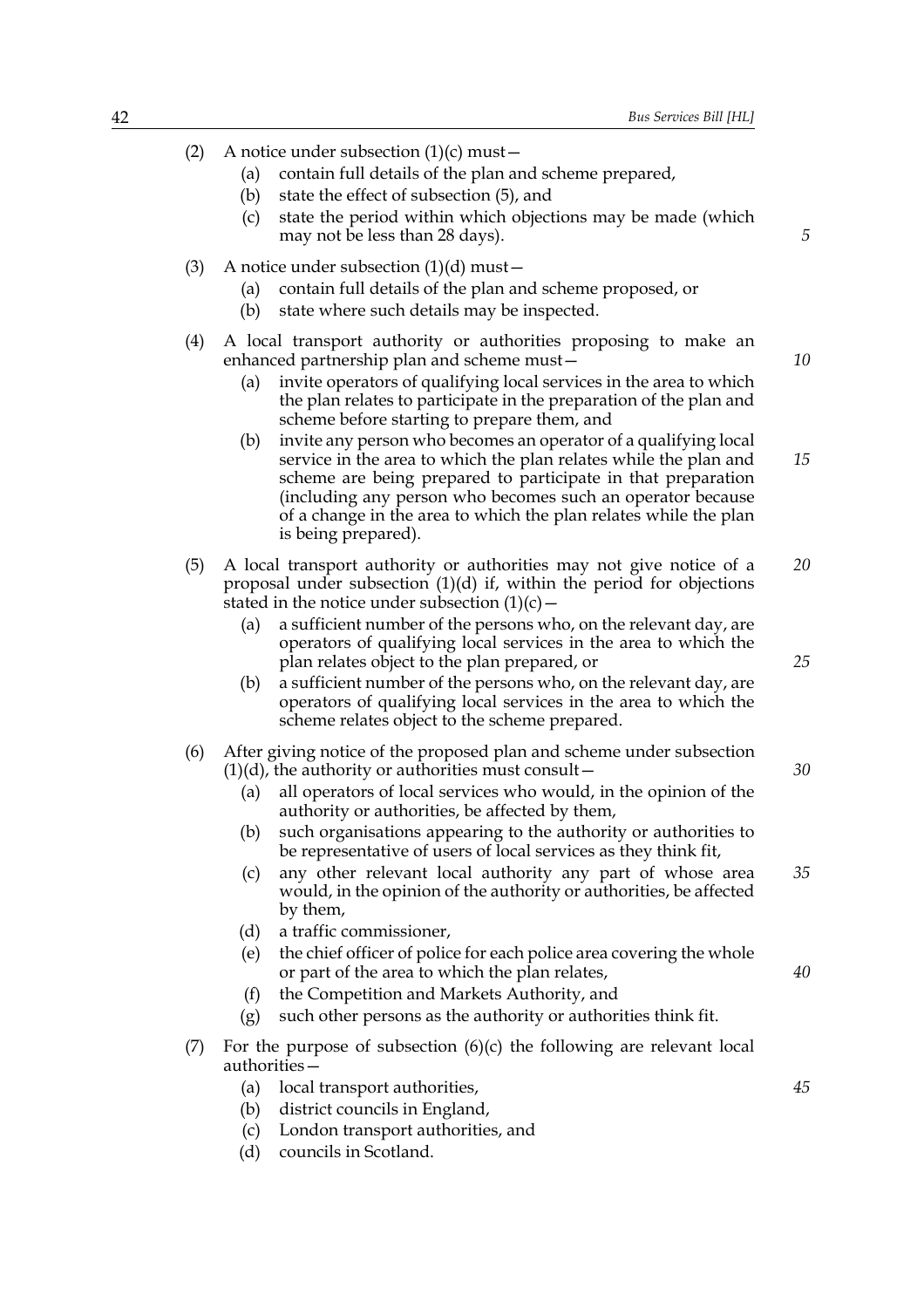(2) A notice under subsection (1)(c) must—

   (a) contain full details of the plan and scheme prepared,

   (b) state the effect of subsection (5), and

   (c) state the period within which objections may be made (which may not be less than 28 days).

(3) A notice under subsection (1)(d) must—

   (a) contain full details of the plan and scheme proposed, or

   (b) state where such details may be inspected.

(4) A local transport authority or authorities proposing to make an enhanced partnership plan and scheme must—

   (a) invite operators of qualifying local services in the area to which the plan relates to participate in the preparation of the plan and scheme before starting to prepare them, and

   (b) invite any person who becomes an operator of a qualifying local service in the area to which the plan relates while the plan and scheme are being prepared to participate in that preparation (including any person who becomes such an operator because of a change in the area to which the plan relates while the plan is being prepared).

(5) A local transport authority or authorities may not give notice of a proposal under subsection (1)(d) if, within the period for objections stated in the notice under subsection (1)(c)—

   (a) a sufficient number of the persons who, on the relevant day, are operators of qualifying local services in the area to which the plan relates object to the plan prepared, or

   (b) a sufficient number of the persons who, on the relevant day, are operators of qualifying local services in the area to which the scheme relates object to the scheme prepared.

(6) After giving notice of the proposed plan and scheme under subsection (1)(d), the authority or authorities must consult—

   (a) all operators of local services who would, in the opinion of the authority or authorities, be affected by them,

   (b) such organisations appearing to the authority or authorities to be representative of users of local services as they think fit,

   (c) any other relevant local authority any part of whose area would, in the opinion of the authority or authorities, be affected by them,

   (d) a traffic commissioner,

   (e) the chief officer of police for each police area covering the whole or part of the area to which the plan relates,

   (f) the Competition and Markets Authority, and

   (g) such other persons as the authority or authorities think fit.

(7) For the purpose of subsection (6)(c) the following are relevant local authorities—

   (a) local transport authorities,

   (b) district councils in England,

   (c) London transport authorities, and

   (d) councils in Scotland.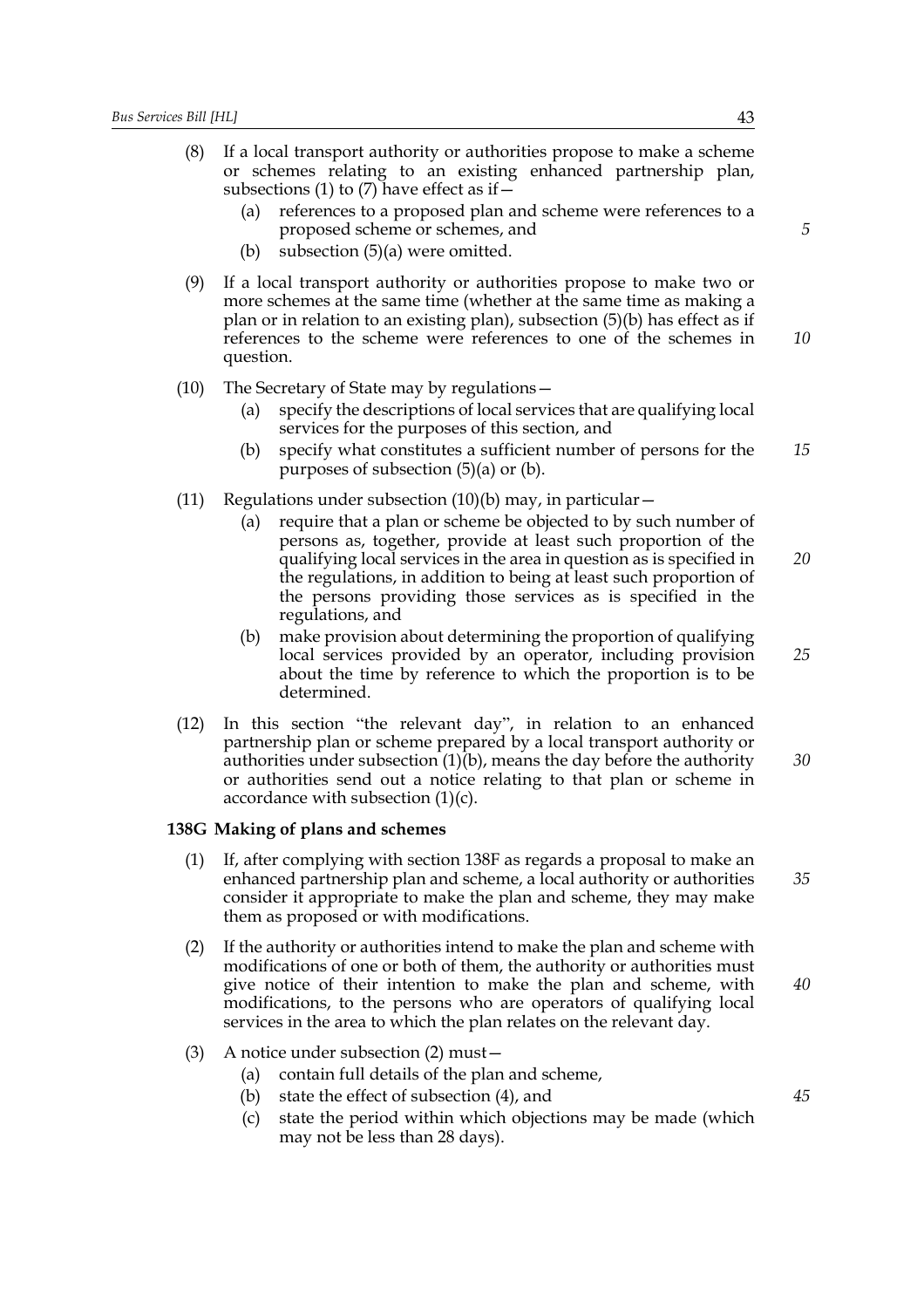(8) If a local transport authority or authorities propose to make a scheme or schemes relating to an existing enhanced partnership plan, subsections (1) to (7) have effect as if—

   (a) references to a proposed plan and scheme were references to a proposed scheme or schemes, and

   (b) subsection (5)(a) were omitted.

(9) If a local transport authority or authorities propose to make two or more schemes at the same time (whether at the same time as making a plan or in relation to an existing plan), subsection (5)(b) has effect as if references to the scheme were references to one of the schemes in question.

(10) The Secretary of State may by regulations—

   (a) specify the descriptions of local services that are qualifying local services for the purposes of this section, and

   (b) specify what constitutes a sufficient number of persons for the purposes of subsection (5)(a) or (b).

(11) Regulations under subsection (10)(b) may, in particular—

   (a) require that a plan or scheme be objected to by such number of persons as, together, provide at least such proportion of the qualifying local services in the area in question as is specified in the regulations, in addition to being at least such proportion of the persons providing those services as is specified in the regulations, and

   (b) make provision about determining the proportion of qualifying local services provided by an operator, including provision about the time by reference to which the proportion is to be determined.

(12) In this section "the relevant day", in relation to an enhanced partnership plan or scheme prepared by a local transport authority or authorities under subsection (1)(b), means the day before the authority or authorities send out a notice relating to that plan or scheme in accordance with subsection (1)(c).

**138G Making of plans and schemes**

(1) If, after complying with section 138F as regards a proposal to make an enhanced partnership plan and scheme, a local authority or authorities consider it appropriate to make the plan and scheme, they may make them as proposed or with modifications.

(2) If the authority or authorities intend to make the plan and scheme with modifications of one or both of them, the authority or authorities must give notice of their intention to make the plan and scheme, with modifications, to the persons who are operators of qualifying local services in the area to which the plan relates on the relevant day.

(3) A notice under subsection (2) must—

   (a) contain full details of the plan and scheme,

   (b) state the effect of subsection (4), and

   (c) state the period within which objections may be made (which may not be less than 28 days).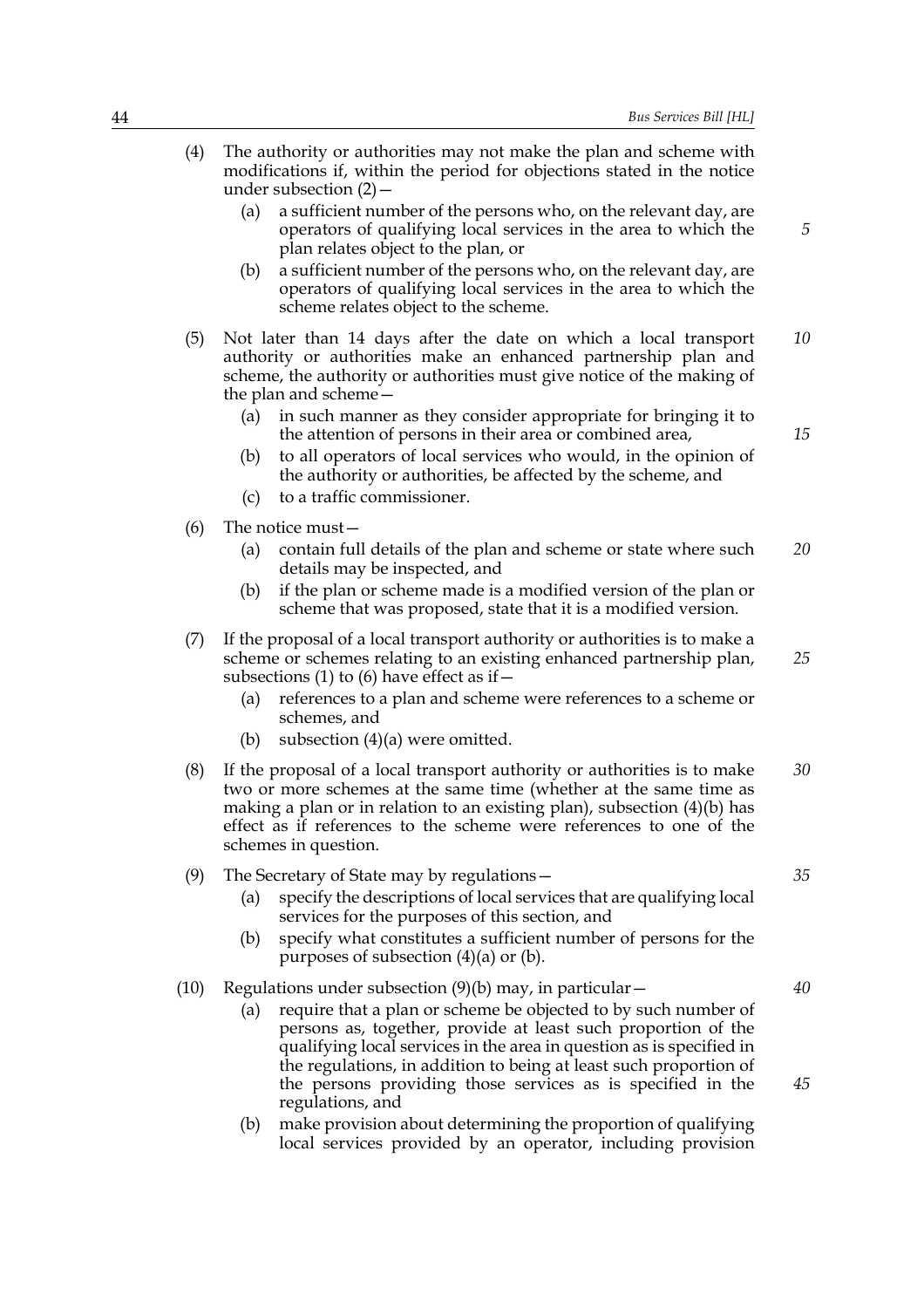(4) The authority or authorities may not make the plan and scheme with modifications if, within the period for objections stated in the notice under subsection (2)—

  (a) a sufficient number of the persons who, on the relevant day, are operators of qualifying local services in the area to which the plan relates object to the plan, or

  (b) a sufficient number of the persons who, on the relevant day, are operators of qualifying local services in the area to which the scheme relates object to the scheme.

(5) Not later than 14 days after the date on which a local transport authority or authorities make an enhanced partnership plan and scheme, the authority or authorities must give notice of the making of the plan and scheme—

  (a) in such manner as they consider appropriate for bringing it to the attention of persons in their area or combined area,

  (b) to all operators of local services who would, in the opinion of the authority or authorities, be affected by the scheme, and

  (c) to a traffic commissioner.

(6) The notice must—

  (a) contain full details of the plan and scheme or state where such details may be inspected, and

  (b) if the plan or scheme made is a modified version of the plan or scheme that was proposed, state that it is a modified version.

(7) If the proposal of a local transport authority or authorities is to make a scheme or schemes relating to an existing enhanced partnership plan, subsections (1) to (6) have effect as if—

  (a) references to a plan and scheme were references to a scheme or schemes, and

  (b) subsection (4)(a) were omitted.

(8) If the proposal of a local transport authority or authorities is to make two or more schemes at the same time (whether at the same time as making a plan or in relation to an existing plan), subsection (4)(b) has effect as if references to the scheme were references to one of the schemes in question.

(9) The Secretary of State may by regulations—

  (a) specify the descriptions of local services that are qualifying local services for the purposes of this section, and

  (b) specify what constitutes a sufficient number of persons for the purposes of subsection (4)(a) or (b).

(10) Regulations under subsection (9)(b) may, in particular—

  (a) require that a plan or scheme be objected to by such number of persons as, together, provide at least such proportion of the qualifying local services in the area in question as is specified in the regulations, in addition to being at least such proportion of the persons providing those services as is specified in the regulations, and

  (b) make provision about determining the proportion of qualifying local services provided by an operator, including provision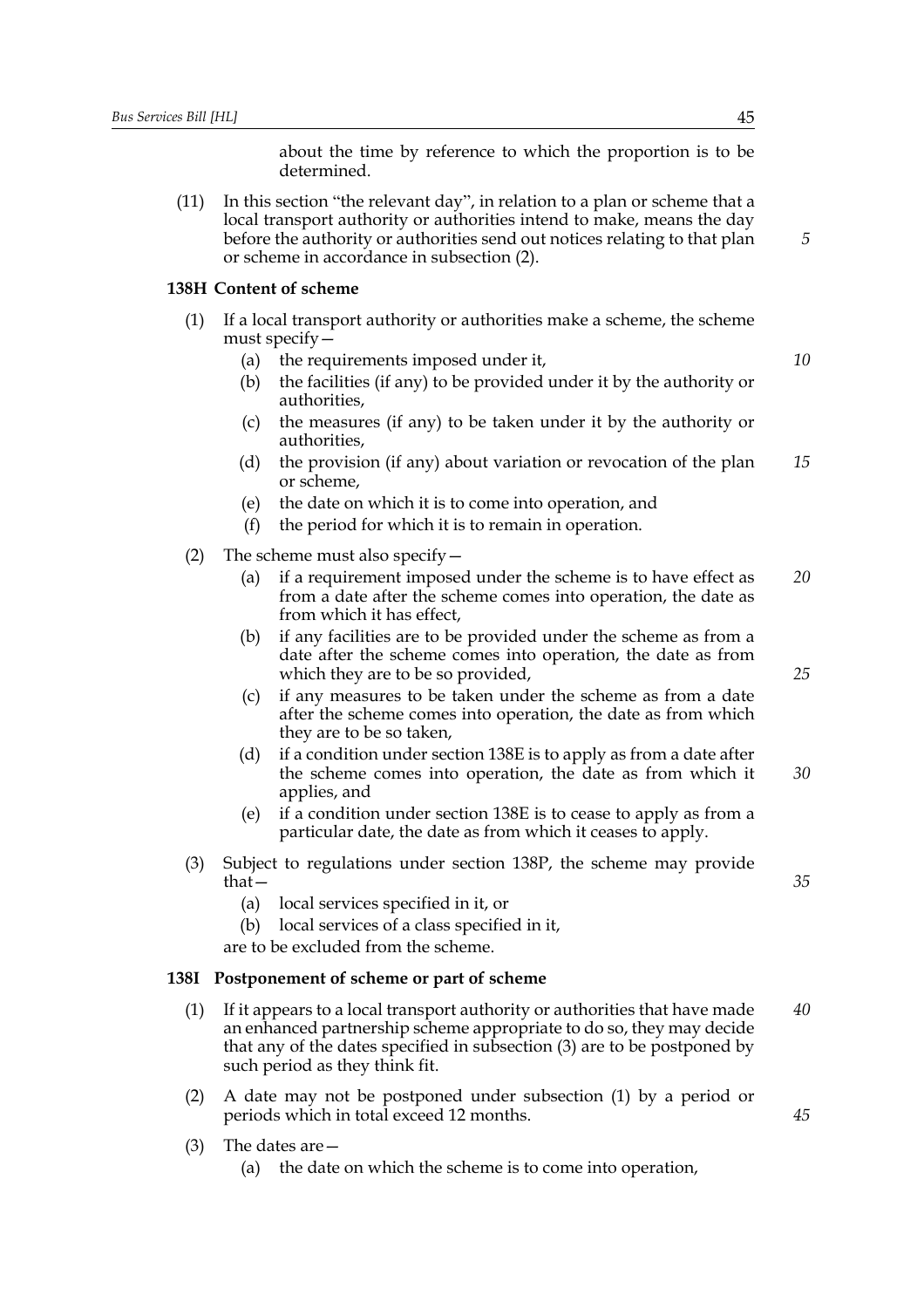about the time by reference to which the proportion is to be determined.

(11) In this section "the relevant day", in relation to a plan or scheme that a local transport authority or authorities intend to make, means the day before the authority or authorities send out notices relating to that plan or scheme in accordance in subsection (2).

### 138H Content of scheme

(1) If a local transport authority or authorities make a scheme, the scheme must specify—

   (a) the requirements imposed under it,

   (b) the facilities (if any) to be provided under it by the authority or authorities,

   (c) the measures (if any) to be taken under it by the authority or authorities,

   (d) the provision (if any) about variation or revocation of the plan or scheme,

   (e) the date on which it is to come into operation, and

   (f) the period for which it is to remain in operation.

(2) The scheme must also specify—

   (a) if a requirement imposed under the scheme is to have effect as from a date after the scheme comes into operation, the date as from which it has effect,

   (b) if any facilities are to be provided under the scheme as from a date after the scheme comes into operation, the date as from which they are to be so provided,

   (c) if any measures to be taken under the scheme as from a date after the scheme comes into operation, the date as from which they are to be so taken,

   (d) if a condition under section 138E is to apply as from a date after the scheme comes into operation, the date as from which it applies, and

   (e) if a condition under section 138E is to cease to apply as from a particular date, the date as from which it ceases to apply.

(3) Subject to regulations under section 138P, the scheme may provide that—

   (a) local services specified in it, or

   (b) local services of a class specified in it,

are to be excluded from the scheme.

### 138I Postponement of scheme or part of scheme

(1) If it appears to a local transport authority or authorities that have made an enhanced partnership scheme appropriate to do so, they may decide that any of the dates specified in subsection (3) are to be postponed by such period as they think fit.

(2) A date may not be postponed under subsection (1) by a period or periods which in total exceed 12 months.

(3) The dates are—

   (a) the date on which the scheme is to come into operation,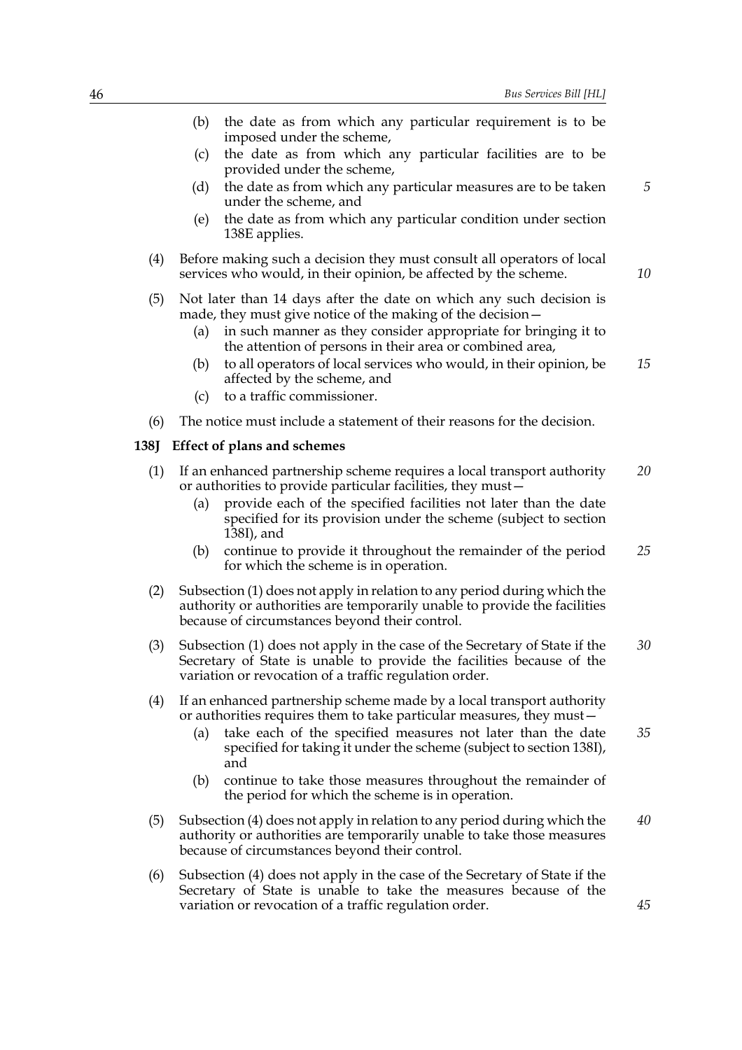(b) the date as from which any particular requirement is to be imposed under the scheme,

(c) the date as from which any particular facilities are to be provided under the scheme,

(d) the date as from which any particular measures are to be taken under the scheme, and

(e) the date as from which any particular condition under section 138E applies.

(4) Before making such a decision they must consult all operators of local services who would, in their opinion, be affected by the scheme.

(5) Not later than 14 days after the date on which any such decision is made, they must give notice of the making of the decision—

(a) in such manner as they consider appropriate for bringing it to the attention of persons in their area or combined area,

(b) to all operators of local services who would, in their opinion, be affected by the scheme, and

(c) to a traffic commissioner.

(6) The notice must include a statement of their reasons for the decision.

**138J Effect of plans and schemes**

(1) If an enhanced partnership scheme requires a local transport authority or authorities to provide particular facilities, they must—

(a) provide each of the specified facilities not later than the date specified for its provision under the scheme (subject to section 138I), and

(b) continue to provide it throughout the remainder of the period for which the scheme is in operation.

(2) Subsection (1) does not apply in relation to any period during which the authority or authorities are temporarily unable to provide the facilities because of circumstances beyond their control.

(3) Subsection (1) does not apply in the case of the Secretary of State if the Secretary of State is unable to provide the facilities because of the variation or revocation of a traffic regulation order.

(4) If an enhanced partnership scheme made by a local transport authority or authorities requires them to take particular measures, they must—

(a) take each of the specified measures not later than the date specified for taking it under the scheme (subject to section 138I), and

(b) continue to take those measures throughout the remainder of the period for which the scheme is in operation.

(5) Subsection (4) does not apply in relation to any period during which the authority or authorities are temporarily unable to take those measures because of circumstances beyond their control.

(6) Subsection (4) does not apply in the case of the Secretary of State if the Secretary of State is unable to take the measures because of the variation or revocation of a traffic regulation order.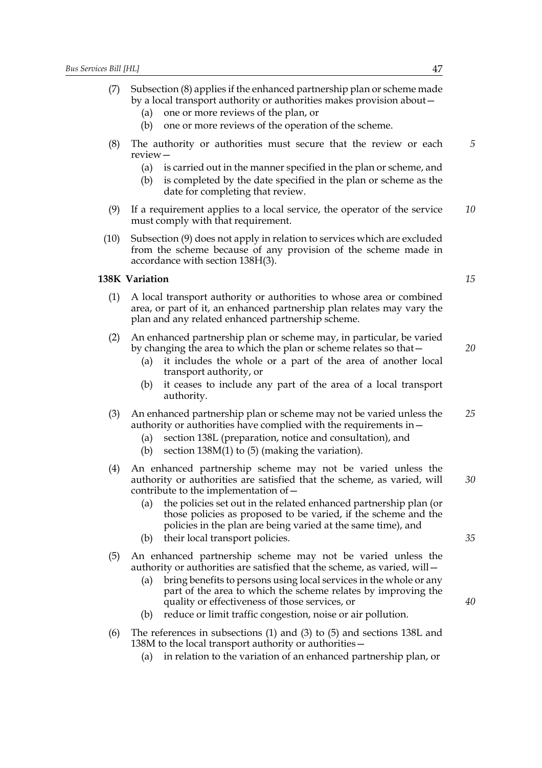(7) Subsection (8) applies if the enhanced partnership plan or scheme made by a local transport authority or authorities makes provision about—

(a) one or more reviews of the plan, or

(b) one or more reviews of the operation of the scheme.

(8) The authority or authorities must secure that the review or each review—

(a) is carried out in the manner specified in the plan or scheme, and

(b) is completed by the date specified in the plan or scheme as the date for completing that review.

(9) If a requirement applies to a local service, the operator of the service must comply with that requirement.

(10) Subsection (9) does not apply in relation to services which are excluded from the scheme because of any provision of the scheme made in accordance with section 138H(3).

### 138K Variation

(1) A local transport authority or authorities to whose area or combined area, or part of it, an enhanced partnership plan relates may vary the plan and any related enhanced partnership scheme.

(2) An enhanced partnership plan or scheme may, in particular, be varied by changing the area to which the plan or scheme relates so that—

(a) it includes the whole or a part of the area of another local transport authority, or

(b) it ceases to include any part of the area of a local transport authority.

(3) An enhanced partnership plan or scheme may not be varied unless the authority or authorities have complied with the requirements in—

(a) section 138L (preparation, notice and consultation), and

(b) section 138M(1) to (5) (making the variation).

(4) An enhanced partnership scheme may not be varied unless the authority or authorities are satisfied that the scheme, as varied, will contribute to the implementation of—

(a) the policies set out in the related enhanced partnership plan (or those policies as proposed to be varied, if the scheme and the policies in the plan are being varied at the same time), and

(b) their local transport policies.

(5) An enhanced partnership scheme may not be varied unless the authority or authorities are satisfied that the scheme, as varied, will—

(a) bring benefits to persons using local services in the whole or any part of the area to which the scheme relates by improving the quality or effectiveness of those services, or

(b) reduce or limit traffic congestion, noise or air pollution.

(6) The references in subsections (1) and (3) to (5) and sections 138L and 138M to the local transport authority or authorities—

(a) in relation to the variation of an enhanced partnership plan, or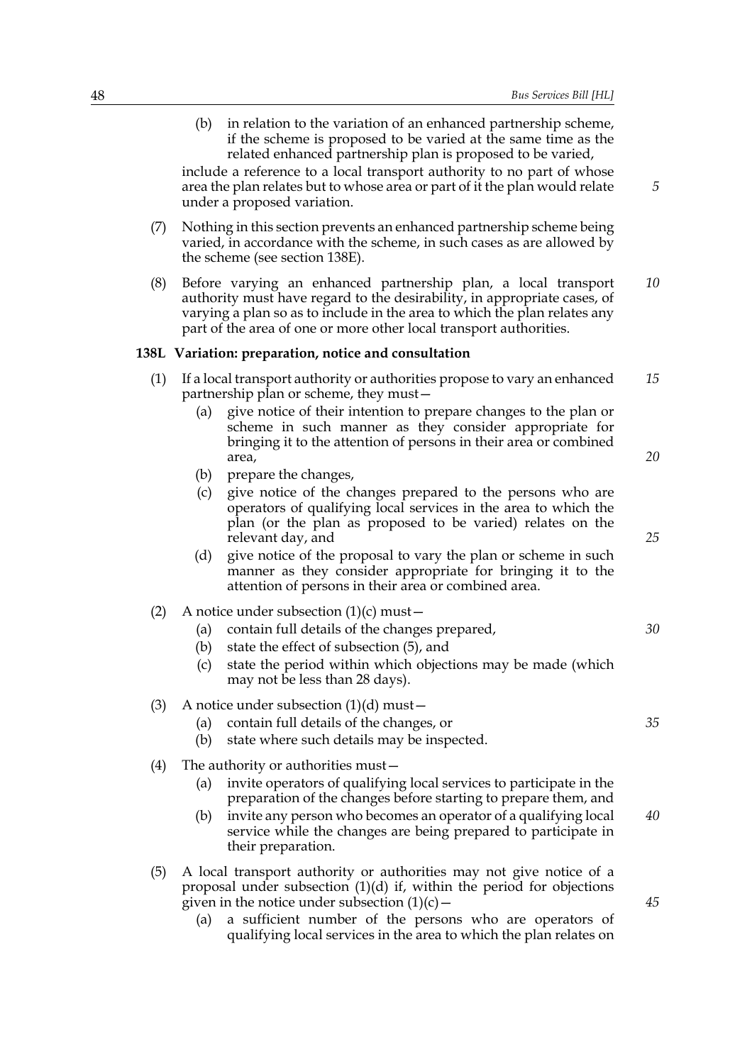(b) in relation to the variation of an enhanced partnership scheme, if the scheme is proposed to be varied at the same time as the related enhanced partnership plan is proposed to be varied,

include a reference to a local transport authority to no part of whose area the plan relates but to whose area or part of it the plan would relate under a proposed variation.

(7) Nothing in this section prevents an enhanced partnership scheme being varied, in accordance with the scheme, in such cases as are allowed by the scheme (see section 138E).

(8) Before varying an enhanced partnership plan, a local transport authority must have regard to the desirability, in appropriate cases, of varying a plan so as to include in the area to which the plan relates any part of the area of one or more other local transport authorities.

**138L Variation: preparation, notice and consultation**

(1) If a local transport authority or authorities propose to vary an enhanced partnership plan or scheme, they must—

(a) give notice of their intention to prepare changes to the plan or scheme in such manner as they consider appropriate for bringing it to the attention of persons in their area or combined area,

(b) prepare the changes,

(c) give notice of the changes prepared to the persons who are operators of qualifying local services in the area to which the plan (or the plan as proposed to be varied) relates on the relevant day, and

(d) give notice of the proposal to vary the plan or scheme in such manner as they consider appropriate for bringing it to the attention of persons in their area or combined area.

(2) A notice under subsection (1)(c) must—

(a) contain full details of the changes prepared,

(b) state the effect of subsection (5), and

(c) state the period within which objections may be made (which may not be less than 28 days).

(3) A notice under subsection (1)(d) must—

(a) contain full details of the changes, or

(b) state where such details may be inspected.

(4) The authority or authorities must—

(a) invite operators of qualifying local services to participate in the preparation of the changes before starting to prepare them, and

(b) invite any person who becomes an operator of a qualifying local service while the changes are being prepared to participate in their preparation.

(5) A local transport authority or authorities may not give notice of a proposal under subsection (1)(d) if, within the period for objections given in the notice under subsection (1)(c)—

(a) a sufficient number of the persons who are operators of qualifying local services in the area to which the plan relates on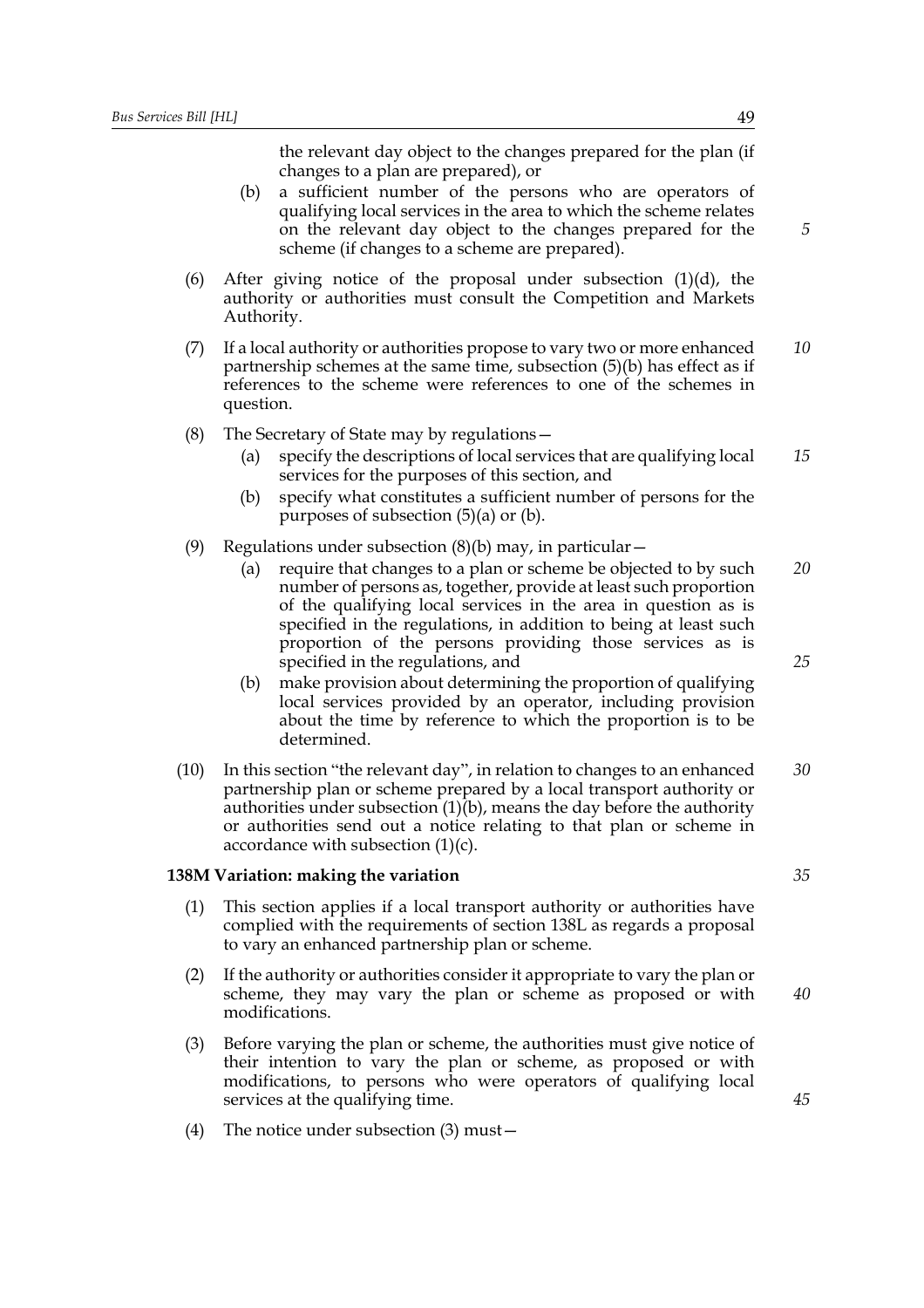the relevant day object to the changes prepared for the plan (if changes to a plan are prepared), or

(b) a sufficient number of the persons who are operators of qualifying local services in the area to which the scheme relates on the relevant day object to the changes prepared for the scheme (if changes to a scheme are prepared).

(6) After giving notice of the proposal under subsection (1)(d), the authority or authorities must consult the Competition and Markets Authority.

(7) If a local authority or authorities propose to vary two or more enhanced partnership schemes at the same time, subsection (5)(b) has effect as if references to the scheme were references to one of the schemes in question.

(8) The Secretary of State may by regulations—

(a) specify the descriptions of local services that are qualifying local services for the purposes of this section, and

(b) specify what constitutes a sufficient number of persons for the purposes of subsection (5)(a) or (b).

(9) Regulations under subsection (8)(b) may, in particular—

(a) require that changes to a plan or scheme be objected to by such number of persons as, together, provide at least such proportion of the qualifying local services in the area in question as is specified in the regulations, in addition to being at least such proportion of the persons providing those services as is specified in the regulations, and

(b) make provision about determining the proportion of qualifying local services provided by an operator, including provision about the time by reference to which the proportion is to be determined.

(10) In this section "the relevant day", in relation to changes to an enhanced partnership plan or scheme prepared by a local transport authority or authorities under subsection (1)(b), means the day before the authority or authorities send out a notice relating to that plan or scheme in accordance with subsection (1)(c).

**138M Variation: making the variation**

(1) This section applies if a local transport authority or authorities have complied with the requirements of section 138L as regards a proposal to vary an enhanced partnership plan or scheme.

(2) If the authority or authorities consider it appropriate to vary the plan or scheme, they may vary the plan or scheme as proposed or with modifications.

(3) Before varying the plan or scheme, the authorities must give notice of their intention to vary the plan or scheme, as proposed or with modifications, to persons who were operators of qualifying local services at the qualifying time.

(4) The notice under subsection (3) must—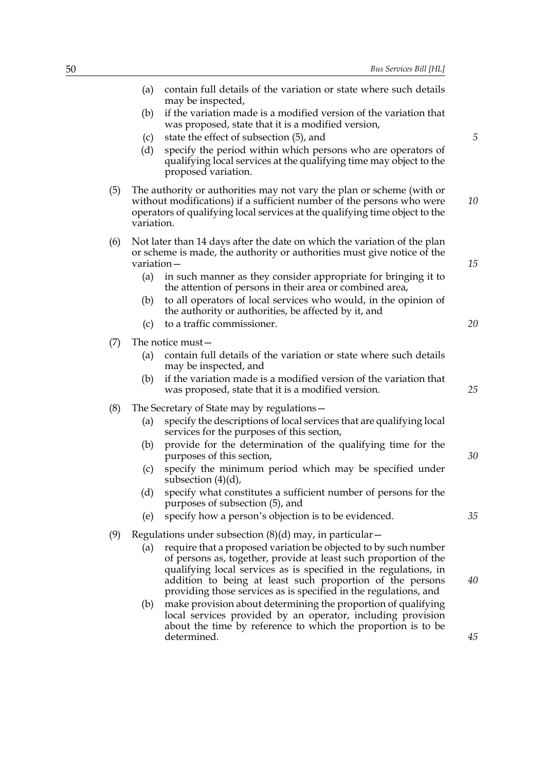(a) contain full details of the variation or state where such details may be inspected,

(b) if the variation made is a modified version of the variation that was proposed, state that it is a modified version,

(c) state the effect of subsection (5), and

(d) specify the period within which persons who are operators of qualifying local services at the qualifying time may object to the proposed variation.

(5) The authority or authorities may not vary the plan or scheme (with or without modifications) if a sufficient number of the persons who were operators of qualifying local services at the qualifying time object to the variation.

(6) Not later than 14 days after the date on which the variation of the plan or scheme is made, the authority or authorities must give notice of the variation—

(a) in such manner as they consider appropriate for bringing it to the attention of persons in their area or combined area,

(b) to all operators of local services who would, in the opinion of the authority or authorities, be affected by it, and

(c) to a traffic commissioner.

(7) The notice must—

(a) contain full details of the variation or state where such details may be inspected, and

(b) if the variation made is a modified version of the variation that was proposed, state that it is a modified version.

(8) The Secretary of State may by regulations—

(a) specify the descriptions of local services that are qualifying local services for the purposes of this section,

(b) provide for the determination of the qualifying time for the purposes of this section,

(c) specify the minimum period which may be specified under subsection (4)(d),

(d) specify what constitutes a sufficient number of persons for the purposes of subsection (5), and

(e) specify how a person's objection is to be evidenced.

(9) Regulations under subsection (8)(d) may, in particular—

(a) require that a proposed variation be objected to by such number of persons as, together, provide at least such proportion of the qualifying local services as is specified in the regulations, in addition to being at least such proportion of the persons providing those services as is specified in the regulations, and

(b) make provision about determining the proportion of qualifying local services provided by an operator, including provision about the time by reference to which the proportion is to be determined.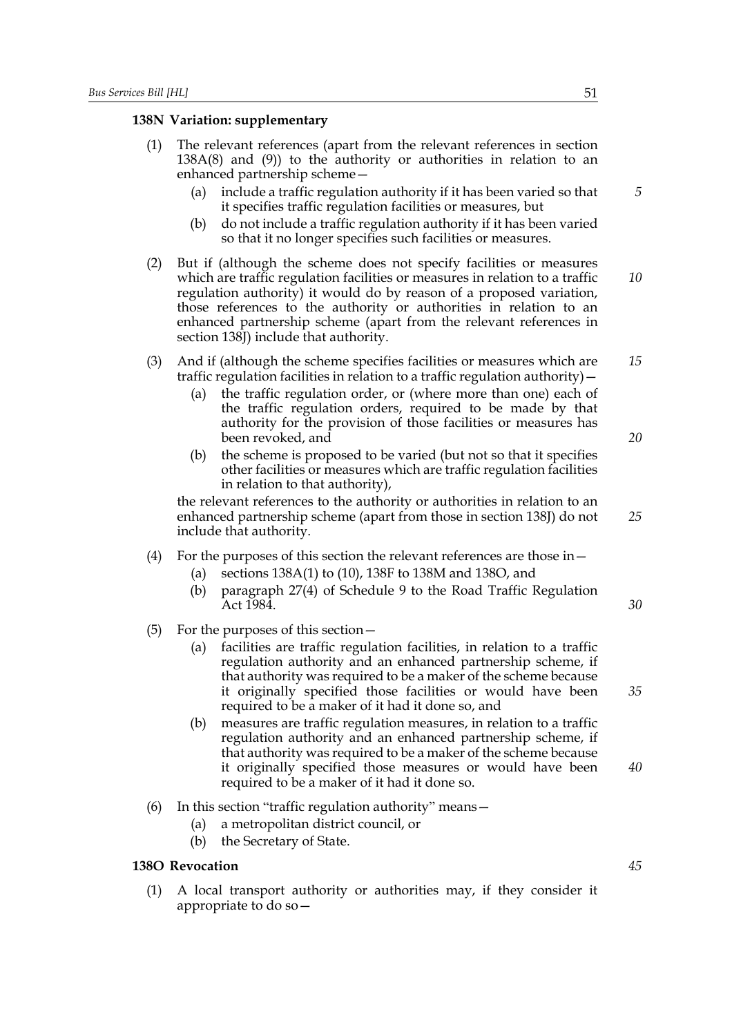**138N Variation: supplementary**

(1) The relevant references (apart from the relevant references in section 138A(8) and (9)) to the authority or authorities in relation to an enhanced partnership scheme—

(a) include a traffic regulation authority if it has been varied so that it specifies traffic regulation facilities or measures, but

(b) do not include a traffic regulation authority if it has been varied so that it no longer specifies such facilities or measures.

(2) But if (although the scheme does not specify facilities or measures which are traffic regulation facilities or measures in relation to a traffic regulation authority) it would do by reason of a proposed variation, those references to the authority or authorities in relation to an enhanced partnership scheme (apart from the relevant references in section 138J) include that authority.

(3) And if (although the scheme specifies facilities or measures which are traffic regulation facilities in relation to a traffic regulation authority)—

(a) the traffic regulation order, or (where more than one) each of the traffic regulation orders, required to be made by that authority for the provision of those facilities or measures has been revoked, and

(b) the scheme is proposed to be varied (but not so that it specifies other facilities or measures which are traffic regulation facilities in relation to that authority),

the relevant references to the authority or authorities in relation to an enhanced partnership scheme (apart from those in section 138J) do not include that authority.

(4) For the purposes of this section the relevant references are those in—

(a) sections 138A(1) to (10), 138F to 138M and 138O, and

(b) paragraph 27(4) of Schedule 9 to the Road Traffic Regulation Act 1984.

(5) For the purposes of this section—

(a) facilities are traffic regulation facilities, in relation to a traffic regulation authority and an enhanced partnership scheme, if that authority was required to be a maker of the scheme because it originally specified those facilities or would have been required to be a maker of it had it done so, and

(b) measures are traffic regulation measures, in relation to a traffic regulation authority and an enhanced partnership scheme, if that authority was required to be a maker of the scheme because it originally specified those measures or would have been required to be a maker of it had it done so.

(6) In this section "traffic regulation authority" means—

(a) a metropolitan district council, or

(b) the Secretary of State.

**138O Revocation**

(1) A local transport authority or authorities may, if they consider it appropriate to do so—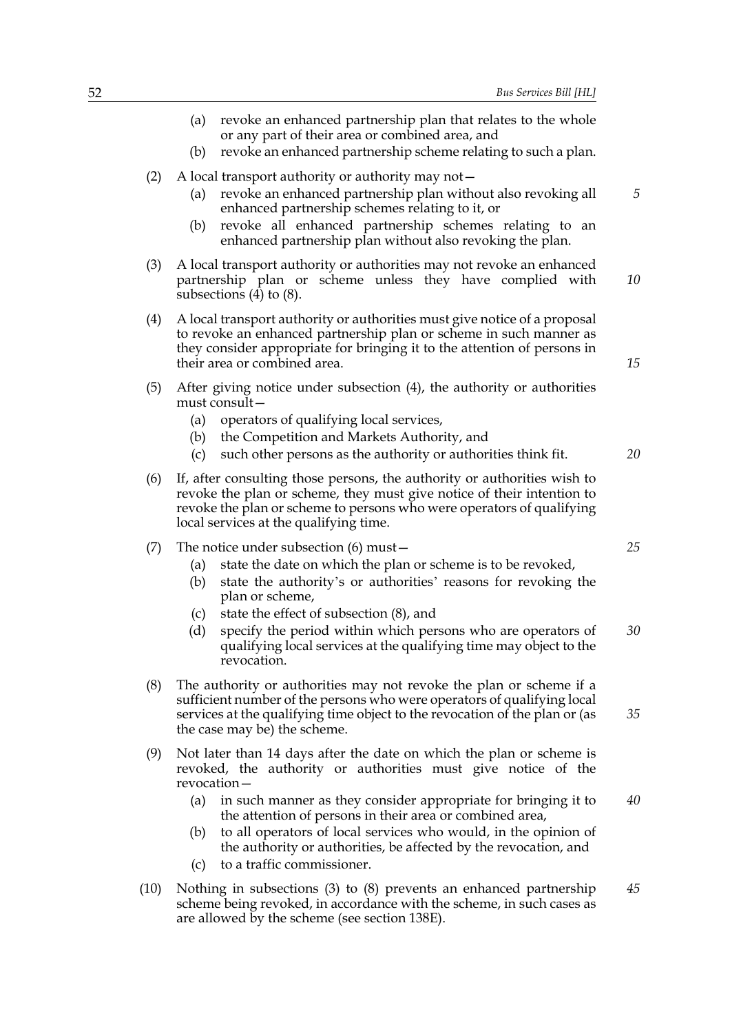(a) revoke an enhanced partnership plan that relates to the whole or any part of their area or combined area, and

(b) revoke an enhanced partnership scheme relating to such a plan.

(2) A local transport authority or authority may not—

(a) revoke an enhanced partnership plan without also revoking all enhanced partnership schemes relating to it, or

(b) revoke all enhanced partnership schemes relating to an enhanced partnership plan without also revoking the plan.

(3) A local transport authority or authorities may not revoke an enhanced partnership plan or scheme unless they have complied with subsections (4) to (8).

(4) A local transport authority or authorities must give notice of a proposal to revoke an enhanced partnership plan or scheme in such manner as they consider appropriate for bringing it to the attention of persons in their area or combined area.

(5) After giving notice under subsection (4), the authority or authorities must consult—

(a) operators of qualifying local services,

(b) the Competition and Markets Authority, and

(c) such other persons as the authority or authorities think fit.

(6) If, after consulting those persons, the authority or authorities wish to revoke the plan or scheme, they must give notice of their intention to revoke the plan or scheme to persons who were operators of qualifying local services at the qualifying time.

(7) The notice under subsection (6) must—

(a) state the date on which the plan or scheme is to be revoked,

(b) state the authority's or authorities' reasons for revoking the plan or scheme,

(c) state the effect of subsection (8), and

(d) specify the period within which persons who are operators of qualifying local services at the qualifying time may object to the revocation.

(8) The authority or authorities may not revoke the plan or scheme if a sufficient number of the persons who were operators of qualifying local services at the qualifying time object to the revocation of the plan or (as the case may be) the scheme.

(9) Not later than 14 days after the date on which the plan or scheme is revoked, the authority or authorities must give notice of the revocation—

(a) in such manner as they consider appropriate for bringing it to the attention of persons in their area or combined area,

(b) to all operators of local services who would, in the opinion of the authority or authorities, be affected by the revocation, and

(c) to a traffic commissioner.

(10) Nothing in subsections (3) to (8) prevents an enhanced partnership scheme being revoked, in accordance with the scheme, in such cases as are allowed by the scheme (see section 138E).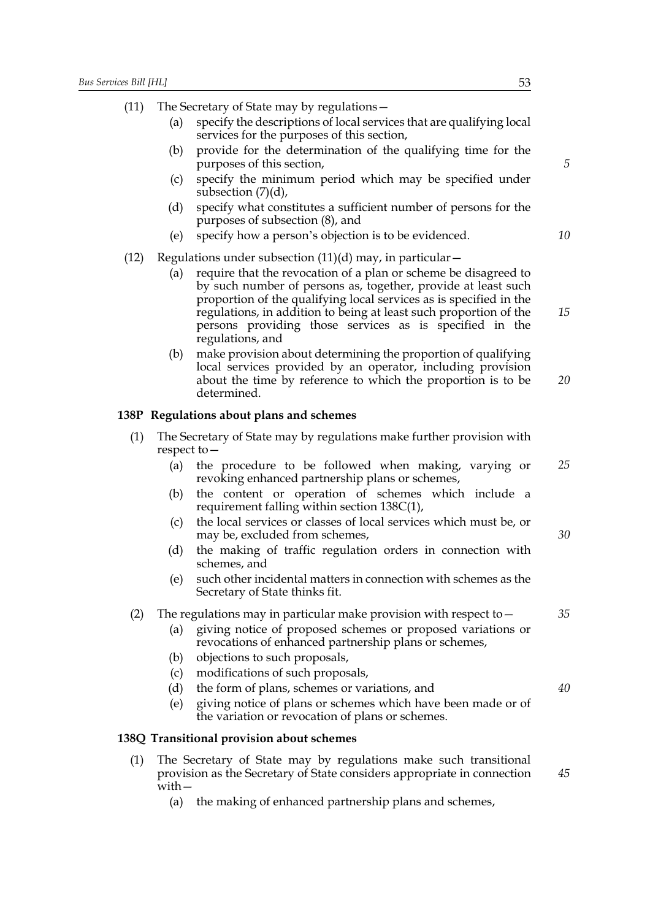(11) The Secretary of State may by regulations—

(a) specify the descriptions of local services that are qualifying local services for the purposes of this section,

(b) provide for the determination of the qualifying time for the purposes of this section,

(c) specify the minimum period which may be specified under subsection (7)(d),

(d) specify what constitutes a sufficient number of persons for the purposes of subsection (8), and

(e) specify how a person's objection is to be evidenced.

(12) Regulations under subsection (11)(d) may, in particular—

(a) require that the revocation of a plan or scheme be disagreed to by such number of persons as, together, provide at least such proportion of the qualifying local services as is specified in the regulations, in addition to being at least such proportion of the persons providing those services as is specified in the regulations, and

(b) make provision about determining the proportion of qualifying local services provided by an operator, including provision about the time by reference to which the proportion is to be determined.

**138P Regulations about plans and schemes**

(1) The Secretary of State may by regulations make further provision with respect to—

(a) the procedure to be followed when making, varying or revoking enhanced partnership plans or schemes,

(b) the content or operation of schemes which include a requirement falling within section 138C(1),

(c) the local services or classes of local services which must be, or may be, excluded from schemes,

(d) the making of traffic regulation orders in connection with schemes, and

(e) such other incidental matters in connection with schemes as the Secretary of State thinks fit.

(2) The regulations may in particular make provision with respect to—

(a) giving notice of proposed schemes or proposed variations or revocations of enhanced partnership plans or schemes,

(b) objections to such proposals,

(c) modifications of such proposals,

(d) the form of plans, schemes or variations, and

(e) giving notice of plans or schemes which have been made or of the variation or revocation of plans or schemes.

**138Q Transitional provision about schemes**

(1) The Secretary of State may by regulations make such transitional provision as the Secretary of State considers appropriate in connection with—

(a) the making of enhanced partnership plans and schemes,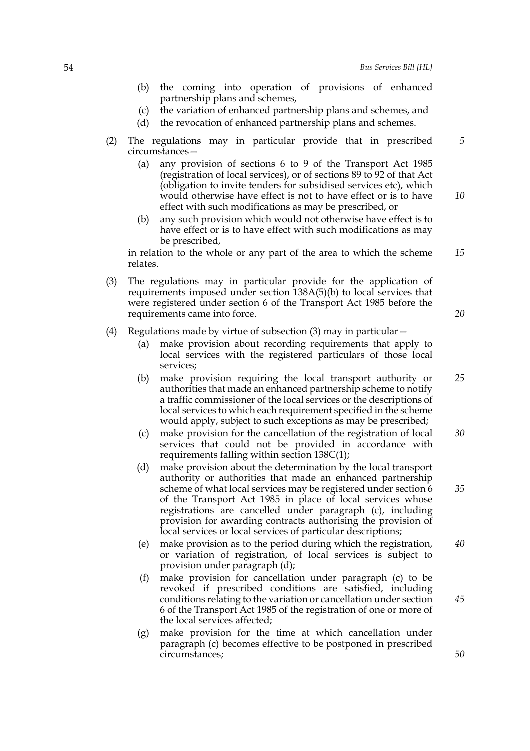(b) the coming into operation of provisions of enhanced partnership plans and schemes,

(c) the variation of enhanced partnership plans and schemes, and

(d) the revocation of enhanced partnership plans and schemes.

(2) The regulations may in particular provide that in prescribed circumstances—

(a) any provision of sections 6 to 9 of the Transport Act 1985 (registration of local services), or of sections 89 to 92 of that Act (obligation to invite tenders for subsidised services etc), which would otherwise have effect is not to have effect or is to have effect with such modifications as may be prescribed, or

(b) any such provision which would not otherwise have effect is to have effect or is to have effect with such modifications as may be prescribed,

in relation to the whole or any part of the area to which the scheme relates.

(3) The regulations may in particular provide for the application of requirements imposed under section 138A(5)(b) to local services that were registered under section 6 of the Transport Act 1985 before the requirements came into force.

(4) Regulations made by virtue of subsection (3) may in particular—

(a) make provision about recording requirements that apply to local services with the registered particulars of those local services;

(b) make provision requiring the local transport authority or authorities that made an enhanced partnership scheme to notify a traffic commissioner of the local services or the descriptions of local services to which each requirement specified in the scheme would apply, subject to such exceptions as may be prescribed;

(c) make provision for the cancellation of the registration of local services that could not be provided in accordance with requirements falling within section 138C(1);

(d) make provision about the determination by the local transport authority or authorities that made an enhanced partnership scheme of what local services may be registered under section 6 of the Transport Act 1985 in place of local services whose registrations are cancelled under paragraph (c), including provision for awarding contracts authorising the provision of local services or local services of particular descriptions;

(e) make provision as to the period during which the registration, or variation of registration, of local services is subject to provision under paragraph (d);

(f) make provision for cancellation under paragraph (c) to be revoked if prescribed conditions are satisfied, including conditions relating to the variation or cancellation under section 6 of the Transport Act 1985 of the registration of one or more of the local services affected;

(g) make provision for the time at which cancellation under paragraph (c) becomes effective to be postponed in prescribed circumstances;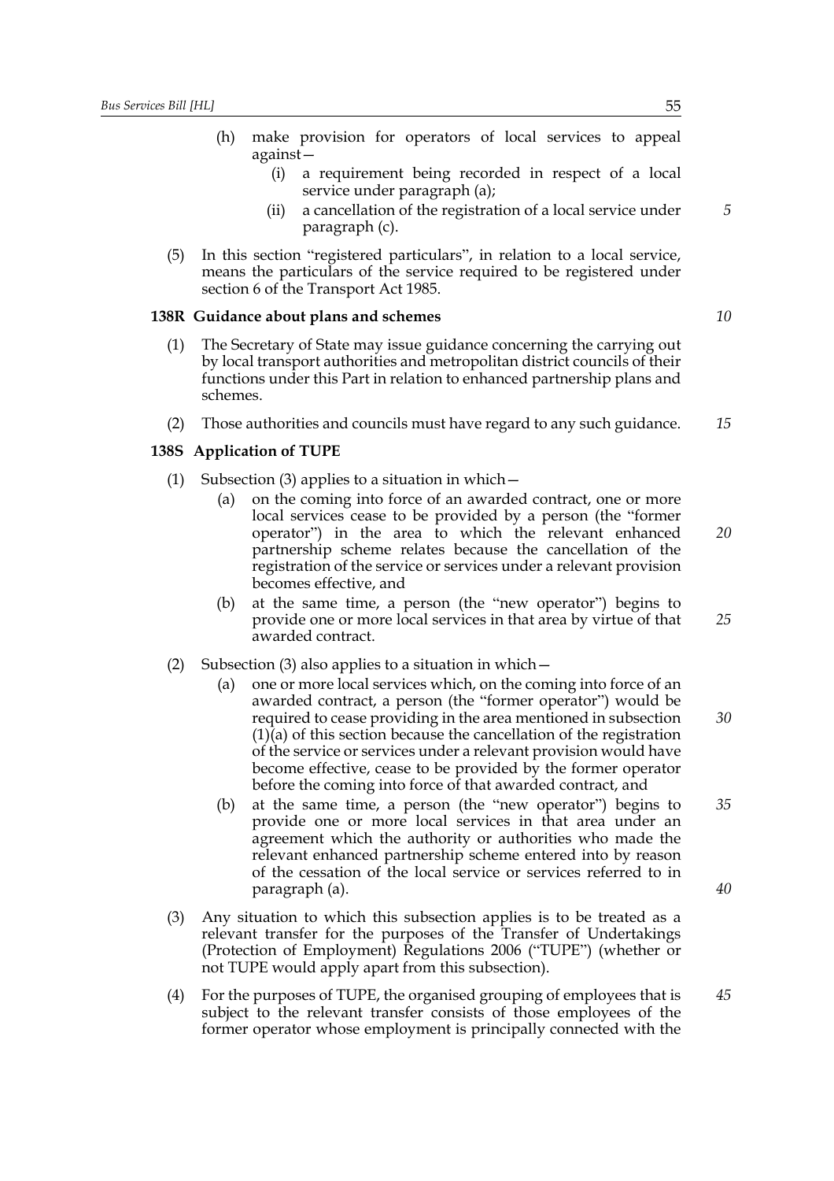(h) make provision for operators of local services to appeal against—

   (i) a requirement being recorded in respect of a local service under paragraph (a);

   (ii) a cancellation of the registration of a local service under paragraph (c).

(5) In this section "registered particulars", in relation to a local service, means the particulars of the service required to be registered under section 6 of the Transport Act 1985.

### 138R Guidance about plans and schemes

(1) The Secretary of State may issue guidance concerning the carrying out by local transport authorities and metropolitan district councils of their functions under this Part in relation to enhanced partnership plans and schemes.

(2) Those authorities and councils must have regard to any such guidance.

### 138S Application of TUPE

(1) Subsection (3) applies to a situation in which—

   (a) on the coming into force of an awarded contract, one or more local services cease to be provided by a person (the "former operator") in the area to which the relevant enhanced partnership scheme relates because the cancellation of the registration of the service or services under a relevant provision becomes effective, and

   (b) at the same time, a person (the "new operator") begins to provide one or more local services in that area by virtue of that awarded contract.

(2) Subsection (3) also applies to a situation in which—

   (a) one or more local services which, on the coming into force of an awarded contract, a person (the "former operator") would be required to cease providing in the area mentioned in subsection (1)(a) of this section because the cancellation of the registration of the service or services under a relevant provision would have become effective, cease to be provided by the former operator before the coming into force of that awarded contract, and

   (b) at the same time, a person (the "new operator") begins to provide one or more local services in that area under an agreement which the authority or authorities who made the relevant enhanced partnership scheme entered into by reason of the cessation of the local service or services referred to in paragraph (a).

(3) Any situation to which this subsection applies is to be treated as a relevant transfer for the purposes of the Transfer of Undertakings (Protection of Employment) Regulations 2006 ("TUPE") (whether or not TUPE would apply apart from this subsection).

(4) For the purposes of TUPE, the organised grouping of employees that is subject to the relevant transfer consists of those employees of the former operator whose employment is principally connected with the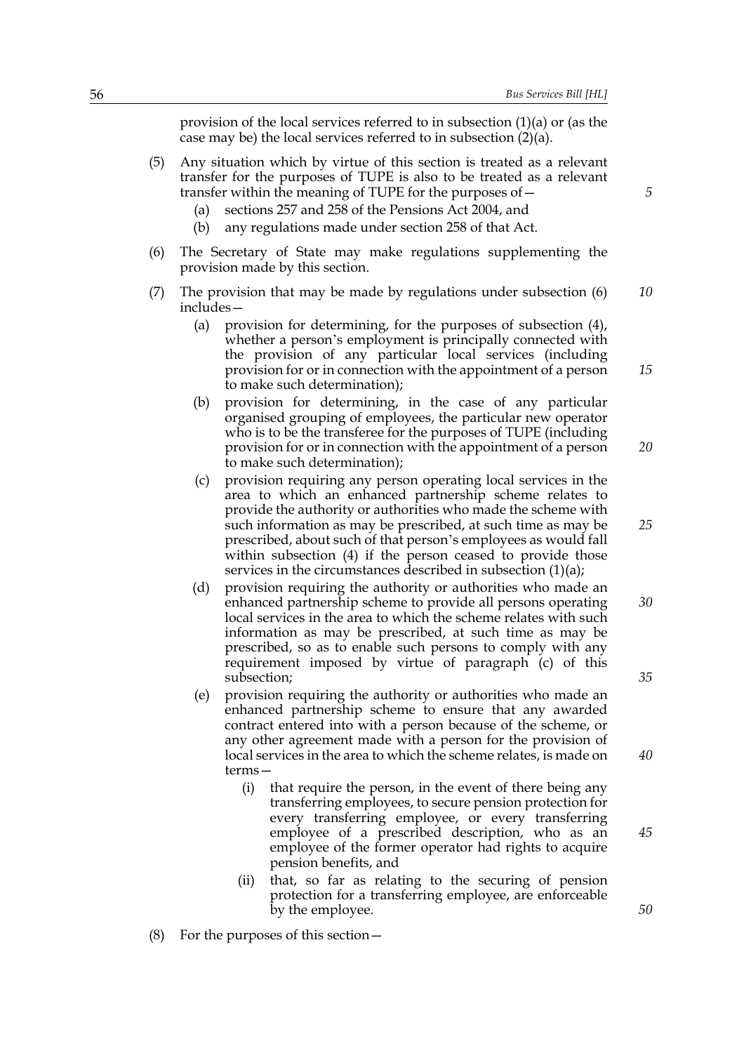provision of the local services referred to in subsection (1)(a) or (as the case may be) the local services referred to in subsection (2)(a).

(5) Any situation which by virtue of this section is treated as a relevant transfer for the purposes of TUPE is also to be treated as a relevant transfer within the meaning of TUPE for the purposes of—

(a) sections 257 and 258 of the Pensions Act 2004, and

(b) any regulations made under section 258 of that Act.

(6) The Secretary of State may make regulations supplementing the provision made by this section.

(7) The provision that may be made by regulations under subsection (6) includes—

(a) provision for determining, for the purposes of subsection (4), whether a person's employment is principally connected with the provision of any particular local services (including provision for or in connection with the appointment of a person to make such determination);

(b) provision for determining, in the case of any particular organised grouping of employees, the particular new operator who is to be the transferee for the purposes of TUPE (including provision for or in connection with the appointment of a person to make such determination);

(c) provision requiring any person operating local services in the area to which an enhanced partnership scheme relates to provide the authority or authorities who made the scheme with such information as may be prescribed, at such time as may be prescribed, about such of that person's employees as would fall within subsection (4) if the person ceased to provide those services in the circumstances described in subsection (1)(a);

(d) provision requiring the authority or authorities who made an enhanced partnership scheme to provide all persons operating local services in the area to which the scheme relates with such information as may be prescribed, at such time as may be prescribed, so as to enable such persons to comply with any requirement imposed by virtue of paragraph (c) of this subsection;

(e) provision requiring the authority or authorities who made an enhanced partnership scheme to ensure that any awarded contract entered into with a person because of the scheme, or any other agreement made with a person for the provision of local services in the area to which the scheme relates, is made on terms—

(i) that require the person, in the event of there being any transferring employees, to secure pension protection for every transferring employee, or every transferring employee of a prescribed description, who as an employee of the former operator had rights to acquire pension benefits, and

(ii) that, so far as relating to the securing of pension protection for a transferring employee, are enforceable by the employee.

(8) For the purposes of this section—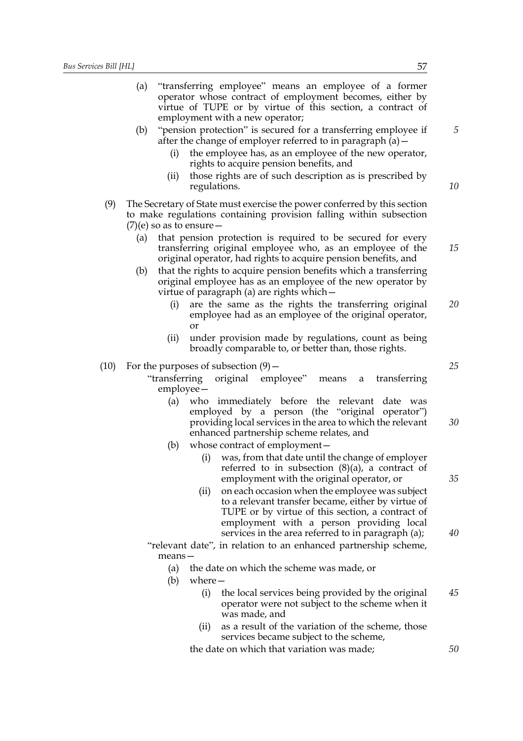(a) "transferring employee" means an employee of a former operator whose contract of employment becomes, either by virtue of TUPE or by virtue of this section, a contract of employment with a new operator;

(b) "pension protection" is secured for a transferring employee if after the change of employer referred to in paragraph (a)—

  (i) the employee has, as an employee of the new operator, rights to acquire pension benefits, and

  (ii) those rights are of such description as is prescribed by regulations.

(9) The Secretary of State must exercise the power conferred by this section to make regulations containing provision falling within subsection (7)(e) so as to ensure—

  (a) that pension protection is required to be secured for every transferring original employee who, as an employee of the original operator, had rights to acquire pension benefits, and

  (b) that the rights to acquire pension benefits which a transferring original employee has as an employee of the new operator by virtue of paragraph (a) are rights which—

    (i) are the same as the rights the transferring original employee had as an employee of the original operator, or

    (ii) under provision made by regulations, count as being broadly comparable to, or better than, those rights.

(10) For the purposes of subsection (9)—

"transferring original employee" means a transferring employee—

  (a) who immediately before the relevant date was employed by a person (the "original operator") providing local services in the area to which the relevant enhanced partnership scheme relates, and

  (b) whose contract of employment—

    (i) was, from that date until the change of employer referred to in subsection (8)(a), a contract of employment with the original operator, or

    (ii) on each occasion when the employee was subject to a relevant transfer became, either by virtue of TUPE or by virtue of this section, a contract of employment with a person providing local services in the area referred to in paragraph (a);

"relevant date", in relation to an enhanced partnership scheme, means—

  (a) the date on which the scheme was made, or

  (b) where—

    (i) the local services being provided by the original operator were not subject to the scheme when it was made, and

    (ii) as a result of the variation of the scheme, those services became subject to the scheme,

  the date on which that variation was made;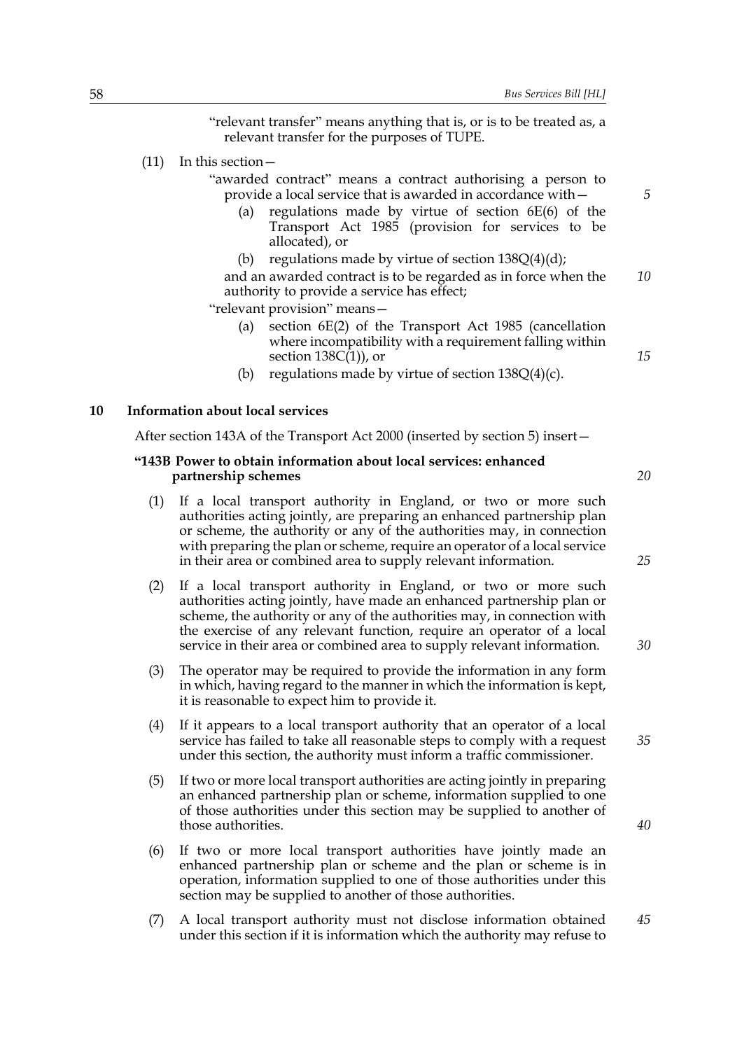"relevant transfer" means anything that is, or is to be treated as, a relevant transfer for the purposes of TUPE.

(11) In this section—

"awarded contract" means a contract authorising a person to provide a local service that is awarded in accordance with—

(a) regulations made by virtue of section 6E(6) of the Transport Act 1985 (provision for services to be allocated), or

(b) regulations made by virtue of section 138Q(4)(d);

and an awarded contract is to be regarded as in force when the authority to provide a service has effect;

"relevant provision" means—

(a) section 6E(2) of the Transport Act 1985 (cancellation where incompatibility with a requirement falling within section 138C(1)), or

(b) regulations made by virtue of section 138Q(4)(c).

## 10 Information about local services

After section 143A of the Transport Act 2000 (inserted by section 5) insert—

### "143B Power to obtain information about local services: enhanced partnership schemes

(1) If a local transport authority in England, or two or more such authorities acting jointly, are preparing an enhanced partnership plan or scheme, the authority or any of the authorities may, in connection with preparing the plan or scheme, require an operator of a local service in their area or combined area to supply relevant information.

(2) If a local transport authority in England, or two or more such authorities acting jointly, have made an enhanced partnership plan or scheme, the authority or any of the authorities may, in connection with the exercise of any relevant function, require an operator of a local service in their area or combined area to supply relevant information.

(3) The operator may be required to provide the information in any form in which, having regard to the manner in which the information is kept, it is reasonable to expect him to provide it.

(4) If it appears to a local transport authority that an operator of a local service has failed to take all reasonable steps to comply with a request under this section, the authority must inform a traffic commissioner.

(5) If two or more local transport authorities are acting jointly in preparing an enhanced partnership plan or scheme, information supplied to one of those authorities under this section may be supplied to another of those authorities.

(6) If two or more local transport authorities have jointly made an enhanced partnership plan or scheme and the plan or scheme is in operation, information supplied to one of those authorities under this section may be supplied to another of those authorities.

(7) A local transport authority must not disclose information obtained under this section if it is information which the authority may refuse to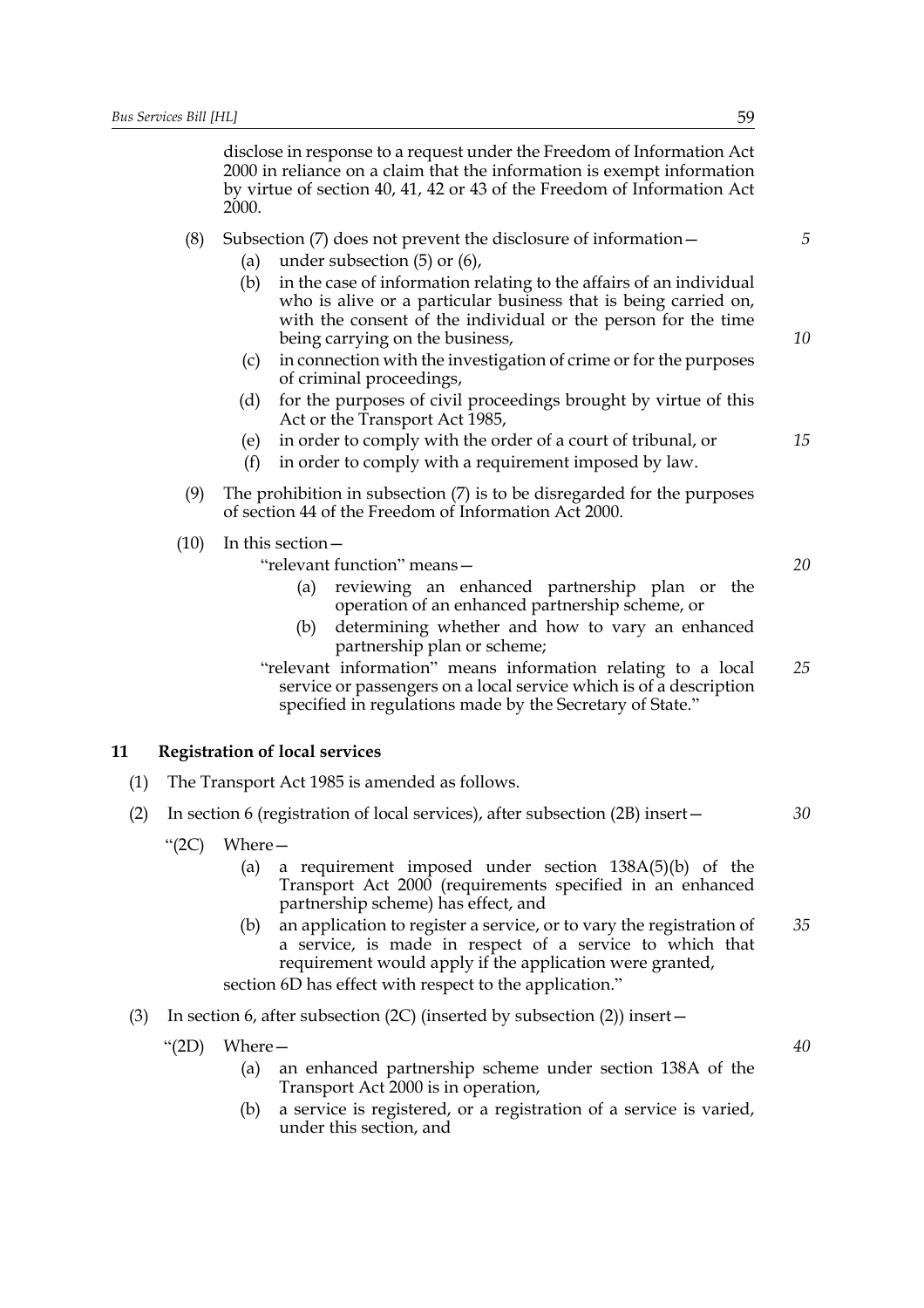disclose in response to a request under the Freedom of Information Act 2000 in reliance on a claim that the information is exempt information by virtue of section 40, 41, 42 or 43 of the Freedom of Information Act 2000.

(8) Subsection (7) does not prevent the disclosure of information—

(a) under subsection (5) or (6),

(b) in the case of information relating to the affairs of an individual who is alive or a particular business that is being carried on, with the consent of the individual or the person for the time being carrying on the business,

(c) in connection with the investigation of crime or for the purposes of criminal proceedings,

(d) for the purposes of civil proceedings brought by virtue of this Act or the Transport Act 1985,

(e) in order to comply with the order of a court of tribunal, or

(f) in order to comply with a requirement imposed by law.

(9) The prohibition in subsection (7) is to be disregarded for the purposes of section 44 of the Freedom of Information Act 2000.

(10) In this section—

"relevant function" means—

(a) reviewing an enhanced partnership plan or the operation of an enhanced partnership scheme, or

(b) determining whether and how to vary an enhanced partnership plan or scheme;

"relevant information" means information relating to a local service or passengers on a local service which is of a description specified in regulations made by the Secretary of State."

### 11 Registration of local services

(1) The Transport Act 1985 is amended as follows.

(2) In section 6 (registration of local services), after subsection (2B) insert—

"(2C) Where—

(a) a requirement imposed under section 138A(5)(b) of the Transport Act 2000 (requirements specified in an enhanced partnership scheme) has effect, and

(b) an application to register a service, or to vary the registration of a service, is made in respect of a service to which that requirement would apply if the application were granted,

section 6D has effect with respect to the application."

(3) In section 6, after subsection (2C) (inserted by subsection (2)) insert—

"(2D) Where—

(a) an enhanced partnership scheme under section 138A of the Transport Act 2000 is in operation,

(b) a service is registered, or a registration of a service is varied, under this section, and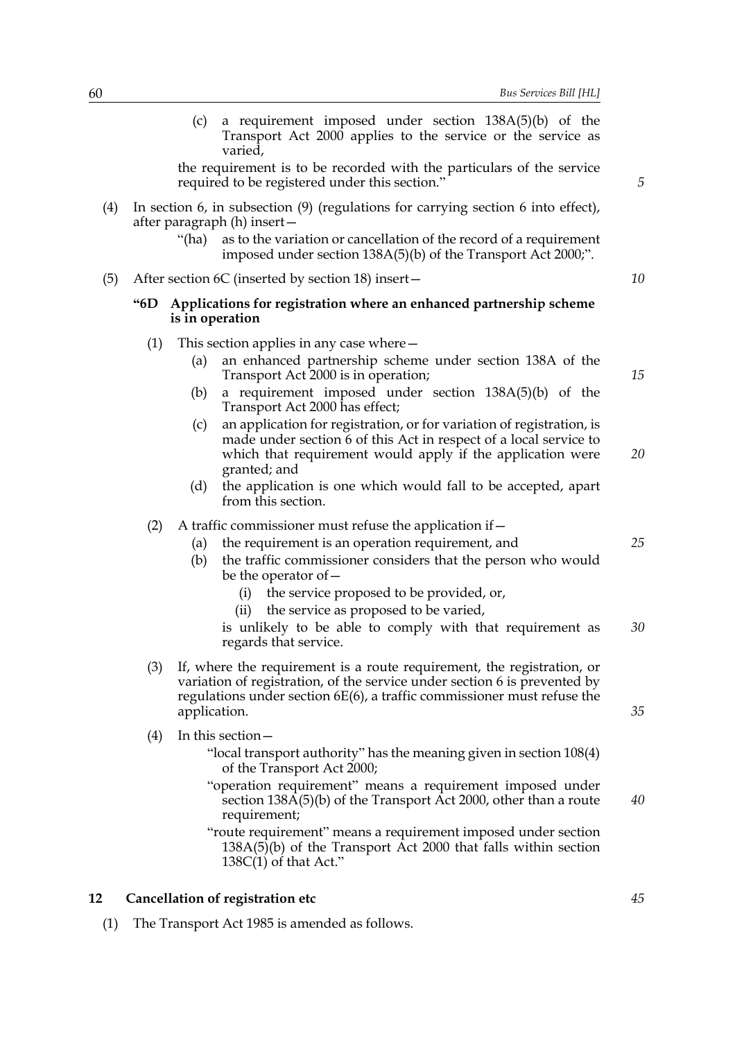(c) a requirement imposed under section 138A(5)(b) of the Transport Act 2000 applies to the service or the service as varied,

the requirement is to be recorded with the particulars of the service required to be registered under this section."

(4) In section 6, in subsection (9) (regulations for carrying section 6 into effect), after paragraph (h) insert—

"(ha) as to the variation or cancellation of the record of a requirement imposed under section 138A(5)(b) of the Transport Act 2000;".

(5) After section 6C (inserted by section 18) insert—

**"6D Applications for registration where an enhanced partnership scheme is in operation**

(1) This section applies in any case where—

(a) an enhanced partnership scheme under section 138A of the Transport Act 2000 is in operation;

(b) a requirement imposed under section 138A(5)(b) of the Transport Act 2000 has effect;

(c) an application for registration, or for variation of registration, is made under section 6 of this Act in respect of a local service to which that requirement would apply if the application were granted; and

(d) the application is one which would fall to be accepted, apart from this section.

(2) A traffic commissioner must refuse the application if—

(a) the requirement is an operation requirement, and

(b) the traffic commissioner considers that the person who would be the operator of—

(i) the service proposed to be provided, or,

(ii) the service as proposed to be varied,

is unlikely to be able to comply with that requirement as regards that service.

(3) If, where the requirement is a route requirement, the registration, or variation of registration, of the service under section 6 is prevented by regulations under section 6E(6), a traffic commissioner must refuse the application.

(4) In this section—

"local transport authority" has the meaning given in section 108(4) of the Transport Act 2000;

"operation requirement" means a requirement imposed under section 138A(5)(b) of the Transport Act 2000, other than a route requirement;

"route requirement" means a requirement imposed under section 138A(5)(b) of the Transport Act 2000 that falls within section 138C(1) of that Act."

## 12 Cancellation of registration etc

(1) The Transport Act 1985 is amended as follows.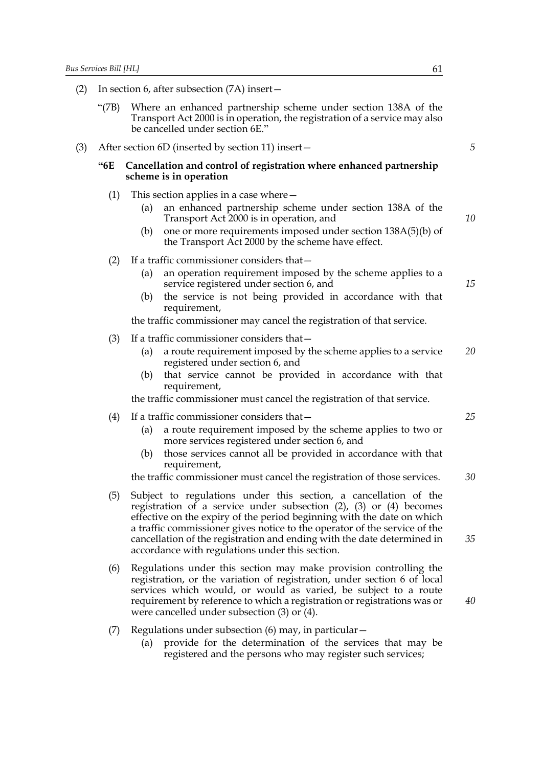(2) In section 6, after subsection (7A) insert—

"(7B) Where an enhanced partnership scheme under section 138A of the Transport Act 2000 is in operation, the registration of a service may also be cancelled under section 6E."

(3) After section 6D (inserted by section 11) insert—

**"6E Cancellation and control of registration where enhanced partnership scheme is in operation**

(1) This section applies in a case where—

(a) an enhanced partnership scheme under section 138A of the Transport Act 2000 is in operation, and

(b) one or more requirements imposed under section 138A(5)(b) of the Transport Act 2000 by the scheme have effect.

(2) If a traffic commissioner considers that—

(a) an operation requirement imposed by the scheme applies to a service registered under section 6, and

(b) the service is not being provided in accordance with that requirement,

the traffic commissioner may cancel the registration of that service.

(3) If a traffic commissioner considers that—

(a) a route requirement imposed by the scheme applies to a service registered under section 6, and

(b) that service cannot be provided in accordance with that requirement,

the traffic commissioner must cancel the registration of that service.

(4) If a traffic commissioner considers that—

(a) a route requirement imposed by the scheme applies to two or more services registered under section 6, and

(b) those services cannot all be provided in accordance with that requirement,

the traffic commissioner must cancel the registration of those services.

(5) Subject to regulations under this section, a cancellation of the registration of a service under subsection (2), (3) or (4) becomes effective on the expiry of the period beginning with the date on which a traffic commissioner gives notice to the operator of the service of the cancellation of the registration and ending with the date determined in accordance with regulations under this section.

(6) Regulations under this section may make provision controlling the registration, or the variation of registration, under section 6 of local services which would, or would as varied, be subject to a route requirement by reference to which a registration or registrations was or were cancelled under subsection (3) or (4).

(7) Regulations under subsection (6) may, in particular—

(a) provide for the determination of the services that may be registered and the persons who may register such services;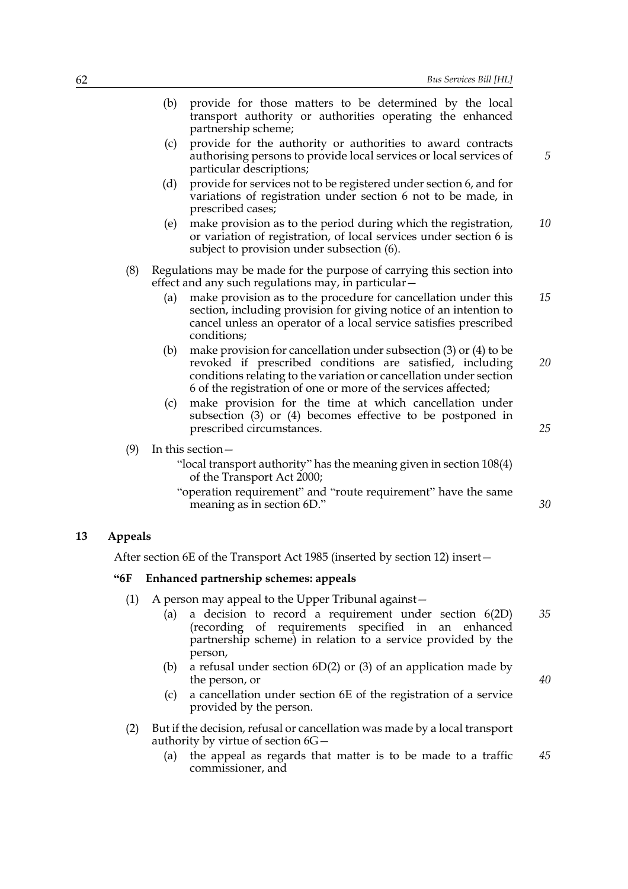(b) provide for those matters to be determined by the local transport authority or authorities operating the enhanced partnership scheme;

(c) provide for the authority or authorities to award contracts authorising persons to provide local services or local services of particular descriptions;

(d) provide for services not to be registered under section 6, and for variations of registration under section 6 not to be made, in prescribed cases;

(e) make provision as to the period during which the registration, or variation of registration, of local services under section 6 is subject to provision under subsection (6).

(8) Regulations may be made for the purpose of carrying this section into effect and any such regulations may, in particular—

(a) make provision as to the procedure for cancellation under this section, including provision for giving notice of an intention to cancel unless an operator of a local service satisfies prescribed conditions;

(b) make provision for cancellation under subsection (3) or (4) to be revoked if prescribed conditions are satisfied, including conditions relating to the variation or cancellation under section 6 of the registration of one or more of the services affected;

(c) make provision for the time at which cancellation under subsection (3) or (4) becomes effective to be postponed in prescribed circumstances.

(9) In this section—

"local transport authority" has the meaning given in section 108(4) of the Transport Act 2000;

"operation requirement" and "route requirement" have the same meaning as in section 6D."

## 13 Appeals

After section 6E of the Transport Act 1985 (inserted by section 12) insert—

### "6F Enhanced partnership schemes: appeals

(1) A person may appeal to the Upper Tribunal against—

(a) a decision to record a requirement under section 6(2D) (recording of requirements specified in an enhanced partnership scheme) in relation to a service provided by the person,

(b) a refusal under section 6D(2) or (3) of an application made by the person, or

(c) a cancellation under section 6E of the registration of a service provided by the person.

(2) But if the decision, refusal or cancellation was made by a local transport authority by virtue of section 6G—

(a) the appeal as regards that matter is to be made to a traffic commissioner, and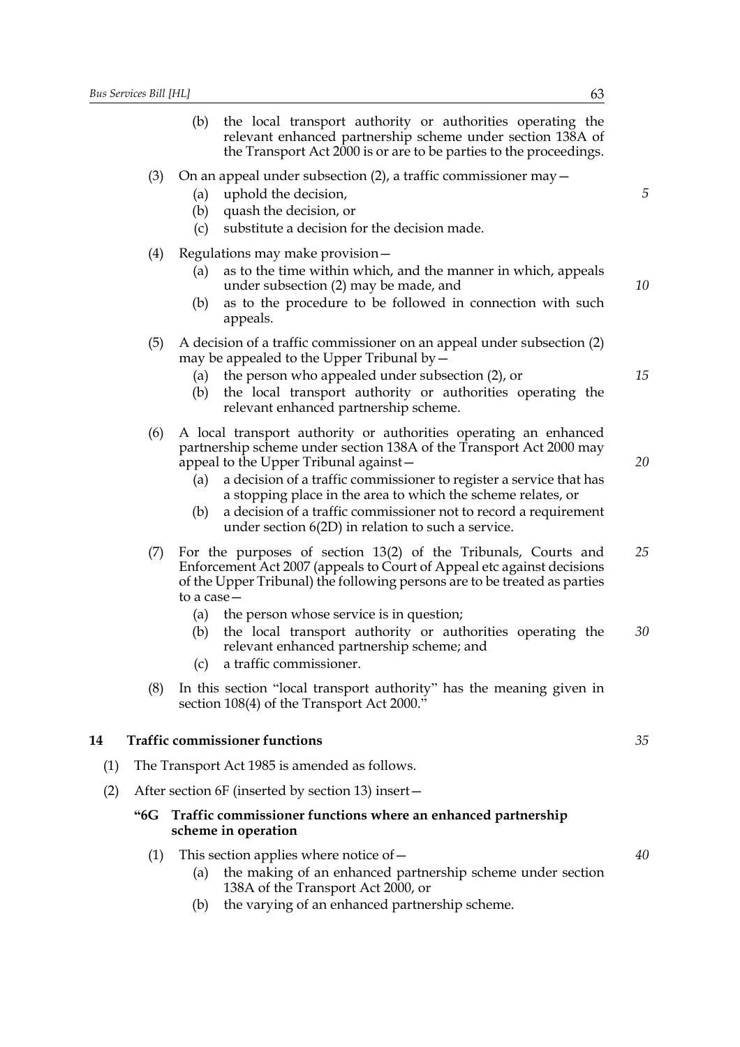(b) the local transport authority or authorities operating the relevant enhanced partnership scheme under section 138A of the Transport Act 2000 is or are to be parties to the proceedings.

(3) On an appeal under subsection (2), a traffic commissioner may—

(a) uphold the decision,

(b) quash the decision, or

(c) substitute a decision for the decision made.

(4) Regulations may make provision—

(a) as to the time within which, and the manner in which, appeals under subsection (2) may be made, and

(b) as to the procedure to be followed in connection with such appeals.

(5) A decision of a traffic commissioner on an appeal under subsection (2) may be appealed to the Upper Tribunal by—

(a) the person who appealed under subsection (2), or

(b) the local transport authority or authorities operating the relevant enhanced partnership scheme.

(6) A local transport authority or authorities operating an enhanced partnership scheme under section 138A of the Transport Act 2000 may appeal to the Upper Tribunal against—

(a) a decision of a traffic commissioner to register a service that has a stopping place in the area to which the scheme relates, or

(b) a decision of a traffic commissioner not to record a requirement under section 6(2D) in relation to such a service.

(7) For the purposes of section 13(2) of the Tribunals, Courts and Enforcement Act 2007 (appeals to Court of Appeal etc against decisions of the Upper Tribunal) the following persons are to be treated as parties to a case—

(a) the person whose service is in question;

(b) the local transport authority or authorities operating the relevant enhanced partnership scheme; and

(c) a traffic commissioner.

(8) In this section "local transport authority" has the meaning given in section 108(4) of the Transport Act 2000."

## 14 Traffic commissioner functions

(1) The Transport Act 1985 is amended as follows.

(2) After section 6F (inserted by section 13) insert—

### "6G Traffic commissioner functions where an enhanced partnership scheme in operation

(1) This section applies where notice of—

(a) the making of an enhanced partnership scheme under section 138A of the Transport Act 2000, or

(b) the varying of an enhanced partnership scheme.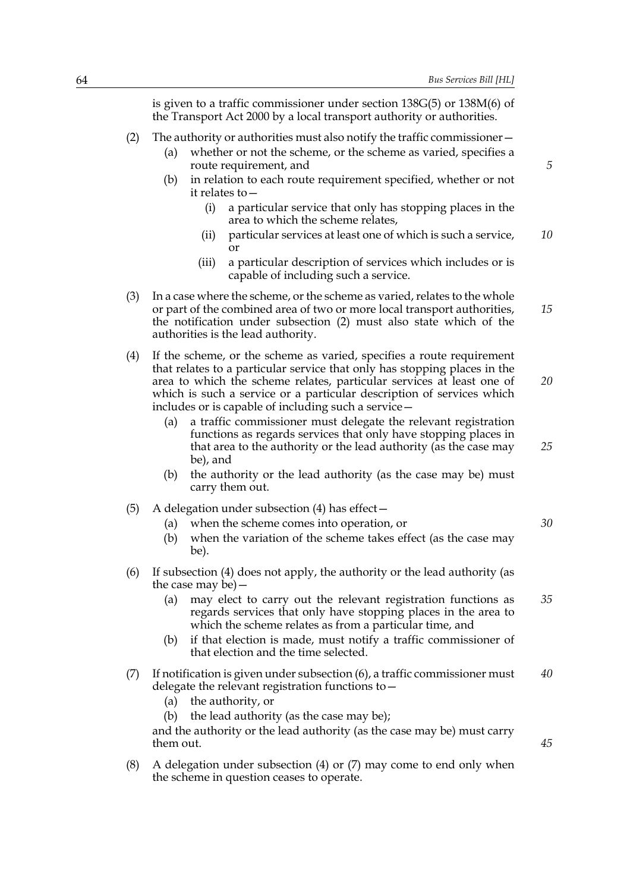is given to a traffic commissioner under section 138G(5) or 138M(6) of the Transport Act 2000 by a local transport authority or authorities.

(2) The authority or authorities must also notify the traffic commissioner—

(a) whether or not the scheme, or the scheme as varied, specifies a route requirement, and

(b) in relation to each route requirement specified, whether or not it relates to—

(i) a particular service that only has stopping places in the area to which the scheme relates,

(ii) particular services at least one of which is such a service, or

(iii) a particular description of services which includes or is capable of including such a service.

(3) In a case where the scheme, or the scheme as varied, relates to the whole or part of the combined area of two or more local transport authorities, the notification under subsection (2) must also state which of the authorities is the lead authority.

(4) If the scheme, or the scheme as varied, specifies a route requirement that relates to a particular service that only has stopping places in the area to which the scheme relates, particular services at least one of which is such a service or a particular description of services which includes or is capable of including such a service—

(a) a traffic commissioner must delegate the relevant registration functions as regards services that only have stopping places in that area to the authority or the lead authority (as the case may be), and

(b) the authority or the lead authority (as the case may be) must carry them out.

(5) A delegation under subsection (4) has effect—

(a) when the scheme comes into operation, or

(b) when the variation of the scheme takes effect (as the case may be).

(6) If subsection (4) does not apply, the authority or the lead authority (as the case may be)—

(a) may elect to carry out the relevant registration functions as regards services that only have stopping places in the area to which the scheme relates as from a particular time, and

(b) if that election is made, must notify a traffic commissioner of that election and the time selected.

(7) If notification is given under subsection (6), a traffic commissioner must delegate the relevant registration functions to—

(a) the authority, or

(b) the lead authority (as the case may be);

and the authority or the lead authority (as the case may be) must carry them out.

(8) A delegation under subsection (4) or (7) may come to end only when the scheme in question ceases to operate.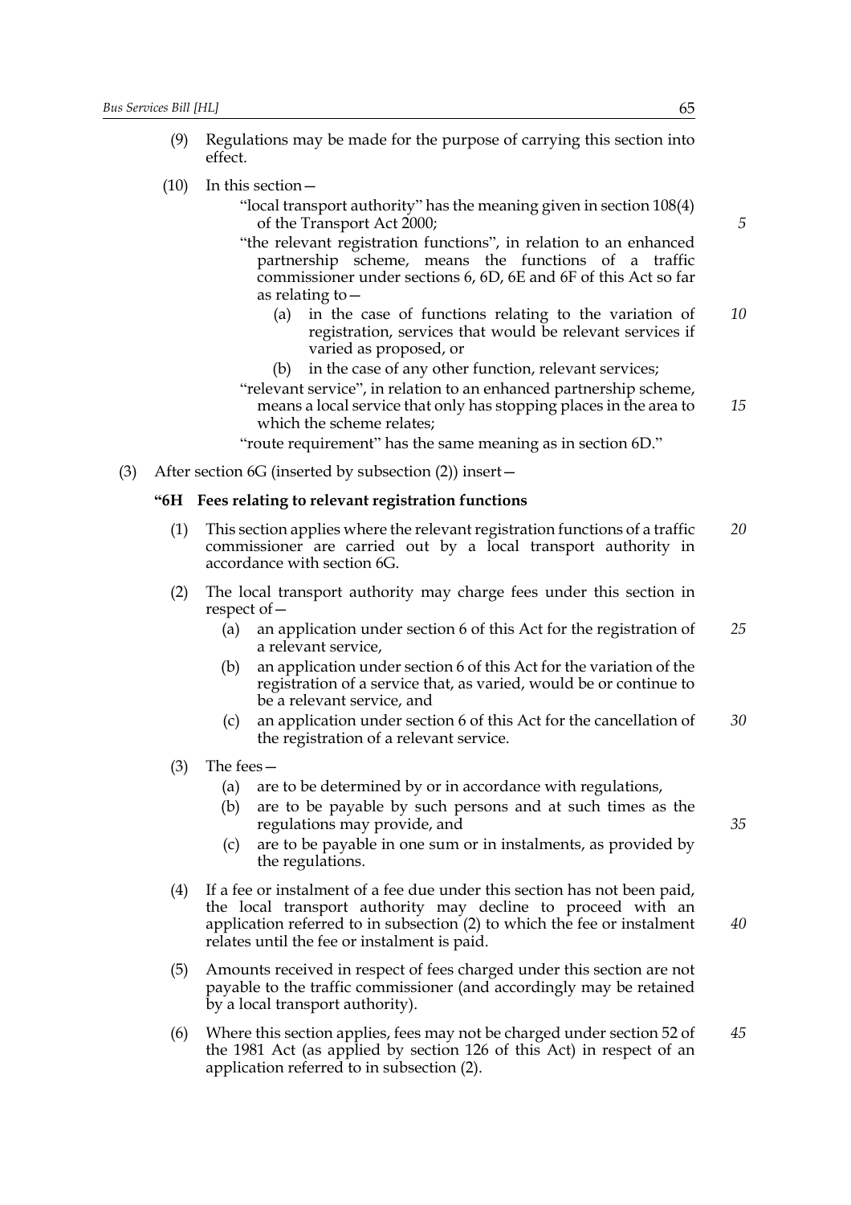(9) Regulations may be made for the purpose of carrying this section into effect.

(10) In this section—

"local transport authority" has the meaning given in section 108(4) of the Transport Act 2000;

"the relevant registration functions", in relation to an enhanced partnership scheme, means the functions of a traffic commissioner under sections 6, 6D, 6E and 6F of this Act so far as relating to—

(a) in the case of functions relating to the variation of registration, services that would be relevant services if varied as proposed, or

(b) in the case of any other function, relevant services;

"relevant service", in relation to an enhanced partnership scheme, means a local service that only has stopping places in the area to which the scheme relates;

"route requirement" has the same meaning as in section 6D."

(3) After section 6G (inserted by subsection (2)) insert—

**"6H Fees relating to relevant registration functions**

(1) This section applies where the relevant registration functions of a traffic commissioner are carried out by a local transport authority in accordance with section 6G.

(2) The local transport authority may charge fees under this section in respect of—

(a) an application under section 6 of this Act for the registration of a relevant service,

(b) an application under section 6 of this Act for the variation of the registration of a service that, as varied, would be or continue to be a relevant service, and

(c) an application under section 6 of this Act for the cancellation of the registration of a relevant service.

(3) The fees—

(a) are to be determined by or in accordance with regulations,

(b) are to be payable by such persons and at such times as the regulations may provide, and

(c) are to be payable in one sum or in instalments, as provided by the regulations.

(4) If a fee or instalment of a fee due under this section has not been paid, the local transport authority may decline to proceed with an application referred to in subsection (2) to which the fee or instalment relates until the fee or instalment is paid.

(5) Amounts received in respect of fees charged under this section are not payable to the traffic commissioner (and accordingly may be retained by a local transport authority).

(6) Where this section applies, fees may not be charged under section 52 of the 1981 Act (as applied by section 126 of this Act) in respect of an application referred to in subsection (2).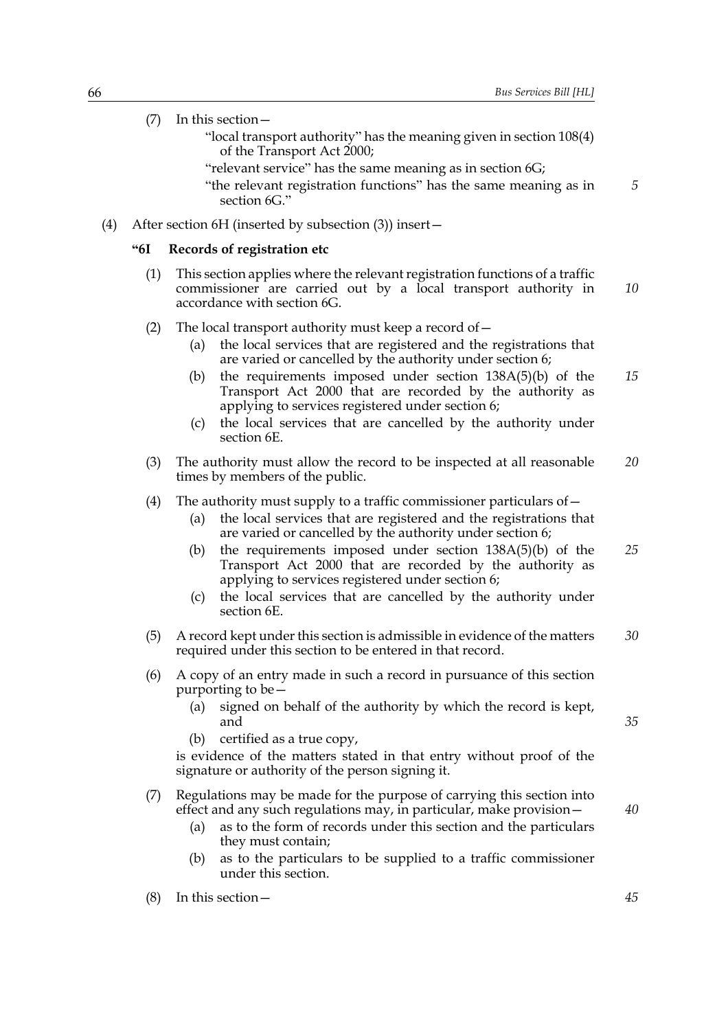(7) In this section—

"local transport authority" has the meaning given in section 108(4) of the Transport Act 2000;

"relevant service" has the same meaning as in section 6G;

"the relevant registration functions" has the same meaning as in section 6G."

(4) After section 6H (inserted by subsection (3)) insert—

### "6I Records of registration etc

(1) This section applies where the relevant registration functions of a traffic commissioner are carried out by a local transport authority in accordance with section 6G.

(2) The local transport authority must keep a record of—

(a) the local services that are registered and the registrations that are varied or cancelled by the authority under section 6;

(b) the requirements imposed under section 138A(5)(b) of the Transport Act 2000 that are recorded by the authority as applying to services registered under section 6;

(c) the local services that are cancelled by the authority under section 6E.

(3) The authority must allow the record to be inspected at all reasonable times by members of the public.

(4) The authority must supply to a traffic commissioner particulars of—

(a) the local services that are registered and the registrations that are varied or cancelled by the authority under section 6;

(b) the requirements imposed under section 138A(5)(b) of the Transport Act 2000 that are recorded by the authority as applying to services registered under section 6;

(c) the local services that are cancelled by the authority under section 6E.

(5) A record kept under this section is admissible in evidence of the matters required under this section to be entered in that record.

(6) A copy of an entry made in such a record in pursuance of this section purporting to be—

(a) signed on behalf of the authority by which the record is kept, and

(b) certified as a true copy,

is evidence of the matters stated in that entry without proof of the signature or authority of the person signing it.

(7) Regulations may be made for the purpose of carrying this section into effect and any such regulations may, in particular, make provision—

(a) as to the form of records under this section and the particulars they must contain;

(b) as to the particulars to be supplied to a traffic commissioner under this section.

(8) In this section—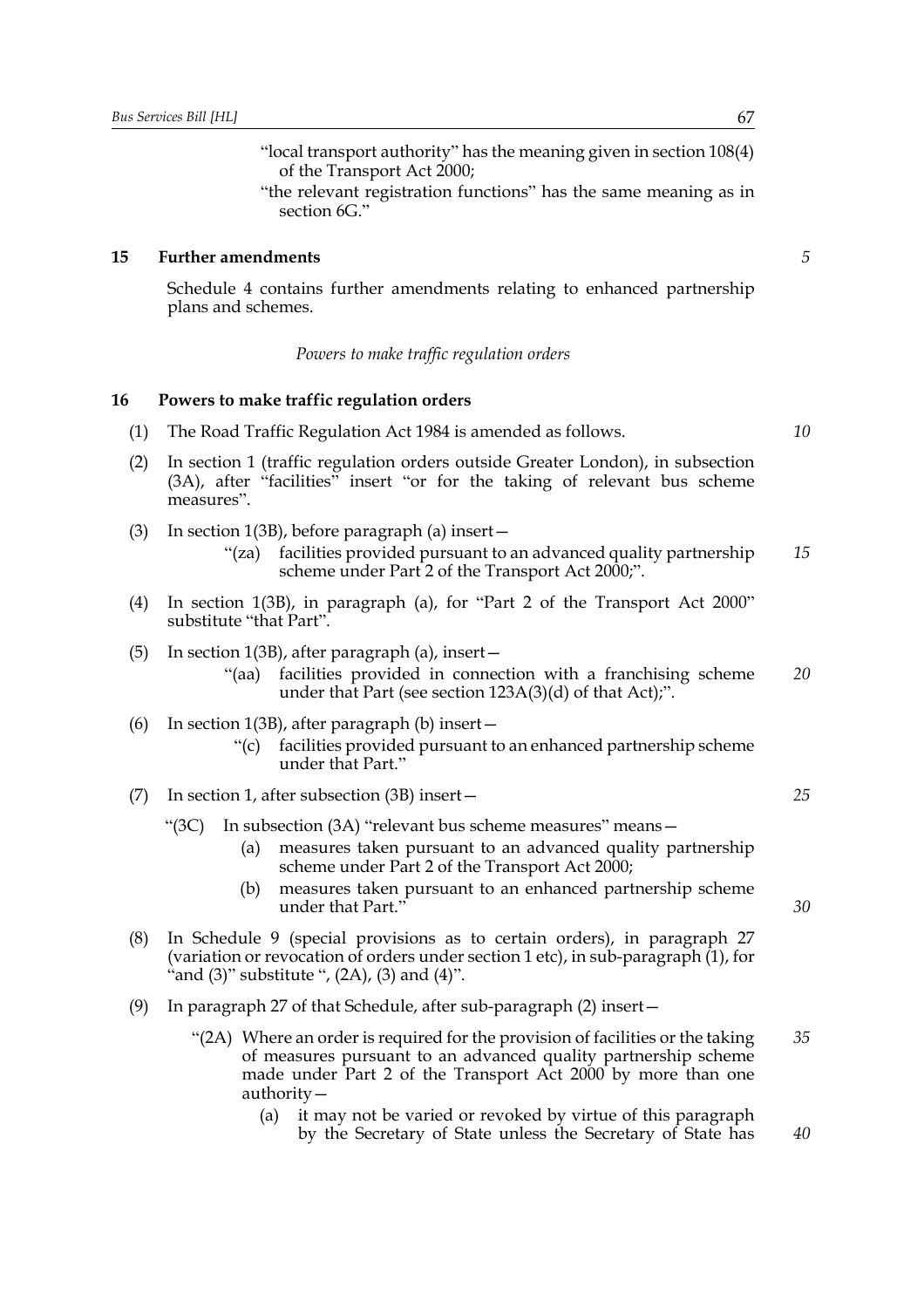"local transport authority" has the meaning given in section 108(4) of the Transport Act 2000;

"the relevant registration functions" has the same meaning as in section 6G."

**15 Further amendments**

Schedule 4 contains further amendments relating to enhanced partnership plans and schemes.

*Powers to make traffic regulation orders*

**16 Powers to make traffic regulation orders**

(1) The Road Traffic Regulation Act 1984 is amended as follows.

(2) In section 1 (traffic regulation orders outside Greater London), in subsection (3A), after "facilities" insert "or for the taking of relevant bus scheme measures".

(3) In section 1(3B), before paragraph (a) insert—

"(za) facilities provided pursuant to an advanced quality partnership scheme under Part 2 of the Transport Act 2000;".

(4) In section 1(3B), in paragraph (a), for "Part 2 of the Transport Act 2000" substitute "that Part".

(5) In section 1(3B), after paragraph (a), insert—

"(aa) facilities provided in connection with a franchising scheme under that Part (see section 123A(3)(d) of that Act);".

(6) In section 1(3B), after paragraph (b) insert—

"(c) facilities provided pursuant to an enhanced partnership scheme under that Part."

(7) In section 1, after subsection (3B) insert—

"(3C) In subsection (3A) "relevant bus scheme measures" means—

(a) measures taken pursuant to an advanced quality partnership scheme under Part 2 of the Transport Act 2000;

(b) measures taken pursuant to an enhanced partnership scheme under that Part."

(8) In Schedule 9 (special provisions as to certain orders), in paragraph 27 (variation or revocation of orders under section 1 etc), in sub-paragraph (1), for "and (3)" substitute ", (2A), (3) and (4)".

(9) In paragraph 27 of that Schedule, after sub-paragraph (2) insert—

"(2A) Where an order is required for the provision of facilities or the taking of measures pursuant to an advanced quality partnership scheme made under Part 2 of the Transport Act 2000 by more than one authority—

(a) it may not be varied or revoked by virtue of this paragraph by the Secretary of State unless the Secretary of State has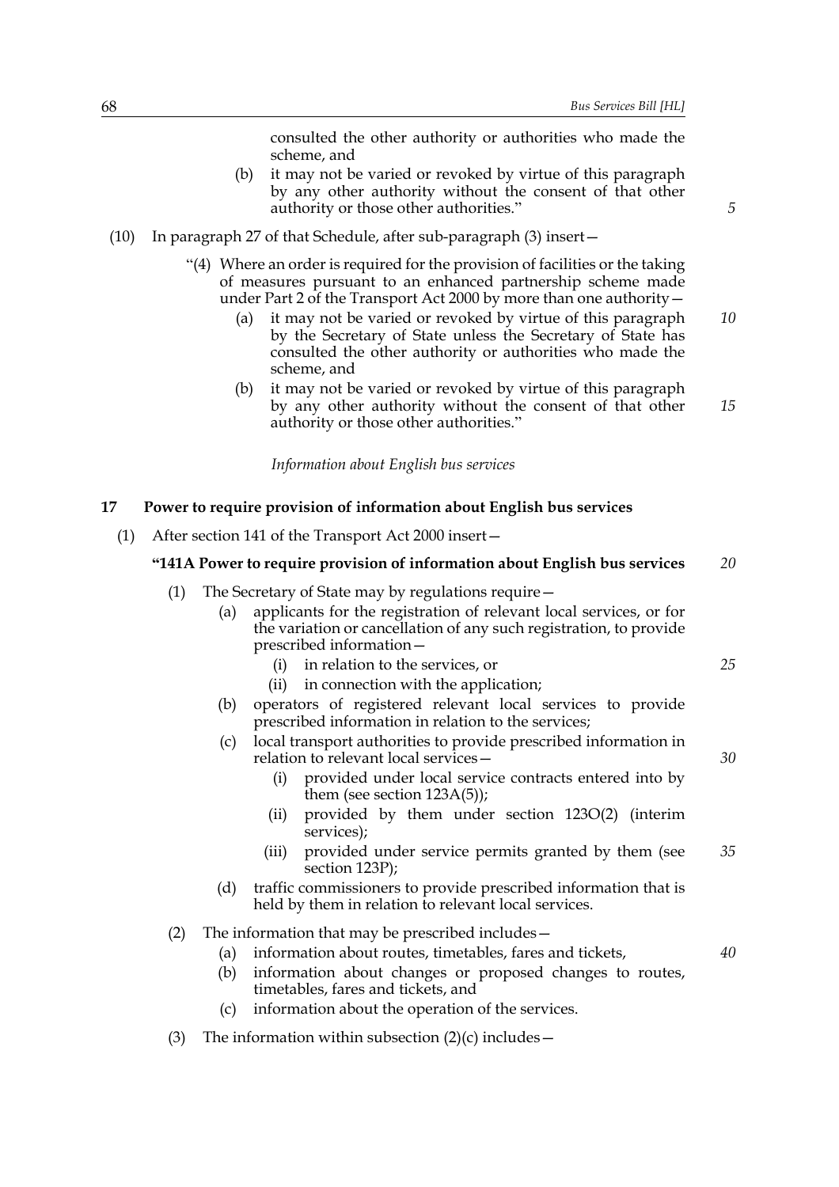consulted the other authority or authorities who made the scheme, and

(b) it may not be varied or revoked by virtue of this paragraph by any other authority without the consent of that other authority or those other authorities."

(10) In paragraph 27 of that Schedule, after sub-paragraph (3) insert—

"(4) Where an order is required for the provision of facilities or the taking of measures pursuant to an enhanced partnership scheme made under Part 2 of the Transport Act 2000 by more than one authority—

(a) it may not be varied or revoked by virtue of this paragraph by the Secretary of State unless the Secretary of State has consulted the other authority or authorities who made the scheme, and

(b) it may not be varied or revoked by virtue of this paragraph by any other authority without the consent of that other authority or those other authorities."

*Information about English bus services*

**17 Power to require provision of information about English bus services**

(1) After section 141 of the Transport Act 2000 insert—

**"141A Power to require provision of information about English bus services**

(1) The Secretary of State may by regulations require—

(a) applicants for the registration of relevant local services, or for the variation or cancellation of any such registration, to provide prescribed information—

(i) in relation to the services, or

(ii) in connection with the application;

(b) operators of registered relevant local services to provide prescribed information in relation to the services;

(c) local transport authorities to provide prescribed information in relation to relevant local services—

(i) provided under local service contracts entered into by them (see section 123A(5));

(ii) provided by them under section 123O(2) (interim services);

(iii) provided under service permits granted by them (see section 123P);

(d) traffic commissioners to provide prescribed information that is held by them in relation to relevant local services.

(2) The information that may be prescribed includes—

(a) information about routes, timetables, fares and tickets,

(b) information about changes or proposed changes to routes, timetables, fares and tickets, and

(c) information about the operation of the services.

(3) The information within subsection (2)(c) includes—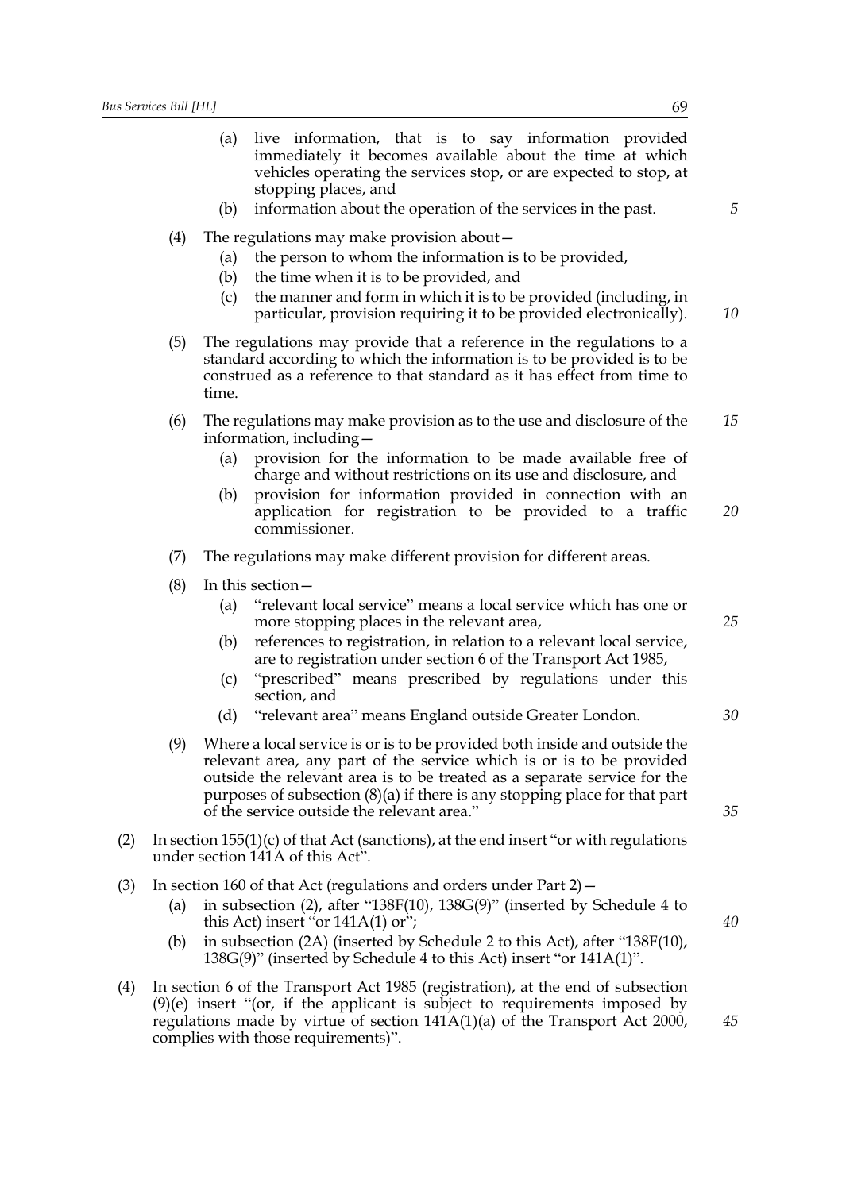(a) live information, that is to say information provided immediately it becomes available about the time at which vehicles operating the services stop, or are expected to stop, at stopping places, and

(b) information about the operation of the services in the past.

(4) The regulations may make provision about—

(a) the person to whom the information is to be provided,

(b) the time when it is to be provided, and

(c) the manner and form in which it is to be provided (including, in particular, provision requiring it to be provided electronically).

(5) The regulations may provide that a reference in the regulations to a standard according to which the information is to be provided is to be construed as a reference to that standard as it has effect from time to time.

(6) The regulations may make provision as to the use and disclosure of the information, including—

(a) provision for the information to be made available free of charge and without restrictions on its use and disclosure, and

(b) provision for information provided in connection with an application for registration to be provided to a traffic commissioner.

(7) The regulations may make different provision for different areas.

(8) In this section—

(a) "relevant local service" means a local service which has one or more stopping places in the relevant area,

(b) references to registration, in relation to a relevant local service, are to registration under section 6 of the Transport Act 1985,

(c) "prescribed" means prescribed by regulations under this section, and

(d) "relevant area" means England outside Greater London.

(9) Where a local service is or is to be provided both inside and outside the relevant area, any part of the service which is or is to be provided outside the relevant area is to be treated as a separate service for the purposes of subsection (8)(a) if there is any stopping place for that part of the service outside the relevant area."

(2) In section 155(1)(c) of that Act (sanctions), at the end insert "or with regulations under section 141A of this Act".

(3) In section 160 of that Act (regulations and orders under Part 2)—

(a) in subsection (2), after "138F(10), 138G(9)" (inserted by Schedule 4 to this Act) insert "or 141A(1) or";

(b) in subsection (2A) (inserted by Schedule 2 to this Act), after "138F(10), 138G(9)" (inserted by Schedule 4 to this Act) insert "or 141A(1)".

(4) In section 6 of the Transport Act 1985 (registration), at the end of subsection (9)(e) insert "(or, if the applicant is subject to requirements imposed by regulations made by virtue of section 141A(1)(a) of the Transport Act 2000, complies with those requirements)".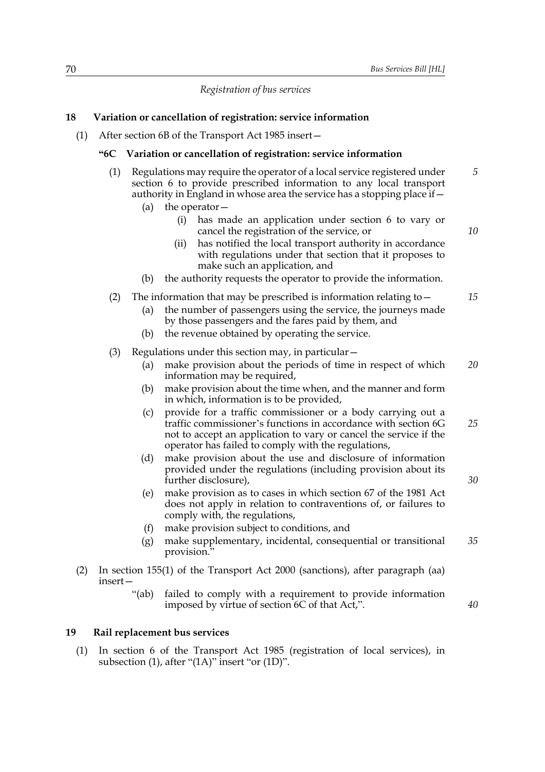*Registration of bus services*

## 18 Variation or cancellation of registration: service information

(1) After section 6B of the Transport Act 1985 insert—

**"6C Variation or cancellation of registration: service information**

(1) Regulations may require the operator of a local service registered under section 6 to provide prescribed information to any local transport authority in England in whose area the service has a stopping place if—

(a) the operator—

(i) has made an application under section 6 to vary or cancel the registration of the service, or

(ii) has notified the local transport authority in accordance with regulations under that section that it proposes to make such an application, and

(b) the authority requests the operator to provide the information.

(2) The information that may be prescribed is information relating to—

(a) the number of passengers using the service, the journeys made by those passengers and the fares paid by them, and

(b) the revenue obtained by operating the service.

(3) Regulations under this section may, in particular—

(a) make provision about the periods of time in respect of which information may be required,

(b) make provision about the time when, and the manner and form in which, information is to be provided,

(c) provide for a traffic commissioner or a body carrying out a traffic commissioner's functions in accordance with section 6G not to accept an application to vary or cancel the service if the operator has failed to comply with the regulations,

(d) make provision about the use and disclosure of information provided under the regulations (including provision about its further disclosure),

(e) make provision as to cases in which section 67 of the 1981 Act does not apply in relation to contraventions of, or failures to comply with, the regulations,

(f) make provision subject to conditions, and

(g) make supplementary, incidental, consequential or transitional provision."

(2) In section 155(1) of the Transport Act 2000 (sanctions), after paragraph (aa) insert—

"(ab) failed to comply with a requirement to provide information imposed by virtue of section 6C of that Act,".

## 19 Rail replacement bus services

(1) In section 6 of the Transport Act 1985 (registration of local services), in subsection (1), after "(1A)" insert "or (1D)".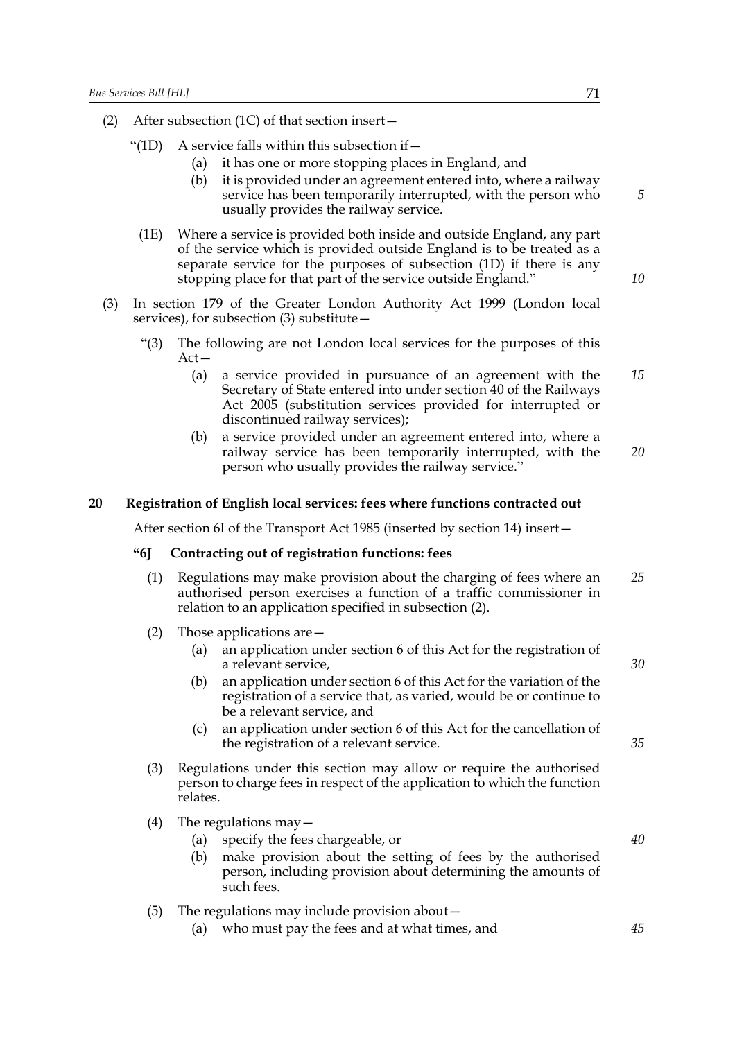(2) After subsection (1C) of that section insert—

“(1D) A service falls within this subsection if—

(a) it has one or more stopping places in England, and

(b) it is provided under an agreement entered into, where a railway service has been temporarily interrupted, with the person who usually provides the railway service.

(1E) Where a service is provided both inside and outside England, any part of the service which is provided outside England is to be treated as a separate service for the purposes of subsection (1D) if there is any stopping place for that part of the service outside England.”

(3) In section 179 of the Greater London Authority Act 1999 (London local services), for subsection (3) substitute—

“(3) The following are not London local services for the purposes of this Act—

(a) a service provided in pursuance of an agreement with the Secretary of State entered into under section 40 of the Railways Act 2005 (substitution services provided for interrupted or discontinued railway services);

(b) a service provided under an agreement entered into, where a railway service has been temporarily interrupted, with the person who usually provides the railway service.”

## 20 Registration of English local services: fees where functions contracted out

After section 6I of the Transport Act 1985 (inserted by section 14) insert—

### “6J Contracting out of registration functions: fees

(1) Regulations may make provision about the charging of fees where an authorised person exercises a function of a traffic commissioner in relation to an application specified in subsection (2).

(2) Those applications are—

(a) an application under section 6 of this Act for the registration of a relevant service,

(b) an application under section 6 of this Act for the variation of the registration of a service that, as varied, would be or continue to be a relevant service, and

(c) an application under section 6 of this Act for the cancellation of the registration of a relevant service.

(3) Regulations under this section may allow or require the authorised person to charge fees in respect of the application to which the function relates.

(4) The regulations may—

(a) specify the fees chargeable, or

(b) make provision about the setting of fees by the authorised person, including provision about determining the amounts of such fees.

(5) The regulations may include provision about—

(a) who must pay the fees and at what times, and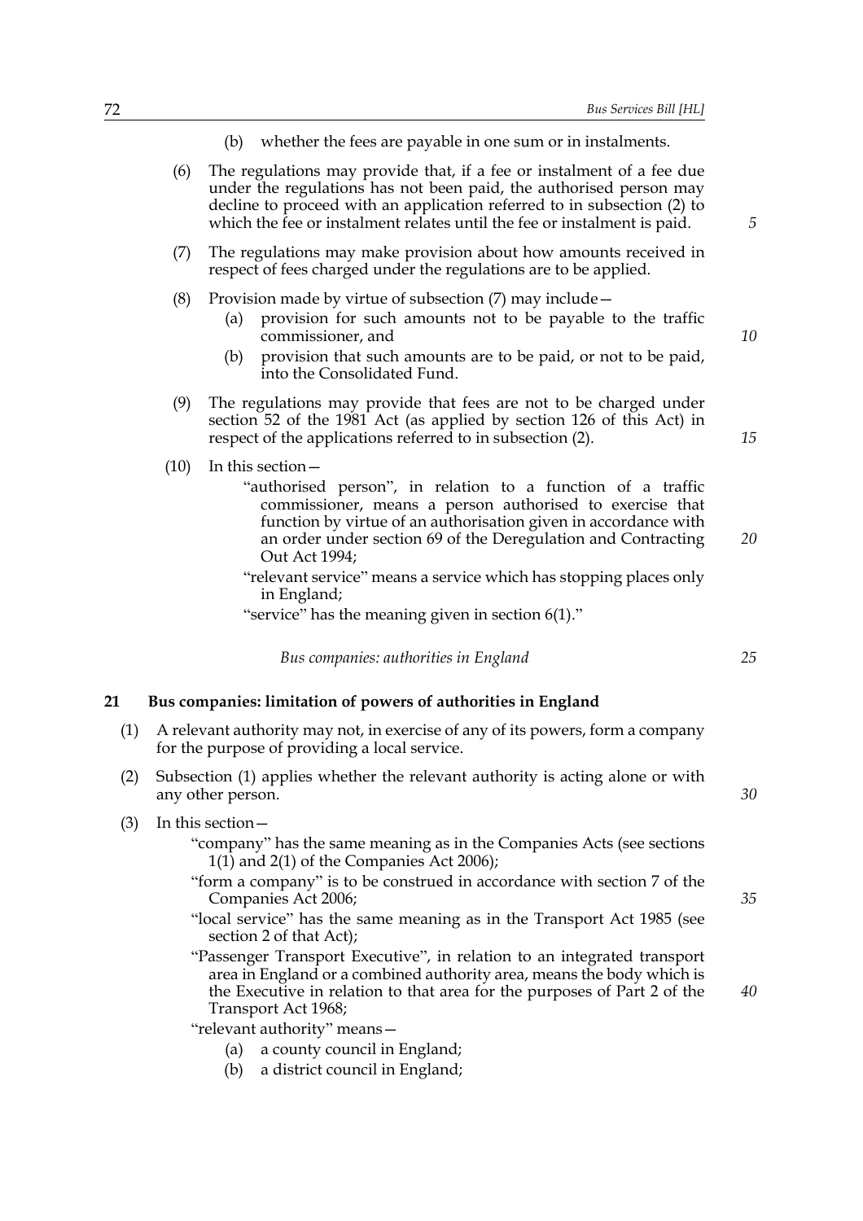(b) whether the fees are payable in one sum or in instalments.

(6) The regulations may provide that, if a fee or instalment of a fee due under the regulations has not been paid, the authorised person may decline to proceed with an application referred to in subsection (2) to which the fee or instalment relates until the fee or instalment is paid.

(7) The regulations may make provision about how amounts received in respect of fees charged under the regulations are to be applied.

(8) Provision made by virtue of subsection (7) may include—

(a) provision for such amounts not to be payable to the traffic commissioner, and

(b) provision that such amounts are to be paid, or not to be paid, into the Consolidated Fund.

(9) The regulations may provide that fees are not to be charged under section 52 of the 1981 Act (as applied by section 126 of this Act) in respect of the applications referred to in subsection (2).

(10) In this section—

"authorised person", in relation to a function of a traffic commissioner, means a person authorised to exercise that function by virtue of an authorisation given in accordance with an order under section 69 of the Deregulation and Contracting Out Act 1994;

"relevant service" means a service which has stopping places only in England;

"service" has the meaning given in section 6(1)."

*Bus companies: authorities in England*

## 21 Bus companies: limitation of powers of authorities in England

(1) A relevant authority may not, in exercise of any of its powers, form a company for the purpose of providing a local service.

(2) Subsection (1) applies whether the relevant authority is acting alone or with any other person.

(3) In this section—

"company" has the same meaning as in the Companies Acts (see sections 1(1) and 2(1) of the Companies Act 2006);

"form a company" is to be construed in accordance with section 7 of the Companies Act 2006;

"local service" has the same meaning as in the Transport Act 1985 (see section 2 of that Act);

"Passenger Transport Executive", in relation to an integrated transport area in England or a combined authority area, means the body which is the Executive in relation to that area for the purposes of Part 2 of the Transport Act 1968;

"relevant authority" means—

(a) a county council in England;

(b) a district council in England;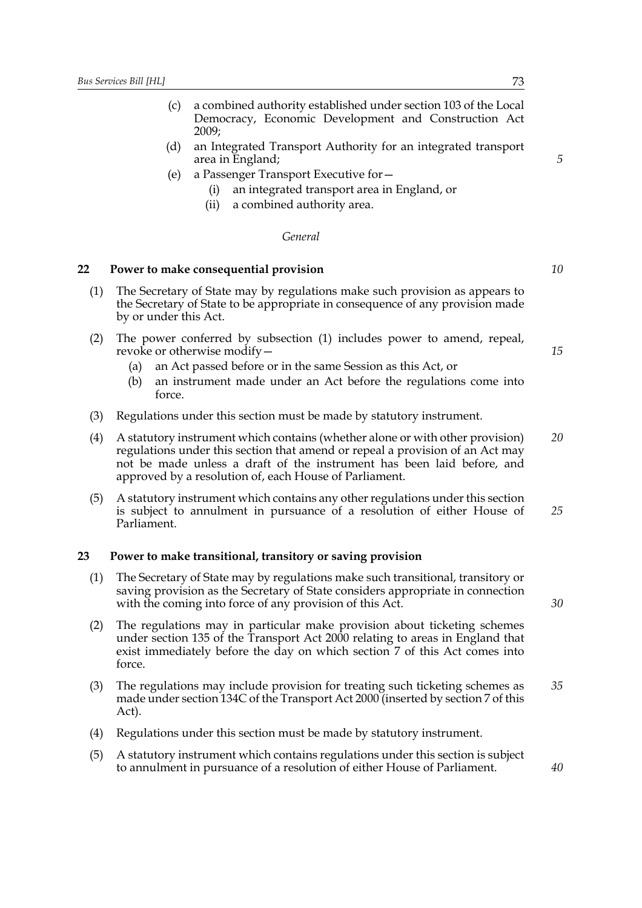(c) a combined authority established under section 103 of the Local Democracy, Economic Development and Construction Act 2009;

(d) an Integrated Transport Authority for an integrated transport area in England;

(e) a Passenger Transport Executive for—

  (i) an integrated transport area in England, or

  (ii) a combined authority area.

*General*

**22 Power to make consequential provision**

(1) The Secretary of State may by regulations make such provision as appears to the Secretary of State to be appropriate in consequence of any provision made by or under this Act.

(2) The power conferred by subsection (1) includes power to amend, repeal, revoke or otherwise modify—

  (a) an Act passed before or in the same Session as this Act, or

  (b) an instrument made under an Act before the regulations come into force.

(3) Regulations under this section must be made by statutory instrument.

(4) A statutory instrument which contains (whether alone or with other provision) regulations under this section that amend or repeal a provision of an Act may not be made unless a draft of the instrument has been laid before, and approved by a resolution of, each House of Parliament.

(5) A statutory instrument which contains any other regulations under this section is subject to annulment in pursuance of a resolution of either House of Parliament.

**23 Power to make transitional, transitory or saving provision**

(1) The Secretary of State may by regulations make such transitional, transitory or saving provision as the Secretary of State considers appropriate in connection with the coming into force of any provision of this Act.

(2) The regulations may in particular make provision about ticketing schemes under section 135 of the Transport Act 2000 relating to areas in England that exist immediately before the day on which section 7 of this Act comes into force.

(3) The regulations may include provision for treating such ticketing schemes as made under section 134C of the Transport Act 2000 (inserted by section 7 of this Act).

(4) Regulations under this section must be made by statutory instrument.

(5) A statutory instrument which contains regulations under this section is subject to annulment in pursuance of a resolution of either House of Parliament.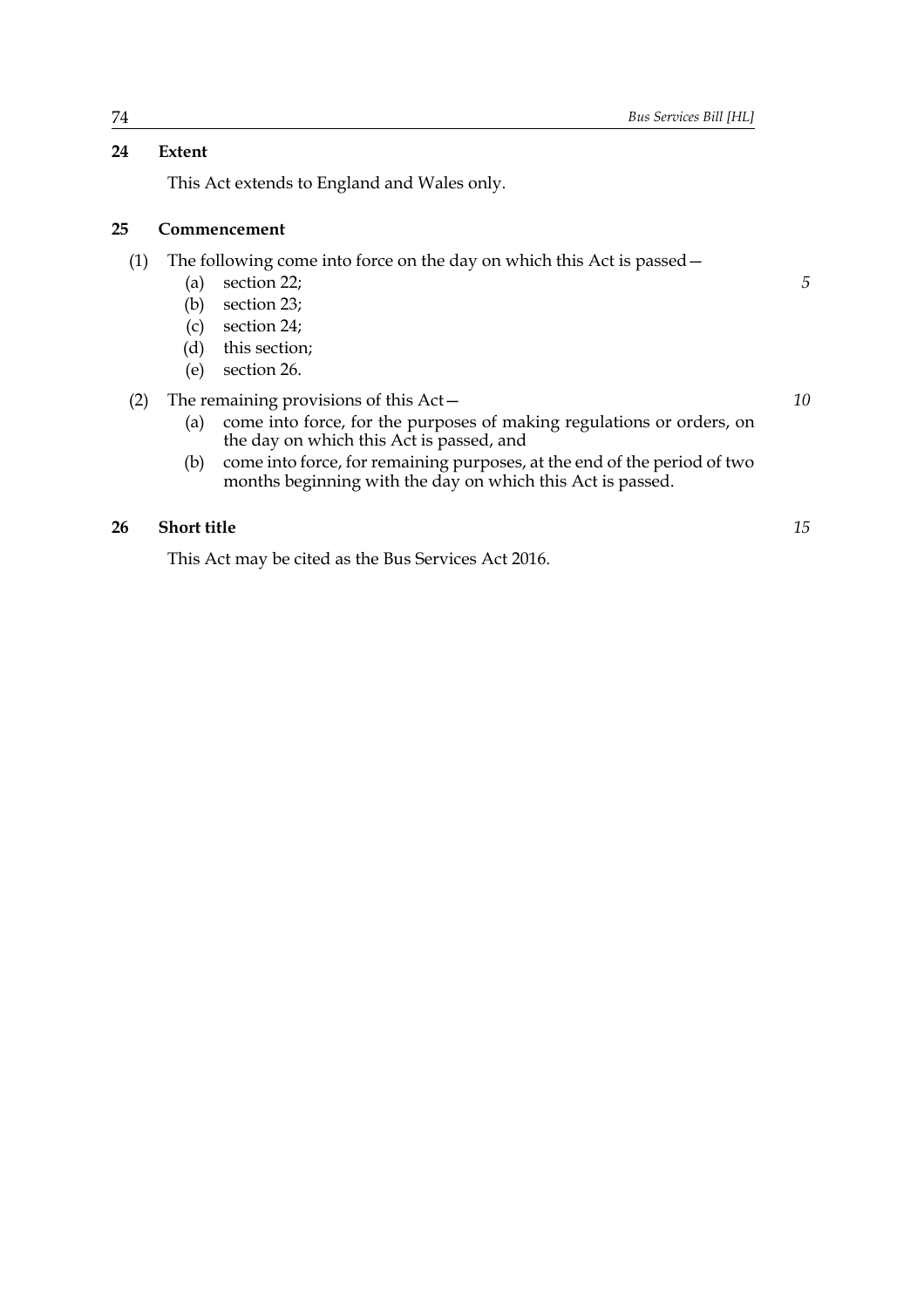**24 Extent**

This Act extends to England and Wales only.

**25 Commencement**

(1) The following come into force on the day on which this Act is passed—

- (a) section 22;
- (b) section 23;
- (c) section 24;
- (d) this section;
- (e) section 26.

(2) The remaining provisions of this Act—

- (a) come into force, for the purposes of making regulations or orders, on the day on which this Act is passed, and
- (b) come into force, for remaining purposes, at the end of the period of two months beginning with the day on which this Act is passed.

**26 Short title**

This Act may be cited as the Bus Services Act 2016.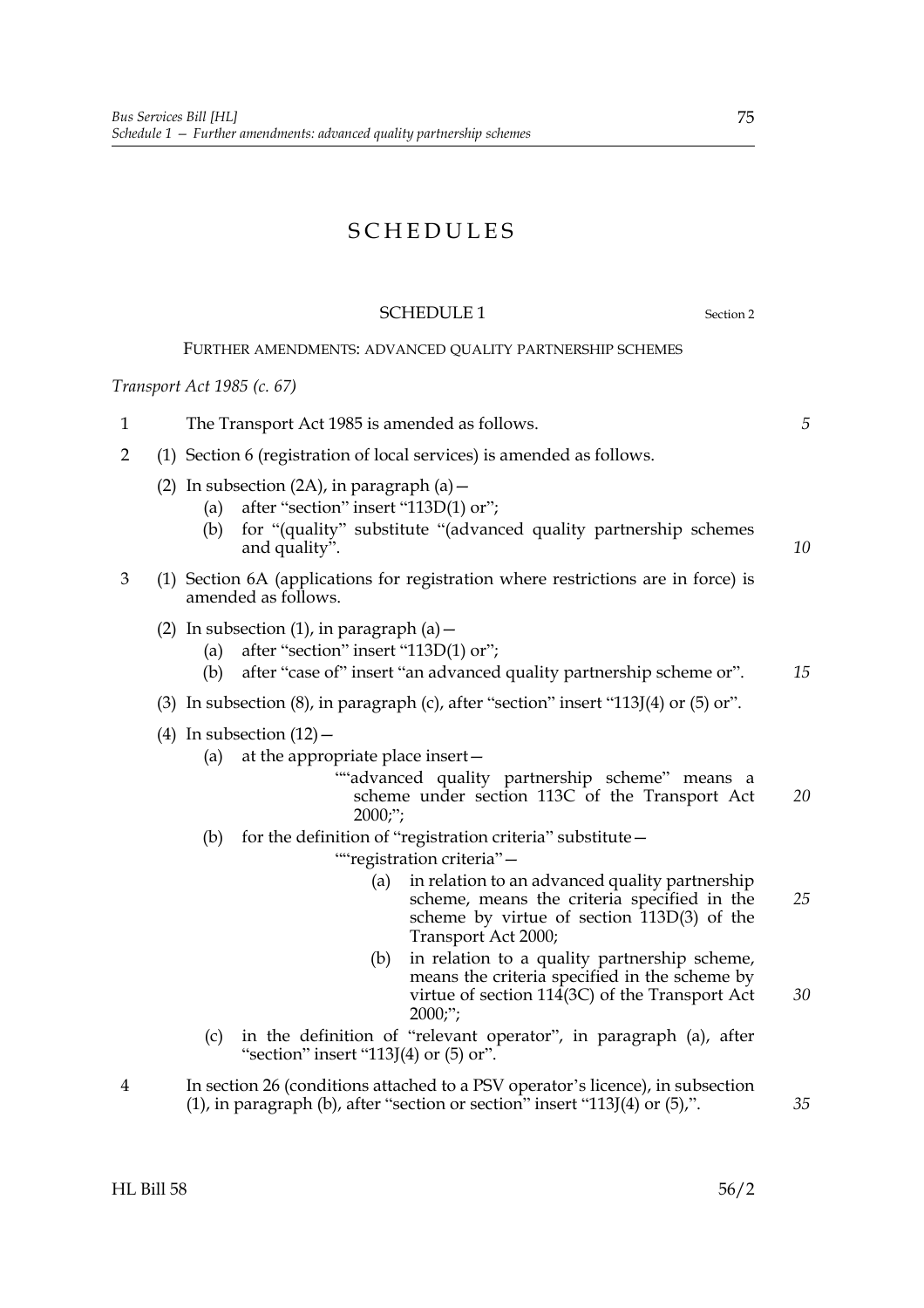# SCHEDULES

## SCHEDULE 1

Section 2

### FURTHER AMENDMENTS: ADVANCED QUALITY PARTNERSHIP SCHEMES

*Transport Act 1985 (c. 67)*

1 The Transport Act 1985 is amended as follows.

2 (1) Section 6 (registration of local services) is amended as follows.

(2) In subsection (2A), in paragraph (a)—

(a) after "section" insert "113D(1) or";

(b) for "(quality" substitute "(advanced quality partnership schemes and quality".

3 (1) Section 6A (applications for registration where restrictions are in force) is amended as follows.

(2) In subsection (1), in paragraph (a)—

(a) after "section" insert "113D(1) or";

(b) after "case of" insert "an advanced quality partnership scheme or".

(3) In subsection (8), in paragraph (c), after "section" insert "113J(4) or (5) or".

(4) In subsection (12)—

(a) at the appropriate place insert—

""advanced quality partnership scheme" means a scheme under section 113C of the Transport Act 2000;";

(b) for the definition of "registration criteria" substitute—

""registration criteria"—

(a) in relation to an advanced quality partnership scheme, means the criteria specified in the scheme by virtue of section 113D(3) of the Transport Act 2000;

(b) in relation to a quality partnership scheme, means the criteria specified in the scheme by virtue of section 114(3C) of the Transport Act 2000;";

(c) in the definition of "relevant operator", in paragraph (a), after "section" insert "113J(4) or (5) or".

4 In section 26 (conditions attached to a PSV operator's licence), in subsection (1), in paragraph (b), after "section or section" insert "113J(4) or (5),".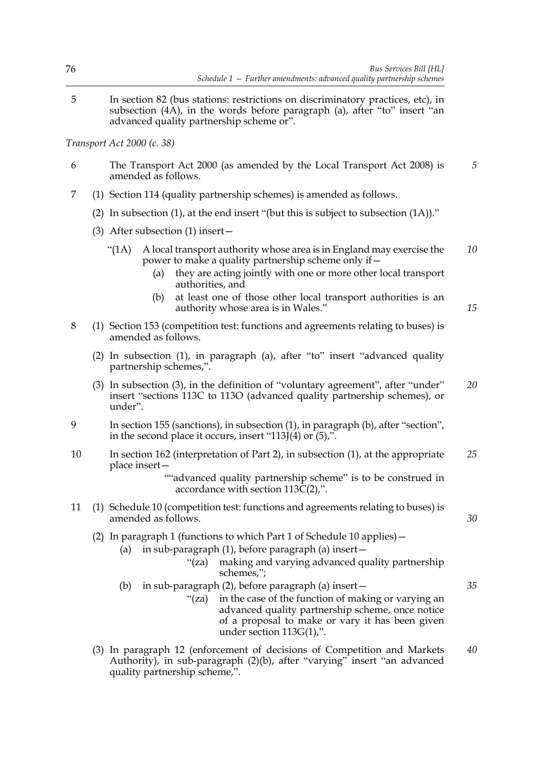5 In section 82 (bus stations: restrictions on discriminatory practices, etc), in subsection (4A), in the words before paragraph (a), after "to" insert "an advanced quality partnership scheme or".

*Transport Act 2000 (c. 38)*

6 The Transport Act 2000 (as amended by the Local Transport Act 2008) is amended as follows.

7 (1) Section 114 (quality partnership schemes) is amended as follows.

(2) In subsection (1), at the end insert "(but this is subject to subsection (1A))."

(3) After subsection (1) insert—

"(1A) A local transport authority whose area is in England may exercise the power to make a quality partnership scheme only if—

(a) they are acting jointly with one or more other local transport authorities, and

(b) at least one of those other local transport authorities is an authority whose area is in Wales."

8 (1) Section 153 (competition test: functions and agreements relating to buses) is amended as follows.

(2) In subsection (1), in paragraph (a), after "to" insert "advanced quality partnership schemes,".

(3) In subsection (3), in the definition of "voluntary agreement", after "under" insert "sections 113C to 113O (advanced quality partnership schemes), or under".

9 In section 155 (sanctions), in subsection (1), in paragraph (b), after "section", in the second place it occurs, insert "113J(4) or (5),".

10 In section 162 (interpretation of Part 2), in subsection (1), at the appropriate place insert—

""advanced quality partnership scheme" is to be construed in accordance with section 113C(2),".

11 (1) Schedule 10 (competition test: functions and agreements relating to buses) is amended as follows.

(2) In paragraph 1 (functions to which Part 1 of Schedule 10 applies)—

(a) in sub-paragraph (1), before paragraph (a) insert—

"(za) making and varying advanced quality partnership schemes,";

(b) in sub-paragraph (2), before paragraph (a) insert—

"(za) in the case of the function of making or varying an advanced quality partnership scheme, once notice of a proposal to make or vary it has been given under section 113G(1),".

(3) In paragraph 12 (enforcement of decisions of Competition and Markets Authority), in sub-paragraph (2)(b), after "varying" insert "an advanced quality partnership scheme,".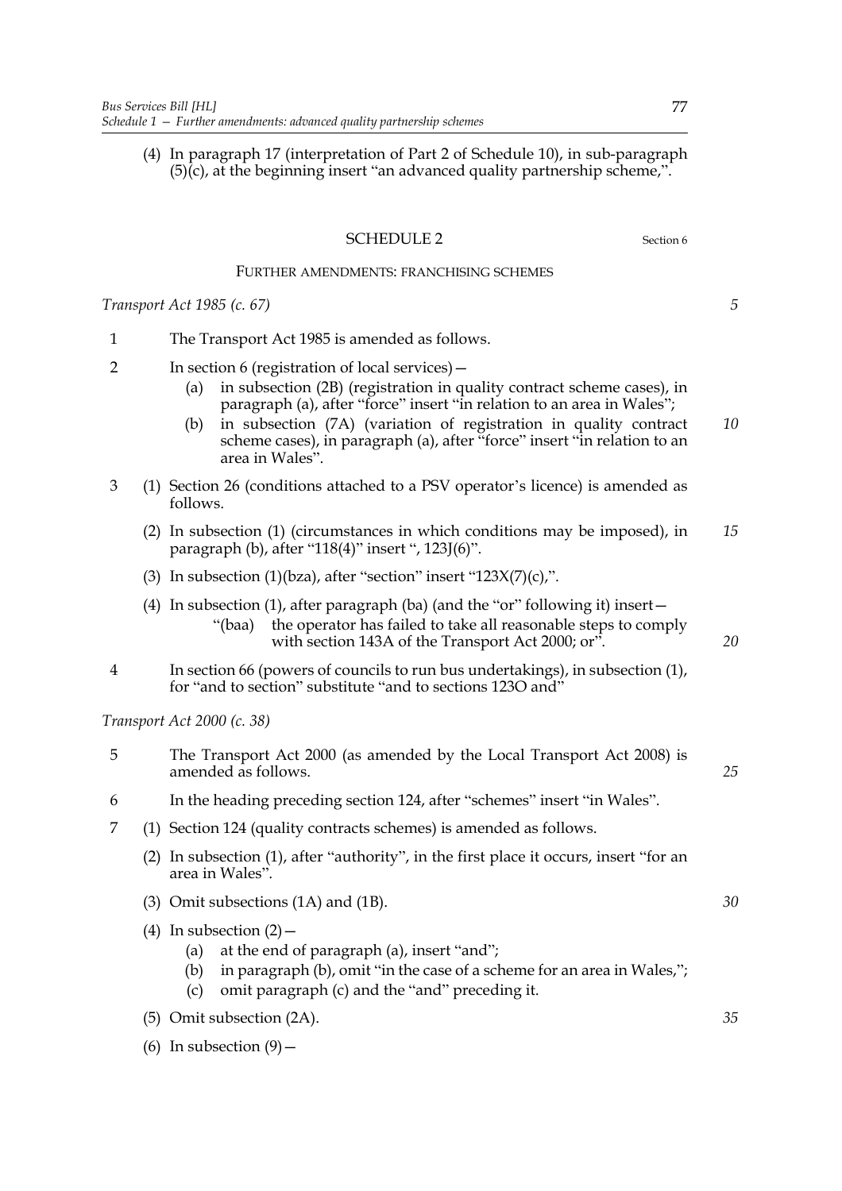(4) In paragraph 17 (interpretation of Part 2 of Schedule 10), in sub-paragraph (5)(c), at the beginning insert "an advanced quality partnership scheme,".

## SCHEDULE 2

Section 6

### FURTHER AMENDMENTS: FRANCHISING SCHEMES

*Transport Act 1985 (c. 67)*

1 The Transport Act 1985 is amended as follows.

2 In section 6 (registration of local services)—

(a) in subsection (2B) (registration in quality contract scheme cases), in paragraph (a), after "force" insert "in relation to an area in Wales";

(b) in subsection (7A) (variation of registration in quality contract scheme cases), in paragraph (a), after "force" insert "in relation to an area in Wales".

3 (1) Section 26 (conditions attached to a PSV operator's licence) is amended as follows.

(2) In subsection (1) (circumstances in which conditions may be imposed), in paragraph (b), after "118(4)" insert ", 123J(6)".

(3) In subsection (1)(bza), after "section" insert "123X(7)(c),".

(4) In subsection (1), after paragraph (ba) (and the "or" following it) insert—

"(baa) the operator has failed to take all reasonable steps to comply with section 143A of the Transport Act 2000; or".

4 In section 66 (powers of councils to run bus undertakings), in subsection (1), for "and to section" substitute "and to sections 123O and"

*Transport Act 2000 (c. 38)*

5 The Transport Act 2000 (as amended by the Local Transport Act 2008) is amended as follows.

6 In the heading preceding section 124, after "schemes" insert "in Wales".

7 (1) Section 124 (quality contracts schemes) is amended as follows.

(2) In subsection (1), after "authority", in the first place it occurs, insert "for an area in Wales".

(3) Omit subsections (1A) and (1B).

(4) In subsection (2)—

(a) at the end of paragraph (a), insert "and";

(b) in paragraph (b), omit "in the case of a scheme for an area in Wales,";

(c) omit paragraph (c) and the "and" preceding it.

(5) Omit subsection (2A).

(6) In subsection (9)—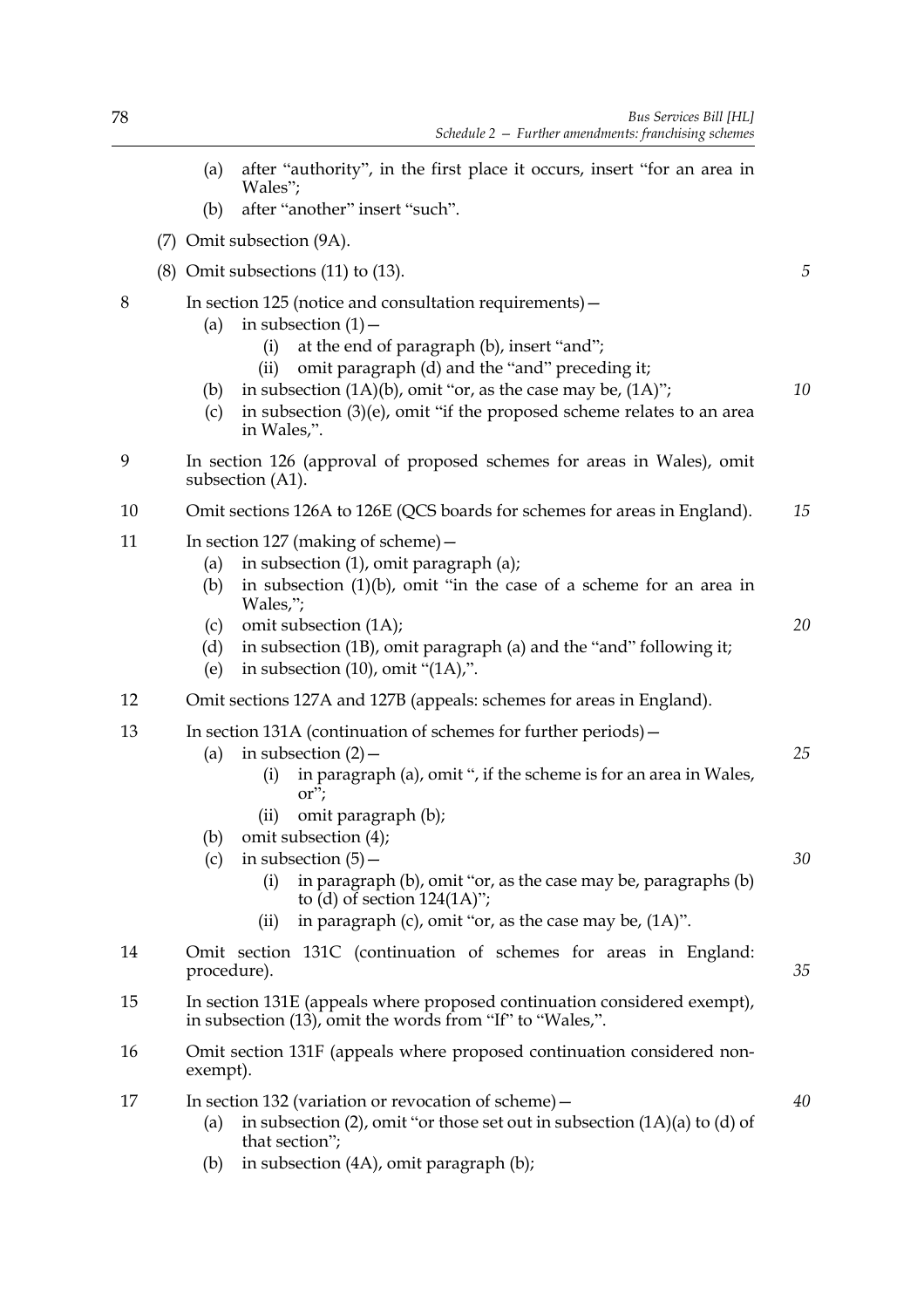(a) after "authority", in the first place it occurs, insert "for an area in Wales";

(b) after "another" insert "such".

(7) Omit subsection (9A).

(8) Omit subsections (11) to (13).

8 In section 125 (notice and consultation requirements)—

(a) in subsection (1)—

(i) at the end of paragraph (b), insert "and";

(ii) omit paragraph (d) and the "and" preceding it;

(b) in subsection (1A)(b), omit "or, as the case may be, (1A)";

(c) in subsection (3)(e), omit "if the proposed scheme relates to an area in Wales,".

9 In section 126 (approval of proposed schemes for areas in Wales), omit subsection (A1).

10 Omit sections 126A to 126E (QCS boards for schemes for areas in England).

11 In section 127 (making of scheme)—

(a) in subsection (1), omit paragraph (a);

(b) in subsection (1)(b), omit "in the case of a scheme for an area in Wales,";

(c) omit subsection (1A);

(d) in subsection (1B), omit paragraph (a) and the "and" following it;

(e) in subsection (10), omit "(1A),".

12 Omit sections 127A and 127B (appeals: schemes for areas in England).

13 In section 131A (continuation of schemes for further periods)—

(a) in subsection (2)—

(i) in paragraph (a), omit ", if the scheme is for an area in Wales, or";

(ii) omit paragraph (b);

(b) omit subsection (4);

(c) in subsection (5)—

(i) in paragraph (b), omit "or, as the case may be, paragraphs (b) to (d) of section 124(1A)";

(ii) in paragraph (c), omit "or, as the case may be, (1A)".

14 Omit section 131C (continuation of schemes for areas in England: procedure).

15 In section 131E (appeals where proposed continuation considered exempt), in subsection (13), omit the words from "If" to "Wales,".

16 Omit section 131F (appeals where proposed continuation considered non-exempt).

17 In section 132 (variation or revocation of scheme)—

(a) in subsection (2), omit "or those set out in subsection (1A)(a) to (d) of that section";

(b) in subsection (4A), omit paragraph (b);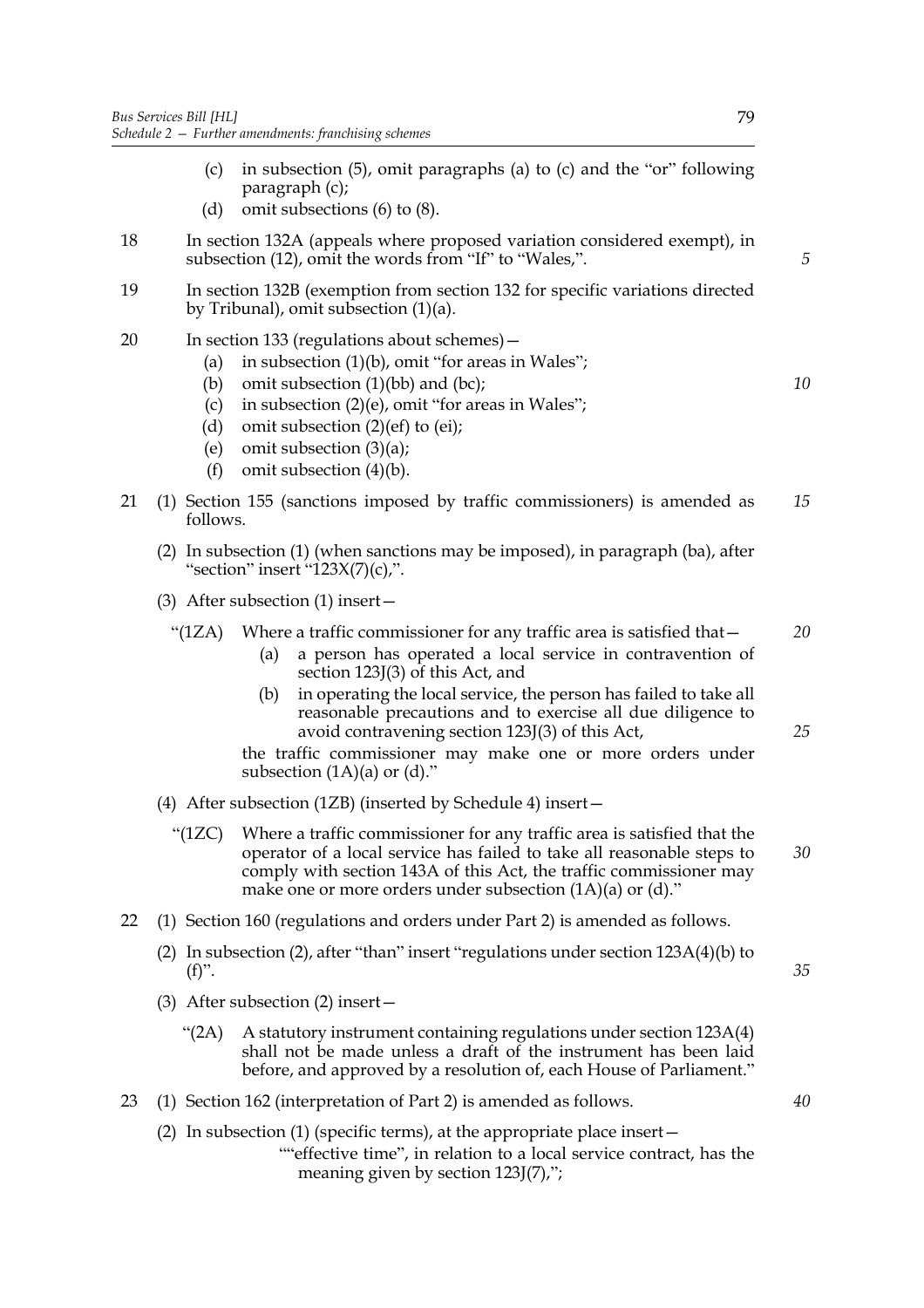(c) in subsection (5), omit paragraphs (a) to (c) and the "or" following paragraph (c);

(d) omit subsections (6) to (8).

18 In section 132A (appeals where proposed variation considered exempt), in subsection (12), omit the words from "If" to "Wales,".

19 In section 132B (exemption from section 132 for specific variations directed by Tribunal), omit subsection (1)(a).

20 In section 133 (regulations about schemes)—

(a) in subsection (1)(b), omit "for areas in Wales";

(b) omit subsection (1)(bb) and (bc);

(c) in subsection (2)(e), omit "for areas in Wales";

(d) omit subsection (2)(ef) to (ei);

(e) omit subsection (3)(a);

(f) omit subsection (4)(b).

21 (1) Section 155 (sanctions imposed by traffic commissioners) is amended as follows.

(2) In subsection (1) (when sanctions may be imposed), in paragraph (ba), after "section" insert "123X(7)(c),".

(3) After subsection (1) insert—

"(1ZA) Where a traffic commissioner for any traffic area is satisfied that—

(a) a person has operated a local service in contravention of section 123J(3) of this Act, and

(b) in operating the local service, the person has failed to take all reasonable precautions and to exercise all due diligence to avoid contravening section 123J(3) of this Act,

the traffic commissioner may make one or more orders under subsection (1A)(a) or (d)."

(4) After subsection (1ZB) (inserted by Schedule 4) insert—

"(1ZC) Where a traffic commissioner for any traffic area is satisfied that the operator of a local service has failed to take all reasonable steps to comply with section 143A of this Act, the traffic commissioner may make one or more orders under subsection (1A)(a) or (d)."

22 (1) Section 160 (regulations and orders under Part 2) is amended as follows.

(2) In subsection (2), after "than" insert "regulations under section 123A(4)(b) to (f)".

(3) After subsection (2) insert—

"(2A) A statutory instrument containing regulations under section 123A(4) shall not be made unless a draft of the instrument has been laid before, and approved by a resolution of, each House of Parliament."

23 (1) Section 162 (interpretation of Part 2) is amended as follows.

(2) In subsection (1) (specific terms), at the appropriate place insert—

""effective time", in relation to a local service contract, has the meaning given by section 123J(7),";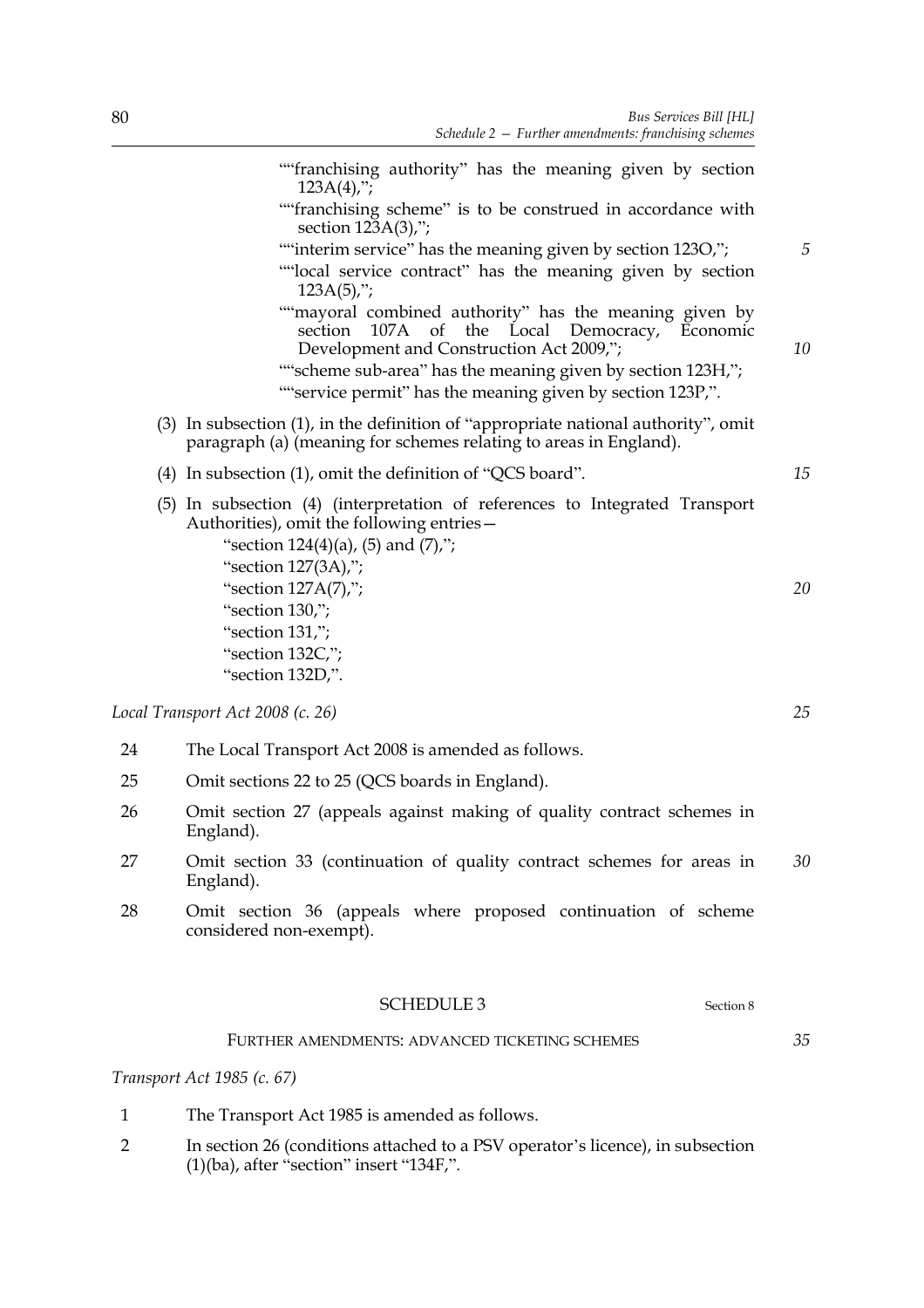""franchising authority" has the meaning given by section 123A(4),";

""franchising scheme" is to be construed in accordance with section 123A(3),";

""interim service" has the meaning given by section 123O,";

""local service contract" has the meaning given by section 123A(5),";

""mayoral combined authority" has the meaning given by section 107A of the Local Democracy, Economic Development and Construction Act 2009,";

""scheme sub-area" has the meaning given by section 123H,";

""service permit" has the meaning given by section 123P,".

(3) In subsection (1), in the definition of "appropriate national authority", omit paragraph (a) (meaning for schemes relating to areas in England).

(4) In subsection (1), omit the definition of "QCS board".

(5) In subsection (4) (interpretation of references to Integrated Transport Authorities), omit the following entries—

"section 124(4)(a), (5) and (7),";
"section 127(3A),";
"section 127A(7),";
"section 130,";
"section 131,";
"section 132C,";
"section 132D,".

*Local Transport Act 2008 (c. 26)*

24 The Local Transport Act 2008 is amended as follows.

25 Omit sections 22 to 25 (QCS boards in England).

26 Omit section 27 (appeals against making of quality contract schemes in England).

27 Omit section 33 (continuation of quality contract schemes for areas in England).

28 Omit section 36 (appeals where proposed continuation of scheme considered non-exempt).

## SCHEDULE 3

Section 8

### FURTHER AMENDMENTS: ADVANCED TICKETING SCHEMES

*Transport Act 1985 (c. 67)*

1 The Transport Act 1985 is amended as follows.

2 In section 26 (conditions attached to a PSV operator's licence), in subsection (1)(ba), after "section" insert "134F,".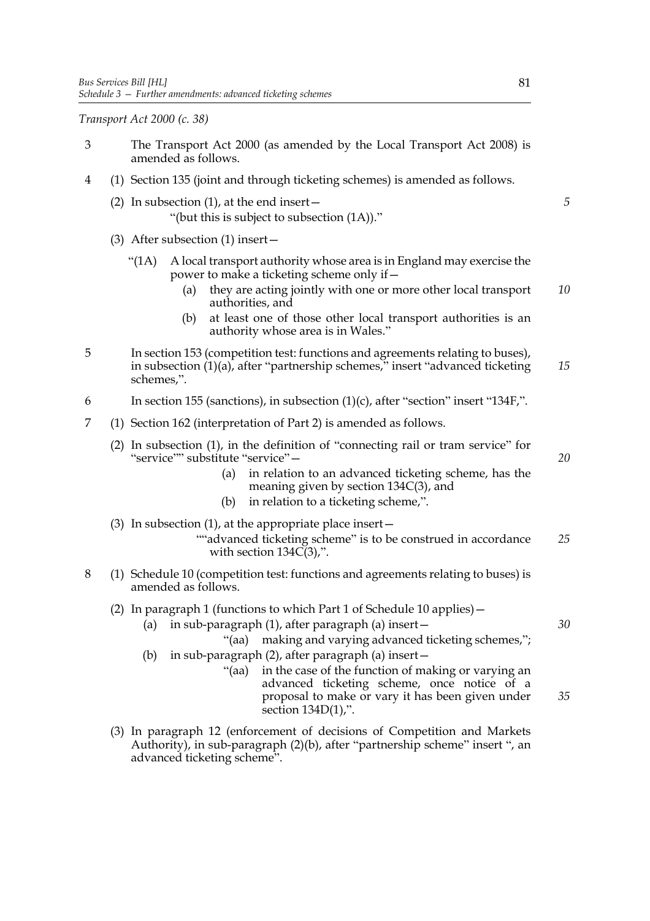*Transport Act 2000 (c. 38)*

3 The Transport Act 2000 (as amended by the Local Transport Act 2008) is amended as follows.

4 (1) Section 135 (joint and through ticketing schemes) is amended as follows.

(2) In subsection (1), at the end insert—

"(but this is subject to subsection (1A))."

(3) After subsection (1) insert—

"(1A) A local transport authority whose area is in England may exercise the power to make a ticketing scheme only if—

(a) they are acting jointly with one or more other local transport authorities, and

(b) at least one of those other local transport authorities is an authority whose area is in Wales."

5 In section 153 (competition test: functions and agreements relating to buses), in subsection (1)(a), after "partnership schemes," insert "advanced ticketing schemes,".

6 In section 155 (sanctions), in subsection (1)(c), after "section" insert "134F,".

7 (1) Section 162 (interpretation of Part 2) is amended as follows.

(2) In subsection (1), in the definition of "connecting rail or tram service" for "service"" substitute "service"—

(a) in relation to an advanced ticketing scheme, has the meaning given by section 134C(3), and

(b) in relation to a ticketing scheme,".

(3) In subsection (1), at the appropriate place insert—

""advanced ticketing scheme" is to be construed in accordance with section 134C(3),".

8 (1) Schedule 10 (competition test: functions and agreements relating to buses) is amended as follows.

(2) In paragraph 1 (functions to which Part 1 of Schedule 10 applies)—

(a) in sub-paragraph (1), after paragraph (a) insert—

"(aa) making and varying advanced ticketing schemes,";

(b) in sub-paragraph (2), after paragraph (a) insert—

"(aa) in the case of the function of making or varying an advanced ticketing scheme, once notice of a proposal to make or vary it has been given under section 134D(1),".

(3) In paragraph 12 (enforcement of decisions of Competition and Markets Authority), in sub-paragraph (2)(b), after "partnership scheme" insert ", an advanced ticketing scheme".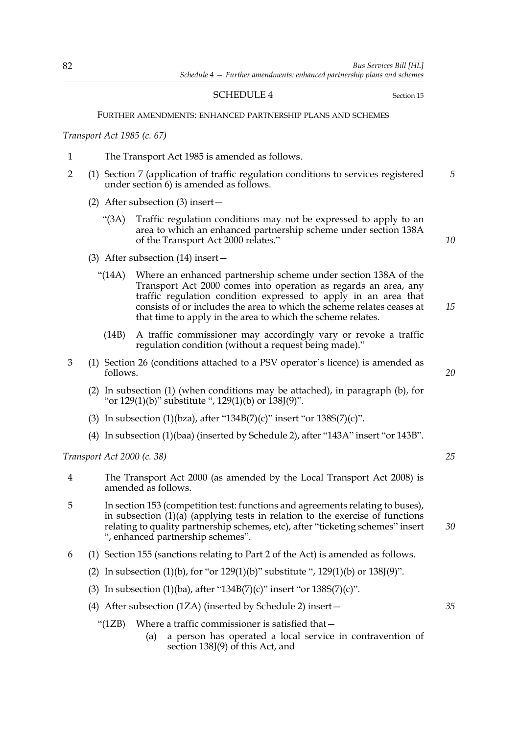SCHEDULE 4

Section 15

FURTHER AMENDMENTS: ENHANCED PARTNERSHIP PLANS AND SCHEMES

*Transport Act 1985 (c. 67)*

1 The Transport Act 1985 is amended as follows.

2 (1) Section 7 (application of traffic regulation conditions to services registered under section 6) is amended as follows.

(2) After subsection (3) insert—

"(3A) Traffic regulation conditions may not be expressed to apply to an area to which an enhanced partnership scheme under section 138A of the Transport Act 2000 relates."

(3) After subsection (14) insert—

"(14A) Where an enhanced partnership scheme under section 138A of the Transport Act 2000 comes into operation as regards an area, any traffic regulation condition expressed to apply in an area that consists of or includes the area to which the scheme relates ceases at that time to apply in the area to which the scheme relates.

(14B) A traffic commissioner may accordingly vary or revoke a traffic regulation condition (without a request being made)."

3 (1) Section 26 (conditions attached to a PSV operator's licence) is amended as follows.

(2) In subsection (1) (when conditions may be attached), in paragraph (b), for "or 129(1)(b)" substitute ", 129(1)(b) or 138J(9)".

(3) In subsection (1)(bza), after "134B(7)(c)" insert "or 138S(7)(c)".

(4) In subsection (1)(baa) (inserted by Schedule 2), after "143A" insert "or 143B".

*Transport Act 2000 (c. 38)*

4 The Transport Act 2000 (as amended by the Local Transport Act 2008) is amended as follows.

5 In section 153 (competition test: functions and agreements relating to buses), in subsection (1)(a) (applying tests in relation to the exercise of functions relating to quality partnership schemes, etc), after "ticketing schemes" insert ", enhanced partnership schemes".

6 (1) Section 155 (sanctions relating to Part 2 of the Act) is amended as follows.

(2) In subsection (1)(b), for "or 129(1)(b)" substitute ", 129(1)(b) or 138J(9)".

(3) In subsection (1)(ba), after "134B(7)(c)" insert "or 138S(7)(c)".

(4) After subsection (1ZA) (inserted by Schedule 2) insert—

"(1ZB) Where a traffic commissioner is satisfied that—

(a) a person has operated a local service in contravention of section 138J(9) of this Act, and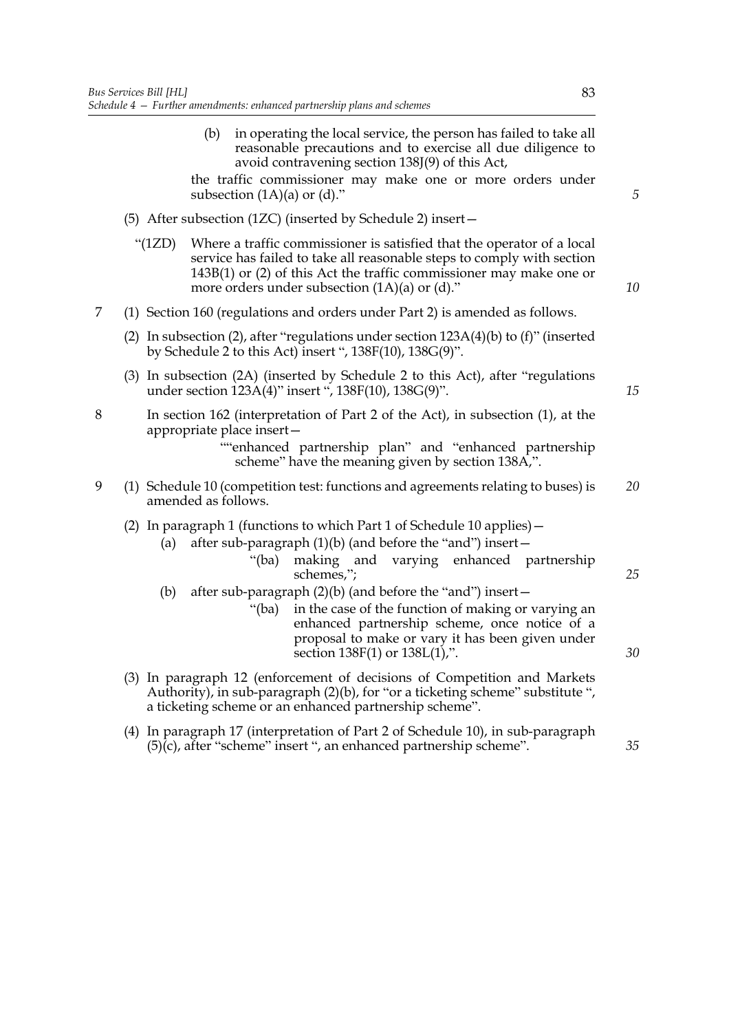(b) in operating the local service, the person has failed to take all reasonable precautions and to exercise all due diligence to avoid contravening section 138J(9) of this Act,

the traffic commissioner may make one or more orders under subsection (1A)(a) or (d)."

(5) After subsection (1ZC) (inserted by Schedule 2) insert—

"(1ZD) Where a traffic commissioner is satisfied that the operator of a local service has failed to take all reasonable steps to comply with section 143B(1) or (2) of this Act the traffic commissioner may make one or more orders under subsection (1A)(a) or (d)."

7 (1) Section 160 (regulations and orders under Part 2) is amended as follows.

(2) In subsection (2), after "regulations under section 123A(4)(b) to (f)" (inserted by Schedule 2 to this Act) insert ", 138F(10), 138G(9)".

(3) In subsection (2A) (inserted by Schedule 2 to this Act), after "regulations under section 123A(4)" insert ", 138F(10), 138G(9)".

8 In section 162 (interpretation of Part 2 of the Act), in subsection (1), at the appropriate place insert—

""enhanced partnership plan" and "enhanced partnership scheme" have the meaning given by section 138A,".

9 (1) Schedule 10 (competition test: functions and agreements relating to buses) is amended as follows.

(2) In paragraph 1 (functions to which Part 1 of Schedule 10 applies)—

(a) after sub-paragraph (1)(b) (and before the "and") insert—

"(ba) making and varying enhanced partnership schemes,";

(b) after sub-paragraph (2)(b) (and before the "and") insert—

"(ba) in the case of the function of making or varying an enhanced partnership scheme, once notice of a proposal to make or vary it has been given under section 138F(1) or 138L(1),".

(3) In paragraph 12 (enforcement of decisions of Competition and Markets Authority), in sub-paragraph (2)(b), for "or a ticketing scheme" substitute ", a ticketing scheme or an enhanced partnership scheme".

(4) In paragraph 17 (interpretation of Part 2 of Schedule 10), in sub-paragraph (5)(c), after "scheme" insert ", an enhanced partnership scheme".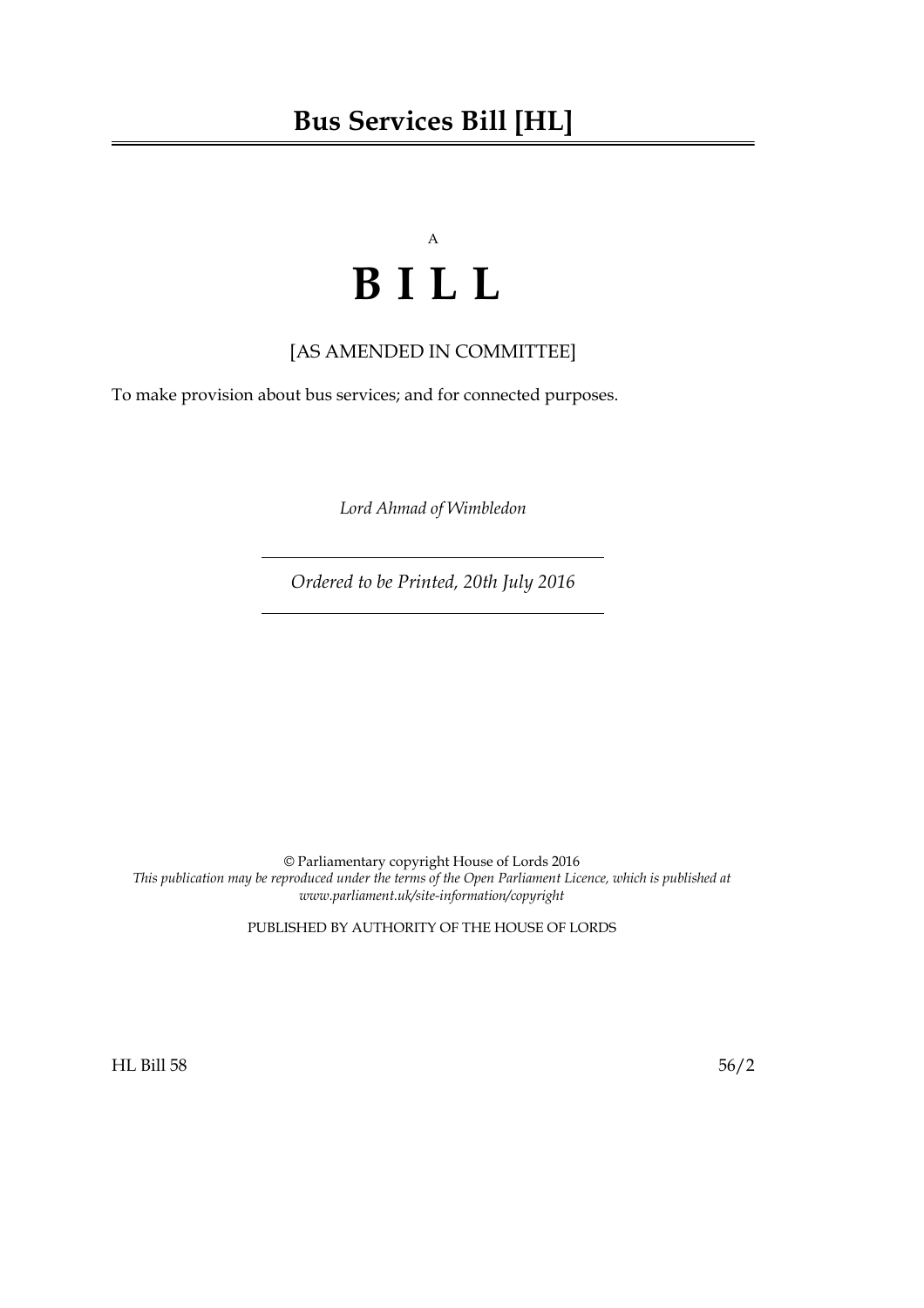# Bus Services Bill [HL]

A

# B I L L

[AS AMENDED IN COMMITTEE]

To make provision about bus services; and for connected purposes.

*Lord Ahmad of Wimbledon*

---

*Ordered to be Printed, 20th July 2016*

---

© Parliamentary copyright House of Lords 2016
*This publication may be reproduced under the terms of the Open Parliament Licence, which is published at www.parliament.uk/site-information/copyright*

PUBLISHED BY AUTHORITY OF THE HOUSE OF LORDS

HL Bill 58 56/2